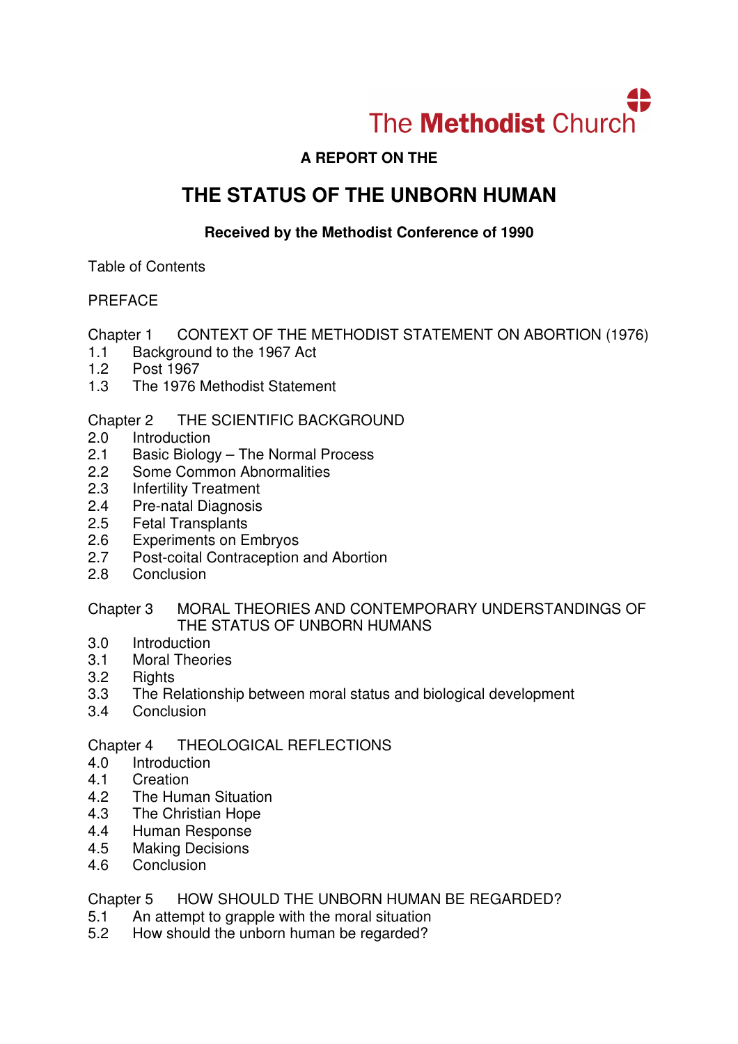The Methodist Church

**A REPORT ON THE**

# THE STATUS OF THE UNBORN HUMAN

**Received by the Methodist Conference of 1990**

Table of Contents

PREFACE

Chapter 1 CONTEXT OF THE METHODIST STATEMENT ON ABORTION (1976)
- 1.1 Background to the 1967 Act
- 1.2 Post 1967
- 1.3 The 1976 Methodist Statement

Chapter 2 THE SCIENTIFIC BACKGROUND
- 2.0 Introduction
- 2.1 Basic Biology – The Normal Process
- 2.2 Some Common Abnormalities
- 2.3 Infertility Treatment
- 2.4 Pre-natal Diagnosis
- 2.5 Fetal Transplants
- 2.6 Experiments on Embryos
- 2.7 Post-coital Contraception and Abortion
- 2.8 Conclusion

Chapter 3 MORAL THEORIES AND CONTEMPORARY UNDERSTANDINGS OF THE STATUS OF UNBORN HUMANS
- 3.0 Introduction
- 3.1 Moral Theories
- 3.2 Rights
- 3.3 The Relationship between moral status and biological development
- 3.4 Conclusion

Chapter 4 THEOLOGICAL REFLECTIONS
- 4.0 Introduction
- 4.1 Creation
- 4.2 The Human Situation
- 4.3 The Christian Hope
- 4.4 Human Response
- 4.5 Making Decisions
- 4.6 Conclusion

Chapter 5 HOW SHOULD THE UNBORN HUMAN BE REGARDED?
- 5.1 An attempt to grapple with the moral situation
- 5.2 How should the unborn human be regarded?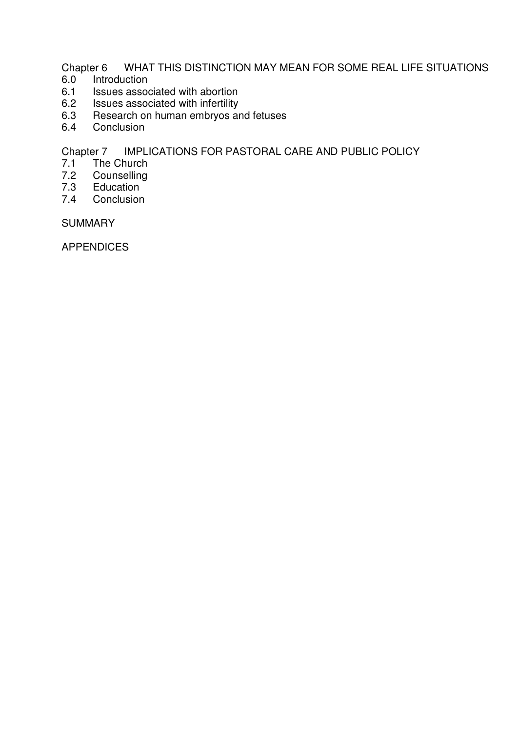Chapter 6 WHAT THIS DISTINCTION MAY MEAN FOR SOME REAL LIFE SITUATIONS

6.0 Introduction
6.1 Issues associated with abortion
6.2 Issues associated with infertility
6.3 Research on human embryos and fetuses
6.4 Conclusion

Chapter 7 IMPLICATIONS FOR PASTORAL CARE AND PUBLIC POLICY

7.1 The Church
7.2 Counselling
7.3 Education
7.4 Conclusion

SUMMARY

APPENDICES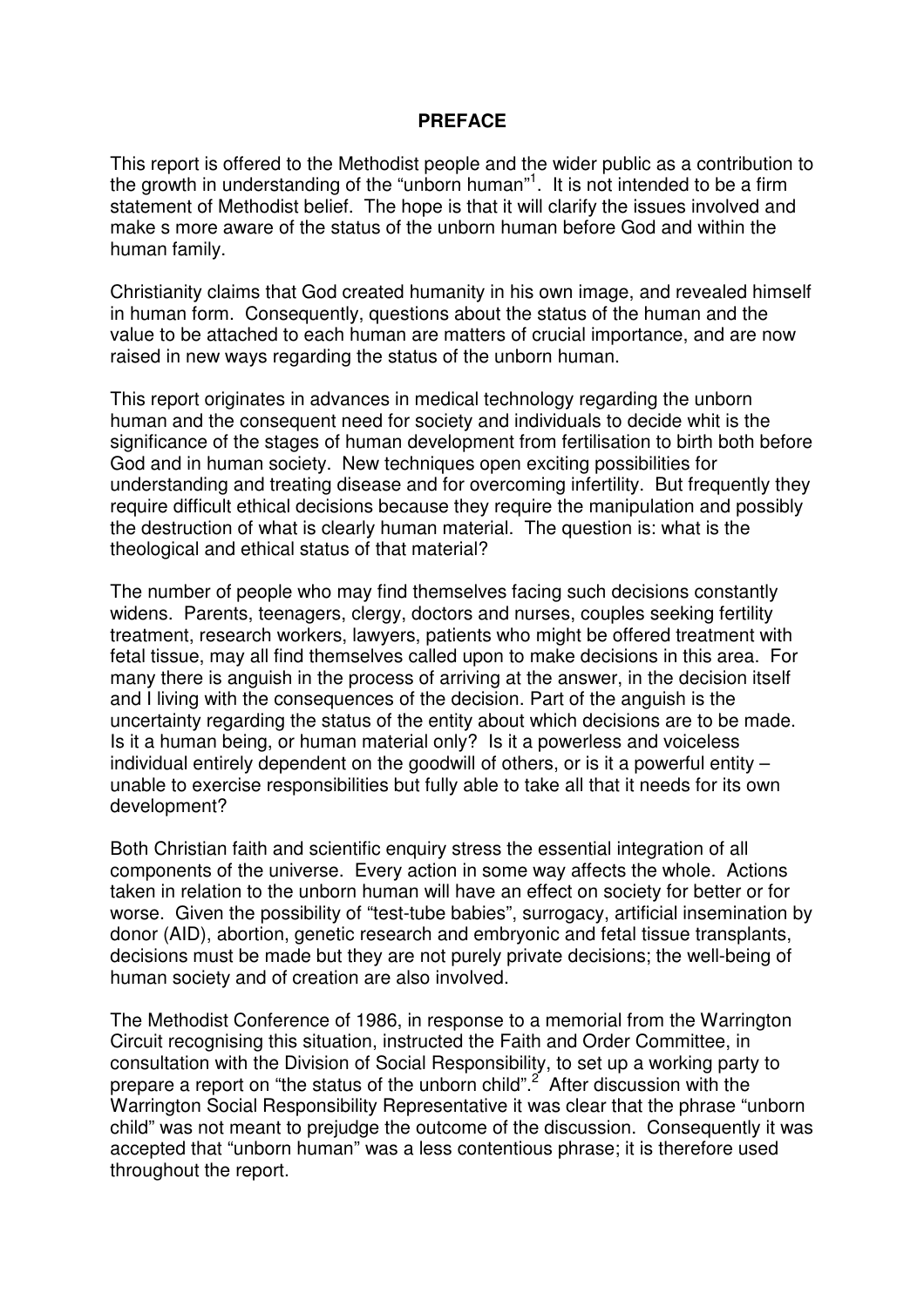## PREFACE

This report is offered to the Methodist people and the wider public as a contribution to the growth in understanding of the "unborn human"[1]. It is not intended to be a firm statement of Methodist belief. The hope is that it will clarify the issues involved and make s more aware of the status of the unborn human before God and within the human family.

Christianity claims that God created humanity in his own image, and revealed himself in human form. Consequently, questions about the status of the human and the value to be attached to each human are matters of crucial importance, and are now raised in new ways regarding the status of the unborn human.

This report originates in advances in medical technology regarding the unborn human and the consequent need for society and individuals to decide whit is the significance of the stages of human development from fertilisation to birth both before God and in human society. New techniques open exciting possibilities for understanding and treating disease and for overcoming infertility. But frequently they require difficult ethical decisions because they require the manipulation and possibly the destruction of what is clearly human material. The question is: what is the theological and ethical status of that material?

The number of people who may find themselves facing such decisions constantly widens. Parents, teenagers, clergy, doctors and nurses, couples seeking fertility treatment, research workers, lawyers, patients who might be offered treatment with fetal tissue, may all find themselves called upon to make decisions in this area. For many there is anguish in the process of arriving at the answer, in the decision itself and I living with the consequences of the decision. Part of the anguish is the uncertainty regarding the status of the entity about which decisions are to be made. Is it a human being, or human material only? Is it a powerless and voiceless individual entirely dependent on the goodwill of others, or is it a powerful entity – unable to exercise responsibilities but fully able to take all that it needs for its own development?

Both Christian faith and scientific enquiry stress the essential integration of all components of the universe. Every action in some way affects the whole. Actions taken in relation to the unborn human will have an effect on society for better or for worse. Given the possibility of "test-tube babies", surrogacy, artificial insemination by donor (AID), abortion, genetic research and embryonic and fetal tissue transplants, decisions must be made but they are not purely private decisions; the well-being of human society and of creation are also involved.

The Methodist Conference of 1986, in response to a memorial from the Warrington Circuit recognising this situation, instructed the Faith and Order Committee, in consultation with the Division of Social Responsibility, to set up a working party to prepare a report on "the status of the unborn child".[2] After discussion with the Warrington Social Responsibility Representative it was clear that the phrase "unborn child" was not meant to prejudge the outcome of the discussion. Consequently it was accepted that "unborn human" was a less contentious phrase; it is therefore used throughout the report.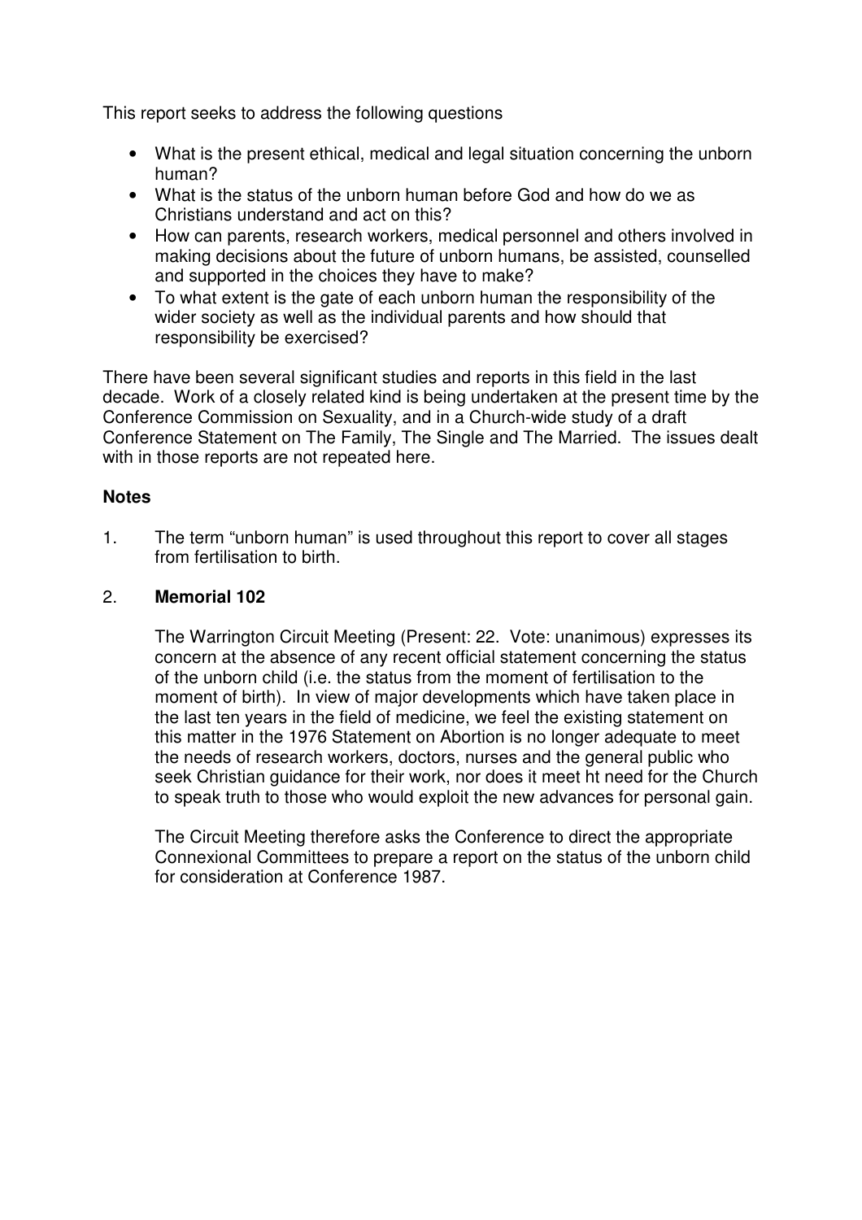This report seeks to address the following questions

- What is the present ethical, medical and legal situation concerning the unborn human?
- What is the status of the unborn human before God and how do we as Christians understand and act on this?
- How can parents, research workers, medical personnel and others involved in making decisions about the future of unborn humans, be assisted, counselled and supported in the choices they have to make?
- To what extent is the gate of each unborn human the responsibility of the wider society as well as the individual parents and how should that responsibility be exercised?

There have been several significant studies and reports in this field in the last decade. Work of a closely related kind is being undertaken at the present time by the Conference Commission on Sexuality, and in a Church-wide study of a draft Conference Statement on The Family, The Single and The Married. The issues dealt with in those reports are not repeated here.

**Notes**

1. The term "unborn human" is used throughout this report to cover all stages from fertilisation to birth.

2. **Memorial 102**

   The Warrington Circuit Meeting (Present: 22. Vote: unanimous) expresses its concern at the absence of any recent official statement concerning the status of the unborn child (i.e. the status from the moment of fertilisation to the moment of birth). In view of major developments which have taken place in the last ten years in the field of medicine, we feel the existing statement on this matter in the 1976 Statement on Abortion is no longer adequate to meet the needs of research workers, doctors, nurses and the general public who seek Christian guidance for their work, nor does it meet ht need for the Church to speak truth to those who would exploit the new advances for personal gain.

   The Circuit Meeting therefore asks the Conference to direct the appropriate Connexional Committees to prepare a report on the status of the unborn child for consideration at Conference 1987.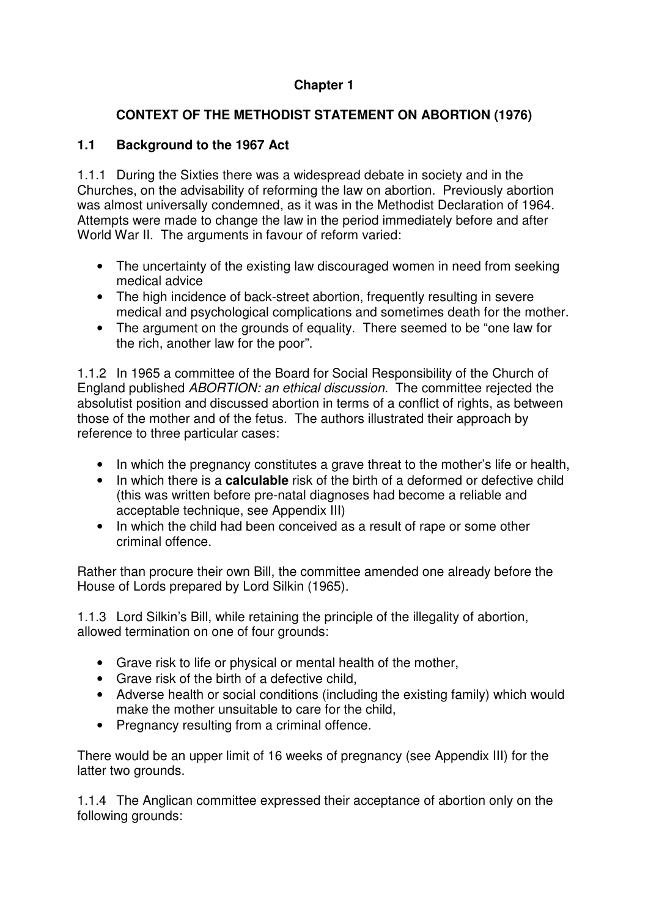## Chapter 1

## CONTEXT OF THE METHODIST STATEMENT ON ABORTION (1976)

### 1.1 Background to the 1967 Act

1.1.1 During the Sixties there was a widespread debate in society and in the Churches, on the advisability of reforming the law on abortion. Previously abortion was almost universally condemned, as it was in the Methodist Declaration of 1964. Attempts were made to change the law in the period immediately before and after World War II. The arguments in favour of reform varied:

- The uncertainty of the existing law discouraged women in need from seeking medical advice
- The high incidence of back-street abortion, frequently resulting in severe medical and psychological complications and sometimes death for the mother.
- The argument on the grounds of equality. There seemed to be "one law for the rich, another law for the poor".

1.1.2 In 1965 a committee of the Board for Social Responsibility of the Church of England published *ABORTION: an ethical discussion.* The committee rejected the absolutist position and discussed abortion in terms of a conflict of rights, as between those of the mother and of the fetus. The authors illustrated their approach by reference to three particular cases:

- In which the pregnancy constitutes a grave threat to the mother's life or health,
- In which there is a **calculable** risk of the birth of a deformed or defective child (this was written before pre-natal diagnoses had become a reliable and acceptable technique, see Appendix III)
- In which the child had been conceived as a result of rape or some other criminal offence.

Rather than procure their own Bill, the committee amended one already before the House of Lords prepared by Lord Silkin (1965).

1.1.3 Lord Silkin's Bill, while retaining the principle of the illegality of abortion, allowed termination on one of four grounds:

- Grave risk to life or physical or mental health of the mother,
- Grave risk of the birth of a defective child,
- Adverse health or social conditions (including the existing family) which would make the mother unsuitable to care for the child,
- Pregnancy resulting from a criminal offence.

There would be an upper limit of 16 weeks of pregnancy (see Appendix III) for the latter two grounds.

1.1.4 The Anglican committee expressed their acceptance of abortion only on the following grounds: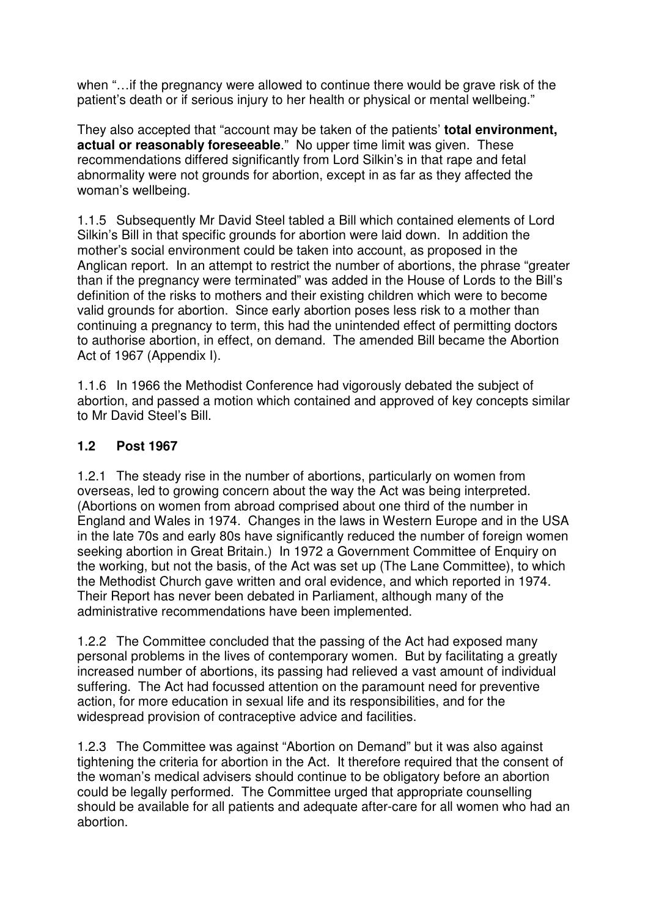when "…if the pregnancy were allowed to continue there would be grave risk of the patient's death or if serious injury to her health or physical or mental wellbeing."

They also accepted that "account may be taken of the patients' **total environment, actual or reasonably foreseeable**." No upper time limit was given. These recommendations differed significantly from Lord Silkin's in that rape and fetal abnormality were not grounds for abortion, except in as far as they affected the woman's wellbeing.

1.1.5 Subsequently Mr David Steel tabled a Bill which contained elements of Lord Silkin's Bill in that specific grounds for abortion were laid down. In addition the mother's social environment could be taken into account, as proposed in the Anglican report. In an attempt to restrict the number of abortions, the phrase "greater than if the pregnancy were terminated" was added in the House of Lords to the Bill's definition of the risks to mothers and their existing children which were to become valid grounds for abortion. Since early abortion poses less risk to a mother than continuing a pregnancy to term, this had the unintended effect of permitting doctors to authorise abortion, in effect, on demand. The amended Bill became the Abortion Act of 1967 (Appendix I).

1.1.6 In 1966 the Methodist Conference had vigorously debated the subject of abortion, and passed a motion which contained and approved of key concepts similar to Mr David Steel's Bill.

## 1.2 Post 1967

1.2.1 The steady rise in the number of abortions, particularly on women from overseas, led to growing concern about the way the Act was being interpreted. (Abortions on women from abroad comprised about one third of the number in England and Wales in 1974. Changes in the laws in Western Europe and in the USA in the late 70s and early 80s have significantly reduced the number of foreign women seeking abortion in Great Britain.) In 1972 a Government Committee of Enquiry on the working, but not the basis, of the Act was set up (The Lane Committee), to which the Methodist Church gave written and oral evidence, and which reported in 1974. Their Report has never been debated in Parliament, although many of the administrative recommendations have been implemented.

1.2.2 The Committee concluded that the passing of the Act had exposed many personal problems in the lives of contemporary women. But by facilitating a greatly increased number of abortions, its passing had relieved a vast amount of individual suffering. The Act had focussed attention on the paramount need for preventive action, for more education in sexual life and its responsibilities, and for the widespread provision of contraceptive advice and facilities.

1.2.3 The Committee was against "Abortion on Demand" but it was also against tightening the criteria for abortion in the Act. It therefore required that the consent of the woman's medical advisers should continue to be obligatory before an abortion could be legally performed. The Committee urged that appropriate counselling should be available for all patients and adequate after-care for all women who had an abortion.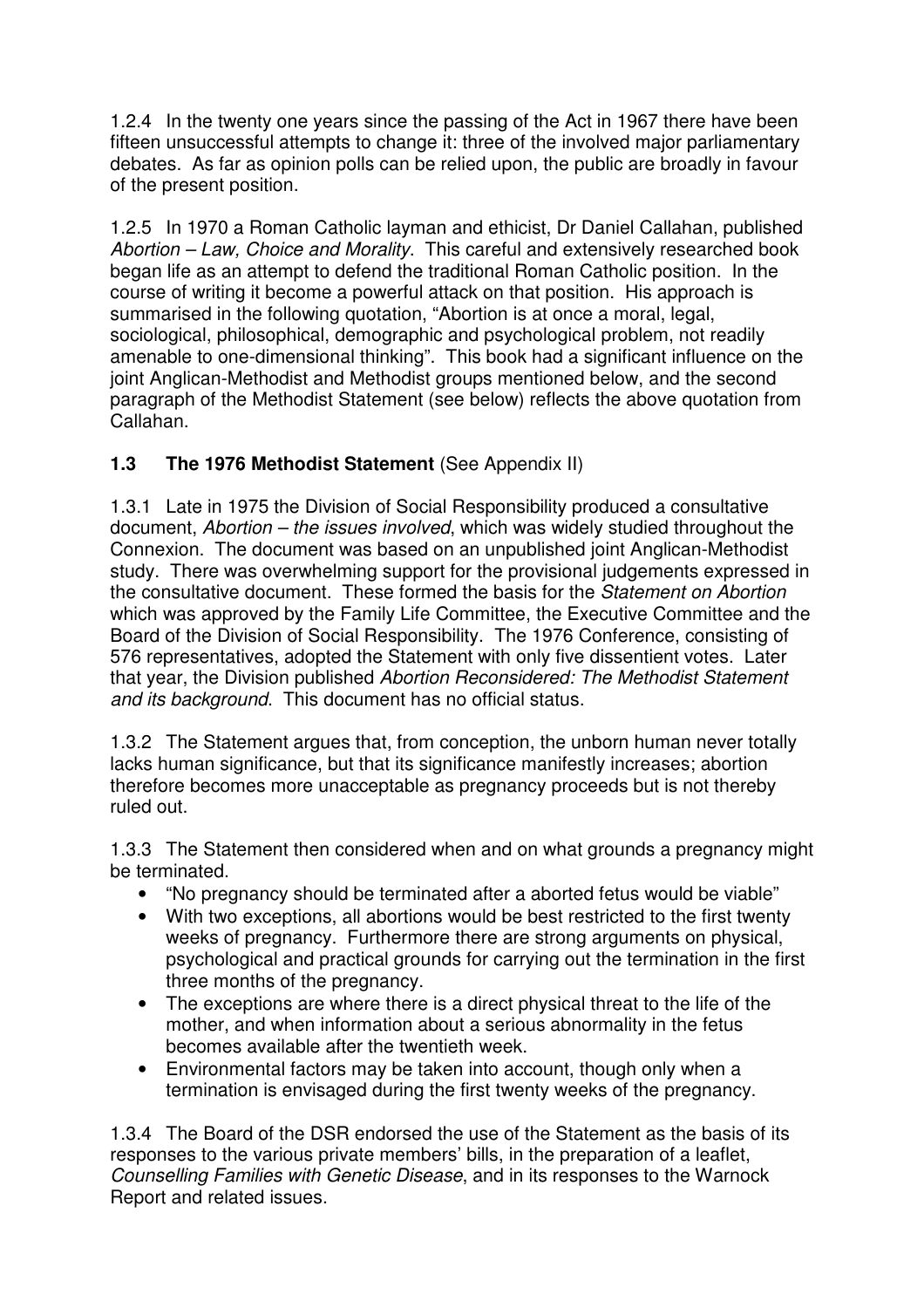1.2.4 In the twenty one years since the passing of the Act in 1967 there have been fifteen unsuccessful attempts to change it: three of the involved major parliamentary debates. As far as opinion polls can be relied upon, the public are broadly in favour of the present position.

1.2.5 In 1970 a Roman Catholic layman and ethicist, Dr Daniel Callahan, published *Abortion – Law, Choice and Morality*. This careful and extensively researched book began life as an attempt to defend the traditional Roman Catholic position. In the course of writing it become a powerful attack on that position. His approach is summarised in the following quotation, "Abortion is at once a moral, legal, sociological, philosophical, demographic and psychological problem, not readily amenable to one-dimensional thinking". This book had a significant influence on the joint Anglican-Methodist and Methodist groups mentioned below, and the second paragraph of the Methodist Statement (see below) reflects the above quotation from Callahan.

### 1.3 The 1976 Methodist Statement (See Appendix II)

1.3.1 Late in 1975 the Division of Social Responsibility produced a consultative document, *Abortion – the issues involved*, which was widely studied throughout the Connexion. The document was based on an unpublished joint Anglican-Methodist study. There was overwhelming support for the provisional judgements expressed in the consultative document. These formed the basis for the *Statement on Abortion* which was approved by the Family Life Committee, the Executive Committee and the Board of the Division of Social Responsibility. The 1976 Conference, consisting of 576 representatives, adopted the Statement with only five dissentient votes. Later that year, the Division published *Abortion Reconsidered: The Methodist Statement and its background*. This document has no official status.

1.3.2 The Statement argues that, from conception, the unborn human never totally lacks human significance, but that its significance manifestly increases; abortion therefore becomes more unacceptable as pregnancy proceeds but is not thereby ruled out.

1.3.3 The Statement then considered when and on what grounds a pregnancy might be terminated.

- "No pregnancy should be terminated after a aborted fetus would be viable"
- With two exceptions, all abortions would be best restricted to the first twenty weeks of pregnancy. Furthermore there are strong arguments on physical, psychological and practical grounds for carrying out the termination in the first three months of the pregnancy.
- The exceptions are where there is a direct physical threat to the life of the mother, and when information about a serious abnormality in the fetus becomes available after the twentieth week.
- Environmental factors may be taken into account, though only when a termination is envisaged during the first twenty weeks of the pregnancy.

1.3.4 The Board of the DSR endorsed the use of the Statement as the basis of its responses to the various private members' bills, in the preparation of a leaflet, *Counselling Families with Genetic Disease*, and in its responses to the Warnock Report and related issues.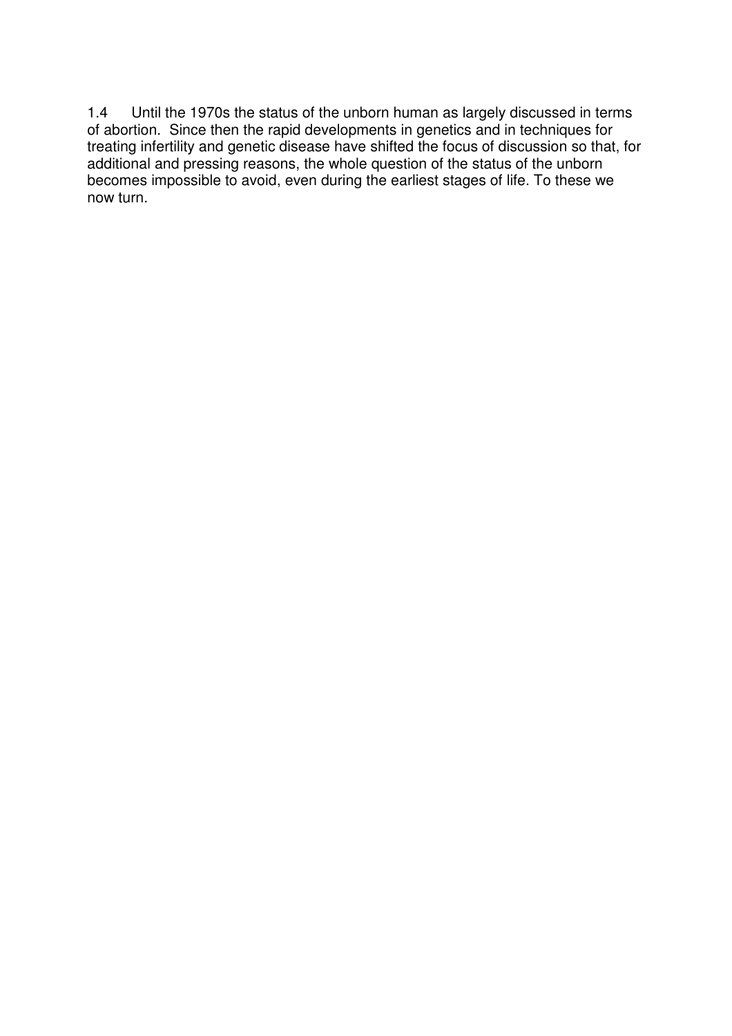1.4 Until the 1970s the status of the unborn human as largely discussed in terms of abortion. Since then the rapid developments in genetics and in techniques for treating infertility and genetic disease have shifted the focus of discussion so that, for additional and pressing reasons, the whole question of the status of the unborn becomes impossible to avoid, even during the earliest stages of life. To these we now turn.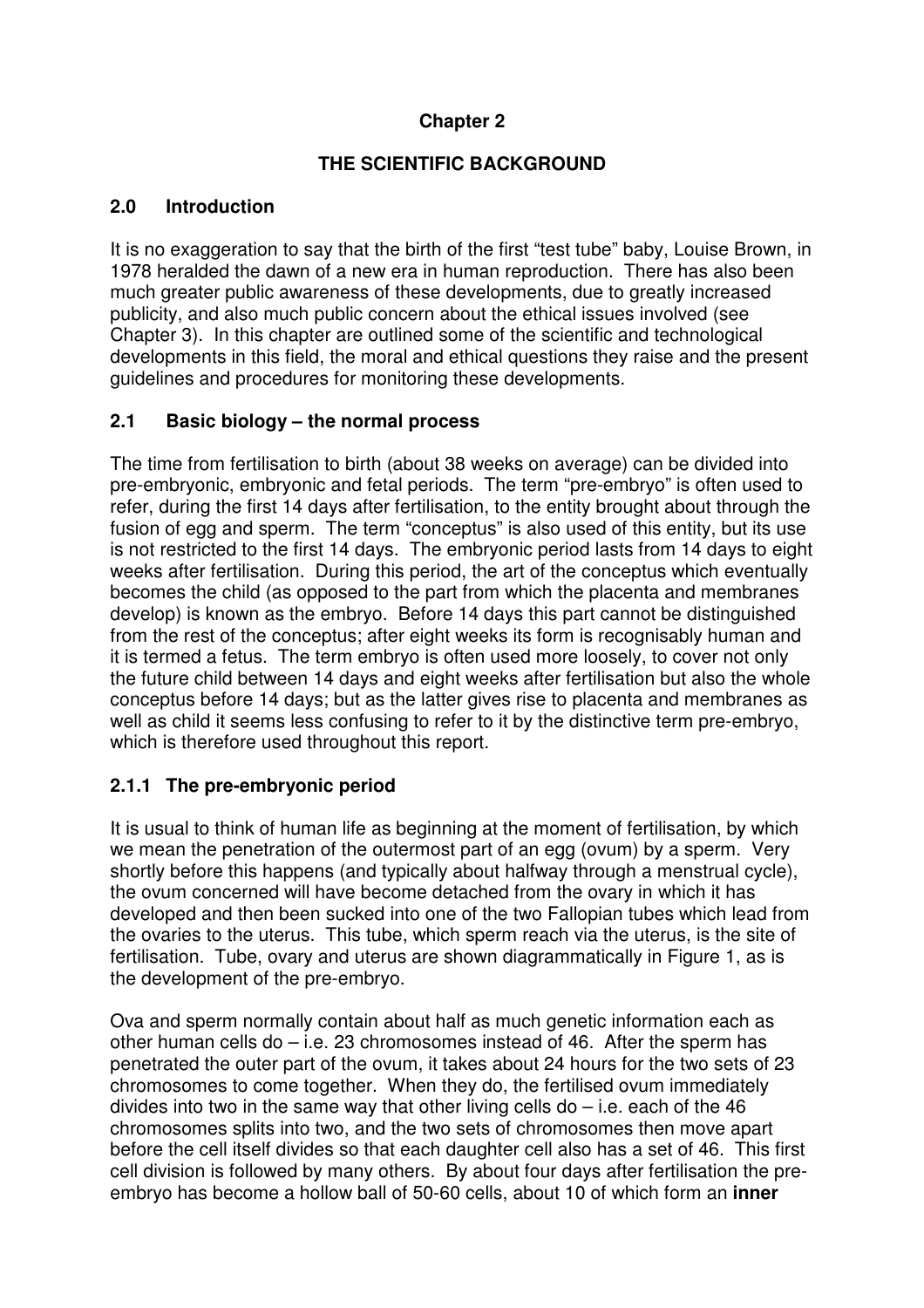**Chapter 2**

**THE SCIENTIFIC BACKGROUND**

## 2.0 Introduction

It is no exaggeration to say that the birth of the first "test tube" baby, Louise Brown, in 1978 heralded the dawn of a new era in human reproduction. There has also been much greater public awareness of these developments, due to greatly increased publicity, and also much public concern about the ethical issues involved (see Chapter 3). In this chapter are outlined some of the scientific and technological developments in this field, the moral and ethical questions they raise and the present guidelines and procedures for monitoring these developments.

## 2.1 Basic biology – the normal process

The time from fertilisation to birth (about 38 weeks on average) can be divided into pre-embryonic, embryonic and fetal periods. The term "pre-embryo" is often used to refer, during the first 14 days after fertilisation, to the entity brought about through the fusion of egg and sperm. The term "conceptus" is also used of this entity, but its use is not restricted to the first 14 days. The embryonic period lasts from 14 days to eight weeks after fertilisation. During this period, the art of the conceptus which eventually becomes the child (as opposed to the part from which the placenta and membranes develop) is known as the embryo. Before 14 days this part cannot be distinguished from the rest of the conceptus; after eight weeks its form is recognisably human and it is termed a fetus. The term embryo is often used more loosely, to cover not only the future child between 14 days and eight weeks after fertilisation but also the whole conceptus before 14 days; but as the latter gives rise to placenta and membranes as well as child it seems less confusing to refer to it by the distinctive term pre-embryo, which is therefore used throughout this report.

### 2.1.1 The pre-embryonic period

It is usual to think of human life as beginning at the moment of fertilisation, by which we mean the penetration of the outermost part of an egg (ovum) by a sperm. Very shortly before this happens (and typically about halfway through a menstrual cycle), the ovum concerned will have become detached from the ovary in which it has developed and then been sucked into one of the two Fallopian tubes which lead from the ovaries to the uterus. This tube, which sperm reach via the uterus, is the site of fertilisation. Tube, ovary and uterus are shown diagrammatically in Figure 1, as is the development of the pre-embryo.

Ova and sperm normally contain about half as much genetic information each as other human cells do – i.e. 23 chromosomes instead of 46. After the sperm has penetrated the outer part of the ovum, it takes about 24 hours for the two sets of 23 chromosomes to come together. When they do, the fertilised ovum immediately divides into two in the same way that other living cells do – i.e. each of the 46 chromosomes splits into two, and the two sets of chromosomes then move apart before the cell itself divides so that each daughter cell also has a set of 46. This first cell division is followed by many others. By about four days after fertilisation the pre-embryo has become a hollow ball of 50-60 cells, about 10 of which form an **inner**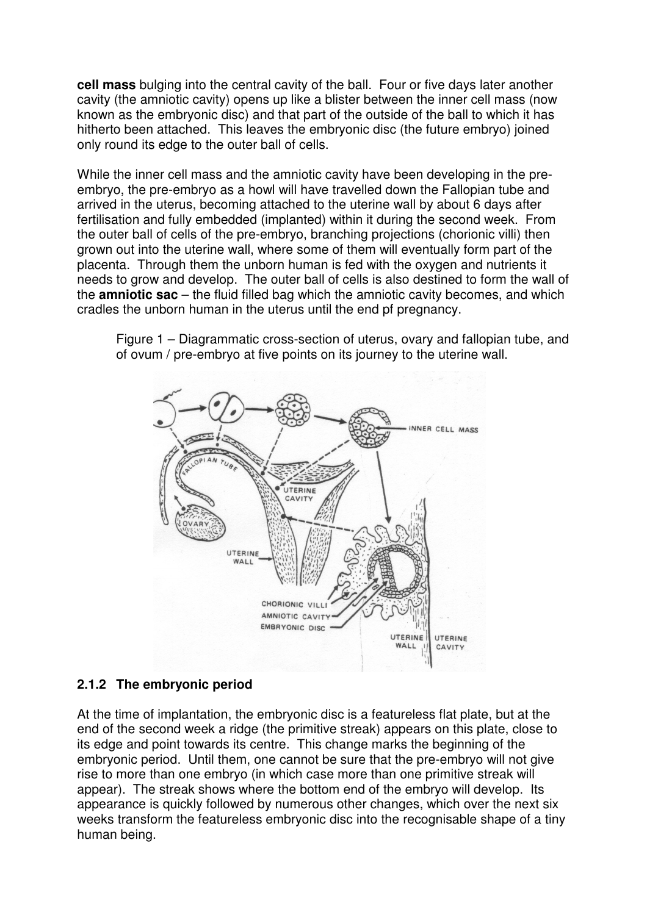**cell mass** bulging into the central cavity of the ball. Four or five days later another cavity (the amniotic cavity) opens up like a blister between the inner cell mass (now known as the embryonic disc) and that part of the outside of the ball to which it has hitherto been attached. This leaves the embryonic disc (the future embryo) joined only round its edge to the outer ball of cells.

While the inner cell mass and the amniotic cavity have been developing in the pre-embryo, the pre-embryo as a howl will have travelled down the Fallopian tube and arrived in the uterus, becoming attached to the uterine wall by about 6 days after fertilisation and fully embedded (implanted) within it during the second week. From the outer ball of cells of the pre-embryo, branching projections (chorionic villi) then grown out into the uterine wall, where some of them will eventually form part of the placenta. Through them the unborn human is fed with the oxygen and nutrients it needs to grow and develop. The outer ball of cells is also destined to form the wall of the **amniotic sac** – the fluid filled bag which the amniotic cavity becomes, and which cradles the unborn human in the uterus until the end pf pregnancy.

Figure 1 – Diagrammatic cross-section of uterus, ovary and fallopian tube, and of ovum / pre-embryo at five points on its journey to the uterine wall.

### 2.1.2 The embryonic period

At the time of implantation, the embryonic disc is a featureless flat plate, but at the end of the second week a ridge (the primitive streak) appears on this plate, close to its edge and point towards its centre. This change marks the beginning of the embryonic period. Until them, one cannot be sure that the pre-embryo will not give rise to more than one embryo (in which case more than one primitive streak will appear). The streak shows where the bottom end of the embryo will develop. Its appearance is quickly followed by numerous other changes, which over the next six weeks transform the featureless embryonic disc into the recognisable shape of a tiny human being.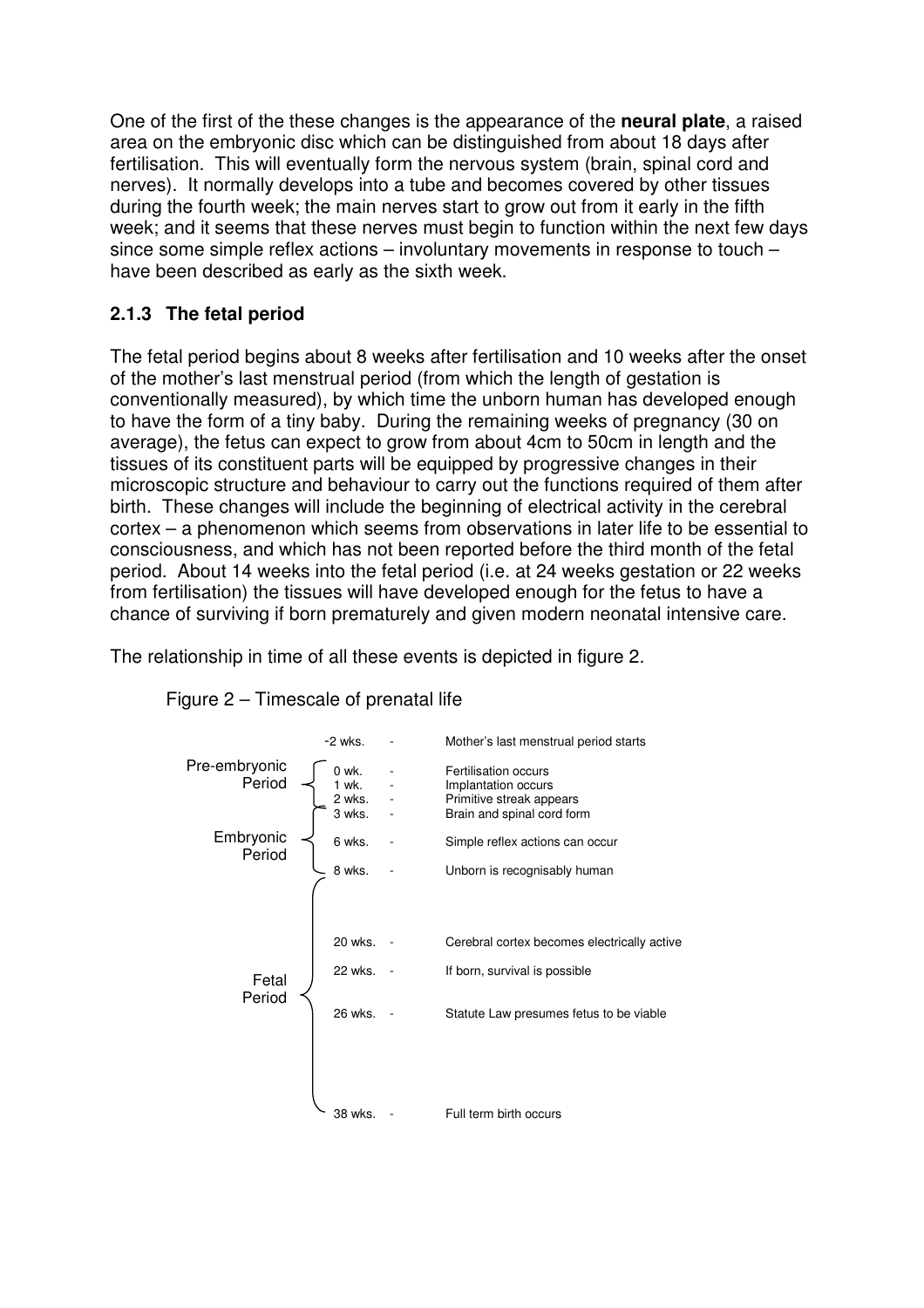One of the first of the these changes is the appearance of the **neural plate**, a raised area on the embryonic disc which can be distinguished from about 18 days after fertilisation. This will eventually form the nervous system (brain, spinal cord and nerves). It normally develops into a tube and becomes covered by other tissues during the fourth week; the main nerves start to grow out from it early in the fifth week; and it seems that these nerves must begin to function within the next few days since some simple reflex actions – involuntary movements in response to touch – have been described as early as the sixth week.

### 2.1.3 The fetal period

The fetal period begins about 8 weeks after fertilisation and 10 weeks after the onset of the mother's last menstrual period (from which the length of gestation is conventionally measured), by which time the unborn human has developed enough to have the form of a tiny baby. During the remaining weeks of pregnancy (30 on average), the fetus can expect to grow from about 4cm to 50cm in length and the tissues of its constituent parts will be equipped by progressive changes in their microscopic structure and behaviour to carry out the functions required of them after birth. These changes will include the beginning of electrical activity in the cerebral cortex – a phenomenon which seems from observations in later life to be essential to consciousness, and which has not been reported before the third month of the fetal period. About 14 weeks into the fetal period (i.e. at 24 weeks gestation or 22 weeks from fertilisation) the tissues will have developed enough for the fetus to have a chance of surviving if born prematurely and given modern neonatal intensive care.

The relationship in time of all these events is depicted in figure 2.

Figure 2 – Timescale of prenatal life

| Period | Time | | Event |
|---|---|---|---|
| | -2 wks. | - | Mother's last menstrual period starts |
| Pre-embryonic Period | 0 wk. | - | Fertilisation occurs |
| | 1 wk. | - | Implantation occurs |
| | 2 wks. | - | Primitive streak appears |
| Embryonic Period | 3 wks. | - | Brain and spinal cord form |
| | 6 wks. | - | Simple reflex actions can occur |
| | 8 wks. | - | Unborn is recognisably human |
| Fetal Period | 20 wks. | - | Cerebral cortex becomes electrically active |
| | 22 wks. | - | If born, survival is possible |
| | 26 wks. | - | Statute Law presumes fetus to be viable |
| | 38 wks. | - | Full term birth occurs |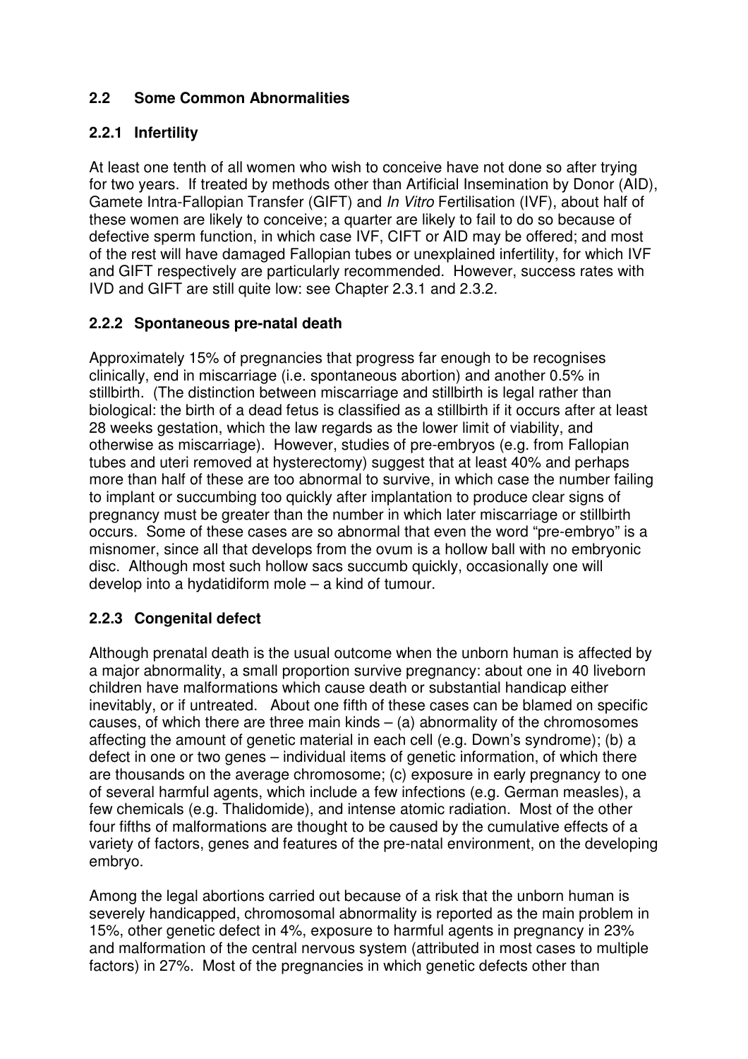## 2.2 Some Common Abnormalities

### 2.2.1 Infertility

At least one tenth of all women who wish to conceive have not done so after trying for two years. If treated by methods other than Artificial Insemination by Donor (AID), Gamete Intra-Fallopian Transfer (GIFT) and *In Vitro* Fertilisation (IVF), about half of these women are likely to conceive; a quarter are likely to fail to do so because of defective sperm function, in which case IVF, CIFT or AID may be offered; and most of the rest will have damaged Fallopian tubes or unexplained infertility, for which IVF and GIFT respectively are particularly recommended. However, success rates with IVD and GIFT are still quite low: see Chapter 2.3.1 and 2.3.2.

### 2.2.2 Spontaneous pre-natal death

Approximately 15% of pregnancies that progress far enough to be recognises clinically, end in miscarriage (i.e. spontaneous abortion) and another 0.5% in stillbirth. (The distinction between miscarriage and stillbirth is legal rather than biological: the birth of a dead fetus is classified as a stillbirth if it occurs after at least 28 weeks gestation, which the law regards as the lower limit of viability, and otherwise as miscarriage). However, studies of pre-embryos (e.g. from Fallopian tubes and uteri removed at hysterectomy) suggest that at least 40% and perhaps more than half of these are too abnormal to survive, in which case the number failing to implant or succumbing too quickly after implantation to produce clear signs of pregnancy must be greater than the number in which later miscarriage or stillbirth occurs. Some of these cases are so abnormal that even the word "pre-embryo" is a misnomer, since all that develops from the ovum is a hollow ball with no embryonic disc. Although most such hollow sacs succumb quickly, occasionally one will develop into a hydatidiform mole – a kind of tumour.

### 2.2.3 Congenital defect

Although prenatal death is the usual outcome when the unborn human is affected by a major abnormality, a small proportion survive pregnancy: about one in 40 liveborn children have malformations which cause death or substantial handicap either inevitably, or if untreated. About one fifth of these cases can be blamed on specific causes, of which there are three main kinds – (a) abnormality of the chromosomes affecting the amount of genetic material in each cell (e.g. Down's syndrome); (b) a defect in one or two genes – individual items of genetic information, of which there are thousands on the average chromosome; (c) exposure in early pregnancy to one of several harmful agents, which include a few infections (e.g. German measles), a few chemicals (e.g. Thalidomide), and intense atomic radiation. Most of the other four fifths of malformations are thought to be caused by the cumulative effects of a variety of factors, genes and features of the pre-natal environment, on the developing embryo.

Among the legal abortions carried out because of a risk that the unborn human is severely handicapped, chromosomal abnormality is reported as the main problem in 15%, other genetic defect in 4%, exposure to harmful agents in pregnancy in 23% and malformation of the central nervous system (attributed in most cases to multiple factors) in 27%. Most of the pregnancies in which genetic defects other than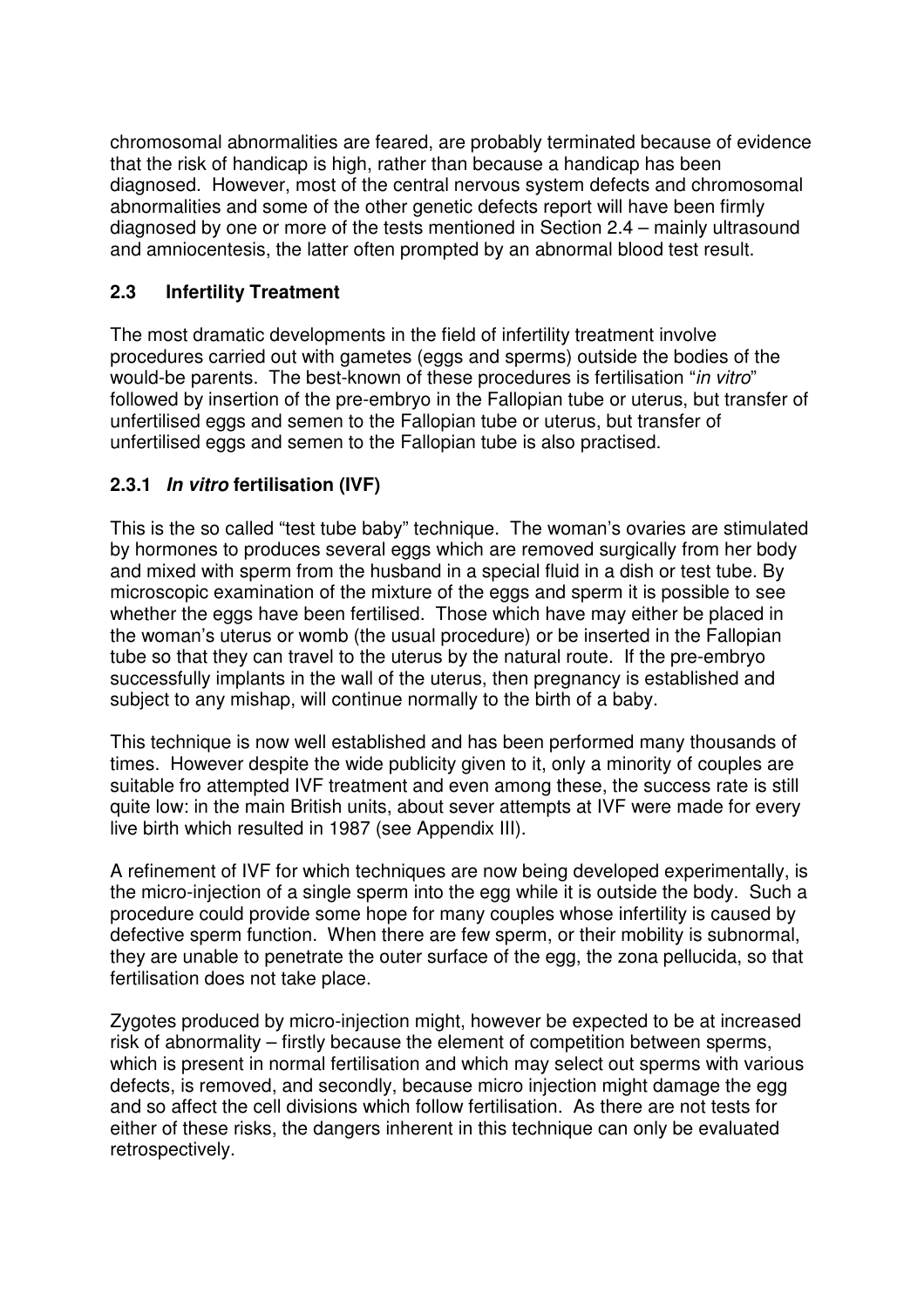chromosomal abnormalities are feared, are probably terminated because of evidence that the risk of handicap is high, rather than because a handicap has been diagnosed. However, most of the central nervous system defects and chromosomal abnormalities and some of the other genetic defects report will have been firmly diagnosed by one or more of the tests mentioned in Section 2.4 – mainly ultrasound and amniocentesis, the latter often prompted by an abnormal blood test result.

## 2.3 Infertility Treatment

The most dramatic developments in the field of infertility treatment involve procedures carried out with gametes (eggs and sperms) outside the bodies of the would-be parents. The best-known of these procedures is fertilisation "*in vitro*" followed by insertion of the pre-embryo in the Fallopian tube or uterus, but transfer of unfertilised eggs and semen to the Fallopian tube or uterus, but transfer of unfertilised eggs and semen to the Fallopian tube is also practised.

### 2.3.1 *In vitro* fertilisation (IVF)

This is the so called "test tube baby" technique. The woman's ovaries are stimulated by hormones to produces several eggs which are removed surgically from her body and mixed with sperm from the husband in a special fluid in a dish or test tube. By microscopic examination of the mixture of the eggs and sperm it is possible to see whether the eggs have been fertilised. Those which have may either be placed in the woman's uterus or womb (the usual procedure) or be inserted in the Fallopian tube so that they can travel to the uterus by the natural route. If the pre-embryo successfully implants in the wall of the uterus, then pregnancy is established and subject to any mishap, will continue normally to the birth of a baby.

This technique is now well established and has been performed many thousands of times. However despite the wide publicity given to it, only a minority of couples are suitable fro attempted IVF treatment and even among these, the success rate is still quite low: in the main British units, about sever attempts at IVF were made for every live birth which resulted in 1987 (see Appendix III).

A refinement of IVF for which techniques are now being developed experimentally, is the micro-injection of a single sperm into the egg while it is outside the body. Such a procedure could provide some hope for many couples whose infertility is caused by defective sperm function. When there are few sperm, or their mobility is subnormal, they are unable to penetrate the outer surface of the egg, the zona pellucida, so that fertilisation does not take place.

Zygotes produced by micro-injection might, however be expected to be at increased risk of abnormality – firstly because the element of competition between sperms, which is present in normal fertilisation and which may select out sperms with various defects, is removed, and secondly, because micro injection might damage the egg and so affect the cell divisions which follow fertilisation. As there are not tests for either of these risks, the dangers inherent in this technique can only be evaluated retrospectively.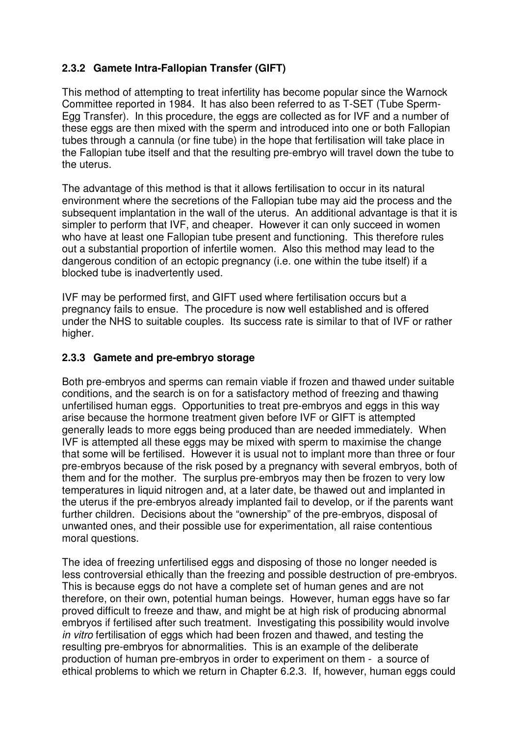### 2.3.2 Gamete Intra-Fallopian Transfer (GIFT)

This method of attempting to treat infertility has become popular since the Warnock Committee reported in 1984. It has also been referred to as T-SET (Tube Sperm-Egg Transfer). In this procedure, the eggs are collected as for IVF and a number of these eggs are then mixed with the sperm and introduced into one or both Fallopian tubes through a cannula (or fine tube) in the hope that fertilisation will take place in the Fallopian tube itself and that the resulting pre-embryo will travel down the tube to the uterus.

The advantage of this method is that it allows fertilisation to occur in its natural environment where the secretions of the Fallopian tube may aid the process and the subsequent implantation in the wall of the uterus. An additional advantage is that it is simpler to perform that IVF, and cheaper. However it can only succeed in women who have at least one Fallopian tube present and functioning. This therefore rules out a substantial proportion of infertile women. Also this method may lead to the dangerous condition of an ectopic pregnancy (i.e. one within the tube itself) if a blocked tube is inadvertently used.

IVF may be performed first, and GIFT used where fertilisation occurs but a pregnancy fails to ensue. The procedure is now well established and is offered under the NHS to suitable couples. Its success rate is similar to that of IVF or rather higher.

### 2.3.3 Gamete and pre-embryo storage

Both pre-embryos and sperms can remain viable if frozen and thawed under suitable conditions, and the search is on for a satisfactory method of freezing and thawing unfertilised human eggs. Opportunities to treat pre-embryos and eggs in this way arise because the hormone treatment given before IVF or GIFT is attempted generally leads to more eggs being produced than are needed immediately. When IVF is attempted all these eggs may be mixed with sperm to maximise the change that some will be fertilised. However it is usual not to implant more than three or four pre-embryos because of the risk posed by a pregnancy with several embryos, both of them and for the mother. The surplus pre-embryos may then be frozen to very low temperatures in liquid nitrogen and, at a later date, be thawed out and implanted in the uterus if the pre-embryos already implanted fail to develop, or if the parents want further children. Decisions about the "ownership" of the pre-embryos, disposal of unwanted ones, and their possible use for experimentation, all raise contentious moral questions.

The idea of freezing unfertilised eggs and disposing of those no longer needed is less controversial ethically than the freezing and possible destruction of pre-embryos. This is because eggs do not have a complete set of human genes and are not therefore, on their own, potential human beings. However, human eggs have so far proved difficult to freeze and thaw, and might be at high risk of producing abnormal embryos if fertilised after such treatment. Investigating this possibility would involve *in vitro* fertilisation of eggs which had been frozen and thawed, and testing the resulting pre-embryos for abnormalities. This is an example of the deliberate production of human pre-embryos in order to experiment on them - a source of ethical problems to which we return in Chapter 6.2.3. If, however, human eggs could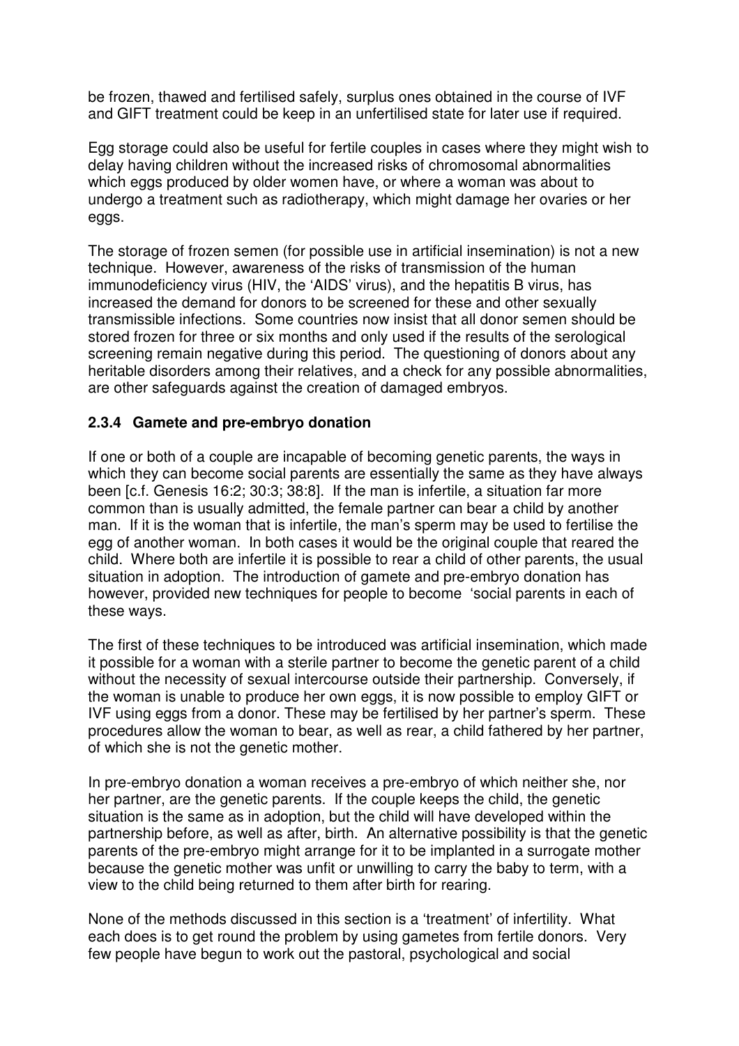be frozen, thawed and fertilised safely, surplus ones obtained in the course of IVF and GIFT treatment could be keep in an unfertilised state for later use if required.

Egg storage could also be useful for fertile couples in cases where they might wish to delay having children without the increased risks of chromosomal abnormalities which eggs produced by older women have, or where a woman was about to undergo a treatment such as radiotherapy, which might damage her ovaries or her eggs.

The storage of frozen semen (for possible use in artificial insemination) is not a new technique. However, awareness of the risks of transmission of the human immunodeficiency virus (HIV, the 'AIDS' virus), and the hepatitis B virus, has increased the demand for donors to be screened for these and other sexually transmissible infections. Some countries now insist that all donor semen should be stored frozen for three or six months and only used if the results of the serological screening remain negative during this period. The questioning of donors about any heritable disorders among their relatives, and a check for any possible abnormalities, are other safeguards against the creation of damaged embryos.

### 2.3.4 Gamete and pre-embryo donation

If one or both of a couple are incapable of becoming genetic parents, the ways in which they can become social parents are essentially the same as they have always been [c.f. Genesis 16:2; 30:3; 38:8]. If the man is infertile, a situation far more common than is usually admitted, the female partner can bear a child by another man. If it is the woman that is infertile, the man's sperm may be used to fertilise the egg of another woman. In both cases it would be the original couple that reared the child. Where both are infertile it is possible to rear a child of other parents, the usual situation in adoption. The introduction of gamete and pre-embryo donation has however, provided new techniques for people to become 'social parents in each of these ways.

The first of these techniques to be introduced was artificial insemination, which made it possible for a woman with a sterile partner to become the genetic parent of a child without the necessity of sexual intercourse outside their partnership. Conversely, if the woman is unable to produce her own eggs, it is now possible to employ GIFT or IVF using eggs from a donor. These may be fertilised by her partner's sperm. These procedures allow the woman to bear, as well as rear, a child fathered by her partner, of which she is not the genetic mother.

In pre-embryo donation a woman receives a pre-embryo of which neither she, nor her partner, are the genetic parents. If the couple keeps the child, the genetic situation is the same as in adoption, but the child will have developed within the partnership before, as well as after, birth. An alternative possibility is that the genetic parents of the pre-embryo might arrange for it to be implanted in a surrogate mother because the genetic mother was unfit or unwilling to carry the baby to term, with a view to the child being returned to them after birth for rearing.

None of the methods discussed in this section is a 'treatment' of infertility. What each does is to get round the problem by using gametes from fertile donors. Very few people have begun to work out the pastoral, psychological and social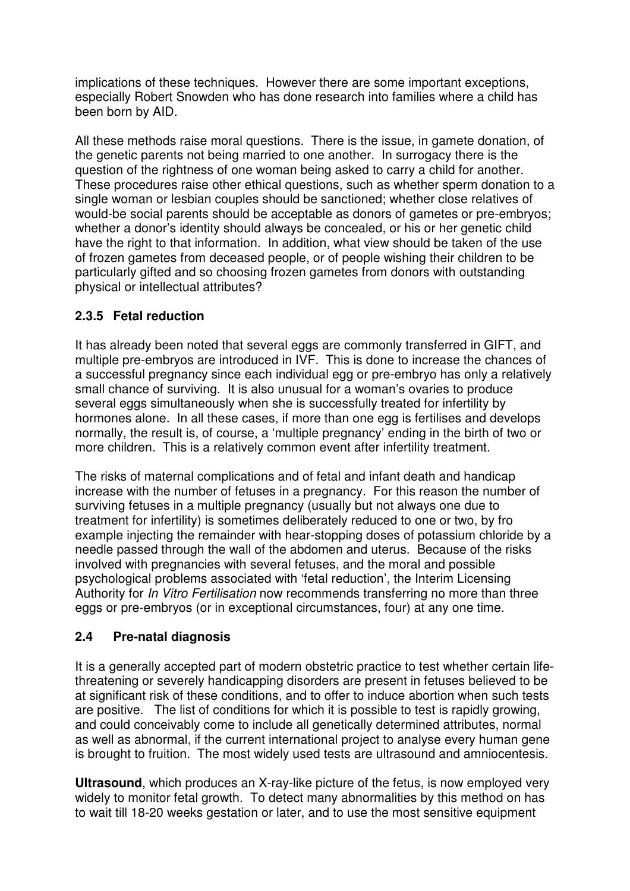implications of these techniques. However there are some important exceptions, especially Robert Snowden who has done research into families where a child has been born by AID.

All these methods raise moral questions. There is the issue, in gamete donation, of the genetic parents not being married to one another. In surrogacy there is the question of the rightness of one woman being asked to carry a child for another. These procedures raise other ethical questions, such as whether sperm donation to a single woman or lesbian couples should be sanctioned; whether close relatives of would-be social parents should be acceptable as donors of gametes or pre-embryos; whether a donor's identity should always be concealed, or his or her genetic child have the right to that information. In addition, what view should be taken of the use of frozen gametes from deceased people, or of people wishing their children to be particularly gifted and so choosing frozen gametes from donors with outstanding physical or intellectual attributes?

### 2.3.5 Fetal reduction

It has already been noted that several eggs are commonly transferred in GIFT, and multiple pre-embryos are introduced in IVF. This is done to increase the chances of a successful pregnancy since each individual egg or pre-embryo has only a relatively small chance of surviving. It is also unusual for a woman's ovaries to produce several eggs simultaneously when she is successfully treated for infertility by hormones alone. In all these cases, if more than one egg is fertilises and develops normally, the result is, of course, a 'multiple pregnancy' ending in the birth of two or more children. This is a relatively common event after infertility treatment.

The risks of maternal complications and of fetal and infant death and handicap increase with the number of fetuses in a pregnancy. For this reason the number of surviving fetuses in a multiple pregnancy (usually but not always one due to treatment for infertility) is sometimes deliberately reduced to one or two, by fro example injecting the remainder with hear-stopping doses of potassium chloride by a needle passed through the wall of the abdomen and uterus. Because of the risks involved with pregnancies with several fetuses, and the moral and possible psychological problems associated with 'fetal reduction', the Interim Licensing Authority for *In Vitro Fertilisation* now recommends transferring no more than three eggs or pre-embryos (or in exceptional circumstances, four) at any one time.

## 2.4 Pre-natal diagnosis

It is a generally accepted part of modern obstetric practice to test whether certain life-threatening or severely handicapping disorders are present in fetuses believed to be at significant risk of these conditions, and to offer to induce abortion when such tests are positive. The list of conditions for which it is possible to test is rapidly growing, and could conceivably come to include all genetically determined attributes, normal as well as abnormal, if the current international project to analyse every human gene is brought to fruition. The most widely used tests are ultrasound and amniocentesis.

**Ultrasound**, which produces an X-ray-like picture of the fetus, is now employed very widely to monitor fetal growth. To detect many abnormalities by this method on has to wait till 18-20 weeks gestation or later, and to use the most sensitive equipment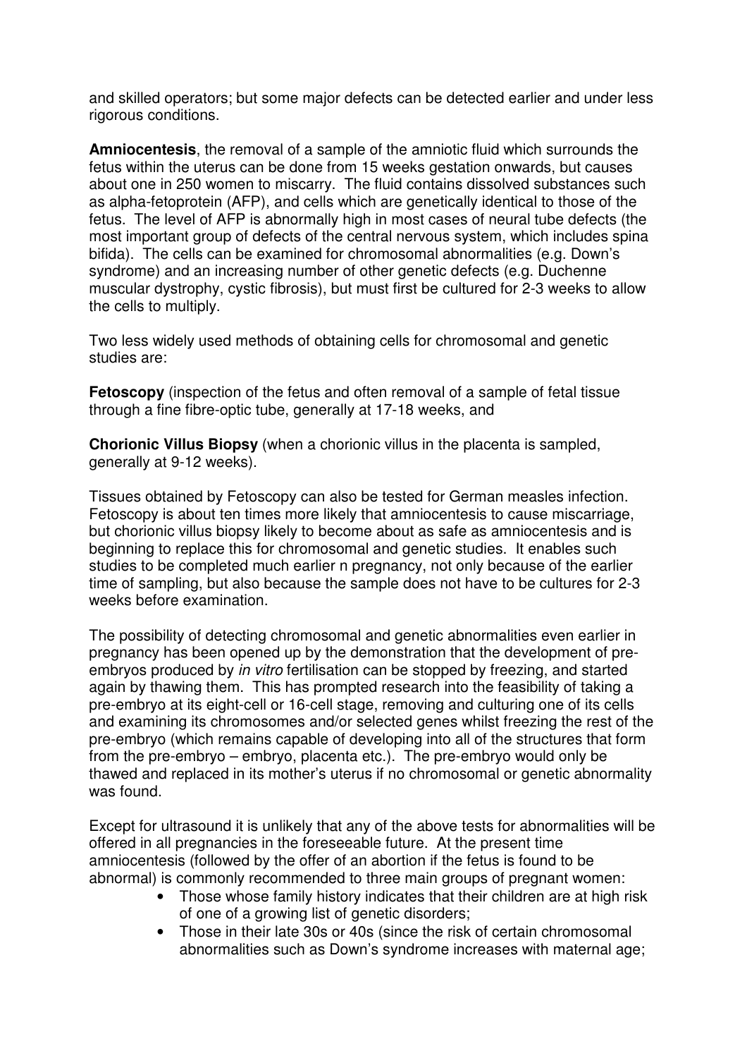and skilled operators; but some major defects can be detected earlier and under less rigorous conditions.

**Amniocentesis**, the removal of a sample of the amniotic fluid which surrounds the fetus within the uterus can be done from 15 weeks gestation onwards, but causes about one in 250 women to miscarry. The fluid contains dissolved substances such as alpha-fetoprotein (AFP), and cells which are genetically identical to those of the fetus. The level of AFP is abnormally high in most cases of neural tube defects (the most important group of defects of the central nervous system, which includes spina bifida). The cells can be examined for chromosomal abnormalities (e.g. Down's syndrome) and an increasing number of other genetic defects (e.g. Duchenne muscular dystrophy, cystic fibrosis), but must first be cultured for 2-3 weeks to allow the cells to multiply.

Two less widely used methods of obtaining cells for chromosomal and genetic studies are:

**Fetoscopy** (inspection of the fetus and often removal of a sample of fetal tissue through a fine fibre-optic tube, generally at 17-18 weeks, and

**Chorionic Villus Biopsy** (when a chorionic villus in the placenta is sampled, generally at 9-12 weeks).

Tissues obtained by Fetoscopy can also be tested for German measles infection. Fetoscopy is about ten times more likely that amniocentesis to cause miscarriage, but chorionic villus biopsy likely to become about as safe as amniocentesis and is beginning to replace this for chromosomal and genetic studies. It enables such studies to be completed much earlier n pregnancy, not only because of the earlier time of sampling, but also because the sample does not have to be cultures for 2-3 weeks before examination.

The possibility of detecting chromosomal and genetic abnormalities even earlier in pregnancy has been opened up by the demonstration that the development of pre-embryos produced by *in vitro* fertilisation can be stopped by freezing, and started again by thawing them. This has prompted research into the feasibility of taking a pre-embryo at its eight-cell or 16-cell stage, removing and culturing one of its cells and examining its chromosomes and/or selected genes whilst freezing the rest of the pre-embryo (which remains capable of developing into all of the structures that form from the pre-embryo – embryo, placenta etc.). The pre-embryo would only be thawed and replaced in its mother's uterus if no chromosomal or genetic abnormality was found.

Except for ultrasound it is unlikely that any of the above tests for abnormalities will be offered in all pregnancies in the foreseeable future. At the present time amniocentesis (followed by the offer of an abortion if the fetus is found to be abnormal) is commonly recommended to three main groups of pregnant women:

- Those whose family history indicates that their children are at high risk of one of a growing list of genetic disorders;
- Those in their late 30s or 40s (since the risk of certain chromosomal abnormalities such as Down's syndrome increases with maternal age;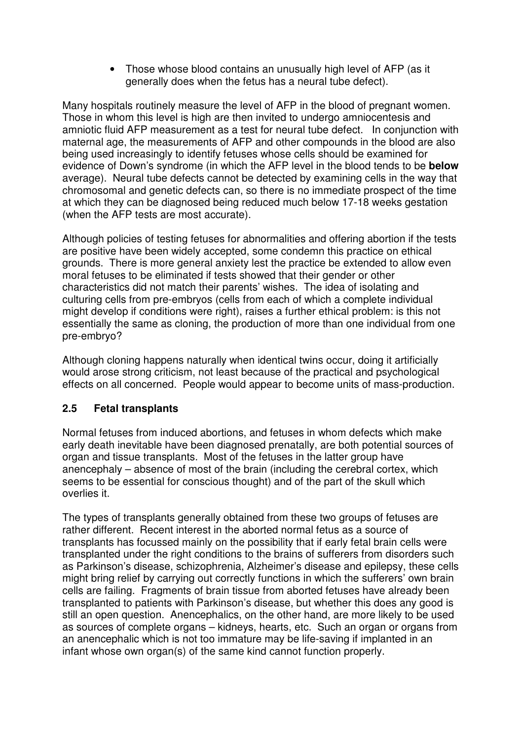- Those whose blood contains an unusually high level of AFP (as it generally does when the fetus has a neural tube defect).

Many hospitals routinely measure the level of AFP in the blood of pregnant women. Those in whom this level is high are then invited to undergo amniocentesis and amniotic fluid AFP measurement as a test for neural tube defect. In conjunction with maternal age, the measurements of AFP and other compounds in the blood are also being used increasingly to identify fetuses whose cells should be examined for evidence of Down's syndrome (in which the AFP level in the blood tends to be **below** average). Neural tube defects cannot be detected by examining cells in the way that chromosomal and genetic defects can, so there is no immediate prospect of the time at which they can be diagnosed being reduced much below 17-18 weeks gestation (when the AFP tests are most accurate).

Although policies of testing fetuses for abnormalities and offering abortion if the tests are positive have been widely accepted, some condemn this practice on ethical grounds. There is more general anxiety lest the practice be extended to allow even moral fetuses to be eliminated if tests showed that their gender or other characteristics did not match their parents' wishes. The idea of isolating and culturing cells from pre-embryos (cells from each of which a complete individual might develop if conditions were right), raises a further ethical problem: is this not essentially the same as cloning, the production of more than one individual from one pre-embryo?

Although cloning happens naturally when identical twins occur, doing it artificially would arose strong criticism, not least because of the practical and psychological effects on all concerned. People would appear to become units of mass-production.

## 2.5 Fetal transplants

Normal fetuses from induced abortions, and fetuses in whom defects which make early death inevitable have been diagnosed prenatally, are both potential sources of organ and tissue transplants. Most of the fetuses in the latter group have anencephaly – absence of most of the brain (including the cerebral cortex, which seems to be essential for conscious thought) and of the part of the skull which overlies it.

The types of transplants generally obtained from these two groups of fetuses are rather different. Recent interest in the aborted normal fetus as a source of transplants has focussed mainly on the possibility that if early fetal brain cells were transplanted under the right conditions to the brains of sufferers from disorders such as Parkinson's disease, schizophrenia, Alzheimer's disease and epilepsy, these cells might bring relief by carrying out correctly functions in which the sufferers' own brain cells are failing. Fragments of brain tissue from aborted fetuses have already been transplanted to patients with Parkinson's disease, but whether this does any good is still an open question. Anencephalics, on the other hand, are more likely to be used as sources of complete organs – kidneys, hearts, etc. Such an organ or organs from an anencephalic which is not too immature may be life-saving if implanted in an infant whose own organ(s) of the same kind cannot function properly.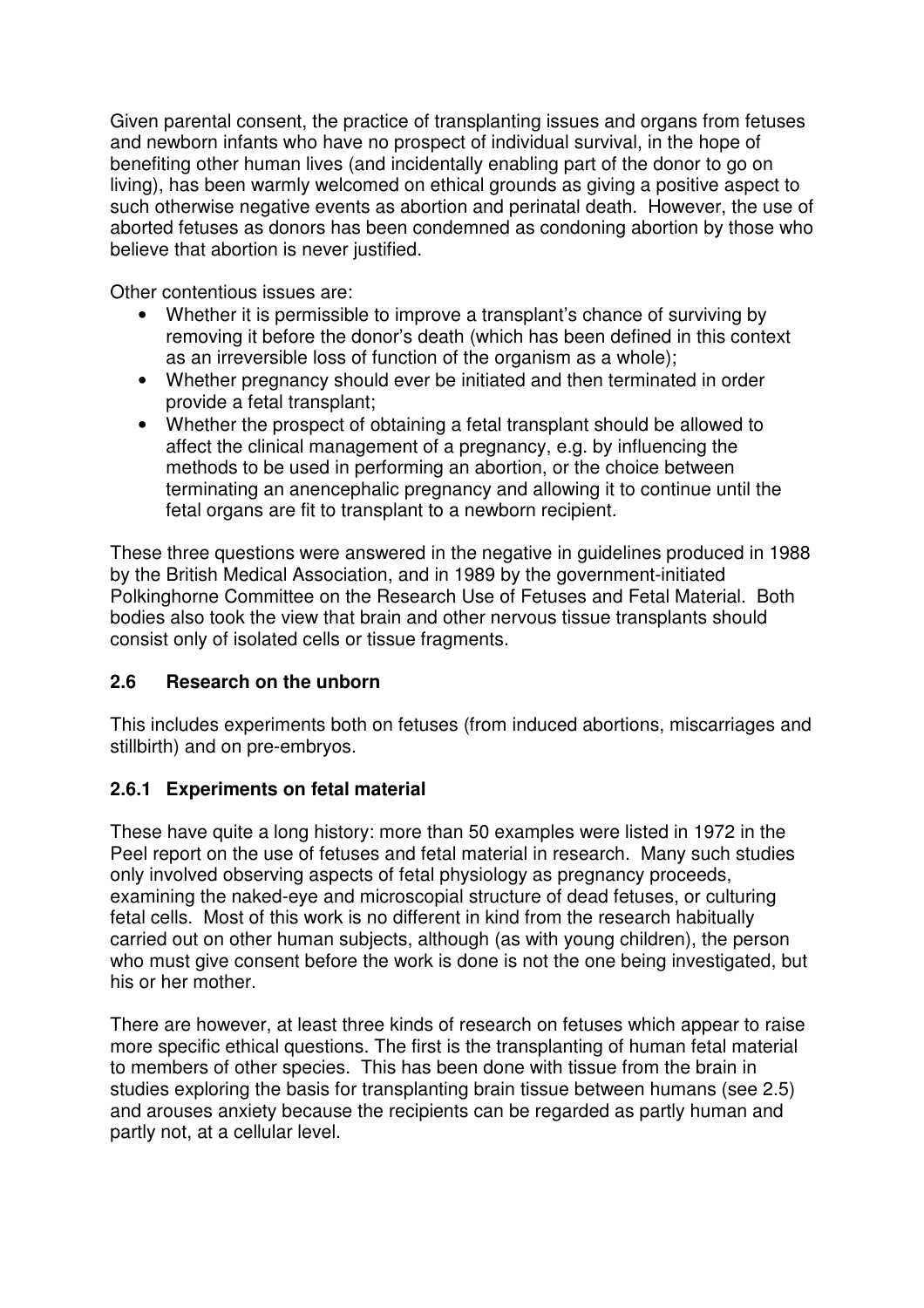Given parental consent, the practice of transplanting issues and organs from fetuses and newborn infants who have no prospect of individual survival, in the hope of benefiting other human lives (and incidentally enabling part of the donor to go on living), has been warmly welcomed on ethical grounds as giving a positive aspect to such otherwise negative events as abortion and perinatal death. However, the use of aborted fetuses as donors has been condemned as condoning abortion by those who believe that abortion is never justified.

Other contentious issues are:

- Whether it is permissible to improve a transplant's chance of surviving by removing it before the donor's death (which has been defined in this context as an irreversible loss of function of the organism as a whole);
- Whether pregnancy should ever be initiated and then terminated in order provide a fetal transplant;
- Whether the prospect of obtaining a fetal transplant should be allowed to affect the clinical management of a pregnancy, e.g. by influencing the methods to be used in performing an abortion, or the choice between terminating an anencephalic pregnancy and allowing it to continue until the fetal organs are fit to transplant to a newborn recipient.

These three questions were answered in the negative in guidelines produced in 1988 by the British Medical Association, and in 1989 by the government-initiated Polkinghorne Committee on the Research Use of Fetuses and Fetal Material. Both bodies also took the view that brain and other nervous tissue transplants should consist only of isolated cells or tissue fragments.

### 2.6 Research on the unborn

This includes experiments both on fetuses (from induced abortions, miscarriages and stillbirth) and on pre-embryos.

#### 2.6.1 Experiments on fetal material

These have quite a long history: more than 50 examples were listed in 1972 in the Peel report on the use of fetuses and fetal material in research. Many such studies only involved observing aspects of fetal physiology as pregnancy proceeds, examining the naked-eye and microscopial structure of dead fetuses, or culturing fetal cells. Most of this work is no different in kind from the research habitually carried out on other human subjects, although (as with young children), the person who must give consent before the work is done is not the one being investigated, but his or her mother.

There are however, at least three kinds of research on fetuses which appear to raise more specific ethical questions. The first is the transplanting of human fetal material to members of other species. This has been done with tissue from the brain in studies exploring the basis for transplanting brain tissue between humans (see 2.5) and arouses anxiety because the recipients can be regarded as partly human and partly not, at a cellular level.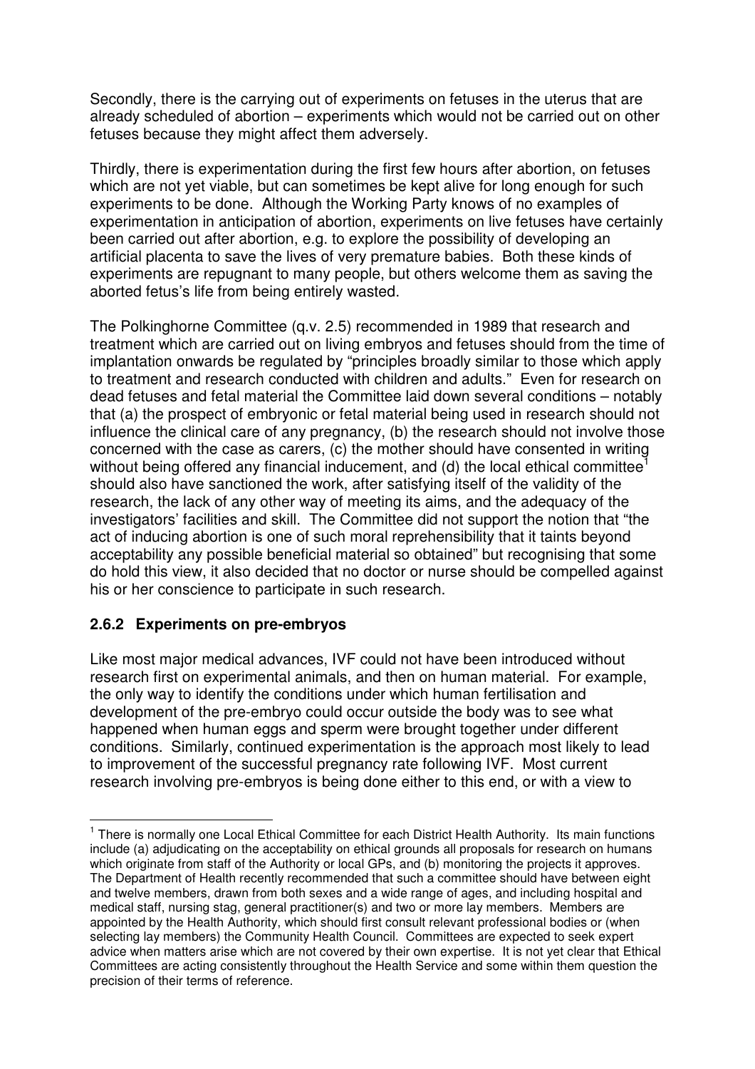Secondly, there is the carrying out of experiments on fetuses in the uterus that are already scheduled of abortion – experiments which would not be carried out on other fetuses because they might affect them adversely.

Thirdly, there is experimentation during the first few hours after abortion, on fetuses which are not yet viable, but can sometimes be kept alive for long enough for such experiments to be done. Although the Working Party knows of no examples of experimentation in anticipation of abortion, experiments on live fetuses have certainly been carried out after abortion, e.g. to explore the possibility of developing an artificial placenta to save the lives of very premature babies. Both these kinds of experiments are repugnant to many people, but others welcome them as saving the aborted fetus's life from being entirely wasted.

The Polkinghorne Committee (q.v. 2.5) recommended in 1989 that research and treatment which are carried out on living embryos and fetuses should from the time of implantation onwards be regulated by "principles broadly similar to those which apply to treatment and research conducted with children and adults." Even for research on dead fetuses and fetal material the Committee laid down several conditions – notably that (a) the prospect of embryonic or fetal material being used in research should not influence the clinical care of any pregnancy, (b) the research should not involve those concerned with the case as carers, (c) the mother should have consented in writing without being offered any financial inducement, and (d) the local ethical committee[1] should also have sanctioned the work, after satisfying itself of the validity of the research, the lack of any other way of meeting its aims, and the adequacy of the investigators' facilities and skill. The Committee did not support the notion that "the act of inducing abortion is one of such moral reprehensibility that it taints beyond acceptability any possible beneficial material so obtained" but recognising that some do hold this view, it also decided that no doctor or nurse should be compelled against his or her conscience to participate in such research.

### 2.6.2 Experiments on pre-embryos

Like most major medical advances, IVF could not have been introduced without research first on experimental animals, and then on human material. For example, the only way to identify the conditions under which human fertilisation and development of the pre-embryo could occur outside the body was to see what happened when human eggs and sperm were brought together under different conditions. Similarly, continued experimentation is the approach most likely to lead to improvement of the successful pregnancy rate following IVF. Most current research involving pre-embryos is being done either to this end, or with a view to

---

[1] There is normally one Local Ethical Committee for each District Health Authority. Its main functions include (a) adjudicating on the acceptability on ethical grounds all proposals for research on humans which originate from staff of the Authority or local GPs, and (b) monitoring the projects it approves. The Department of Health recently recommended that such a committee should have between eight and twelve members, drawn from both sexes and a wide range of ages, and including hospital and medical staff, nursing stag, general practitioner(s) and two or more lay members. Members are appointed by the Health Authority, which should first consult relevant professional bodies or (when selecting lay members) the Community Health Council. Committees are expected to seek expert advice when matters arise which are not covered by their own expertise. It is not yet clear that Ethical Committees are acting consistently throughout the Health Service and some within them question the precision of their terms of reference.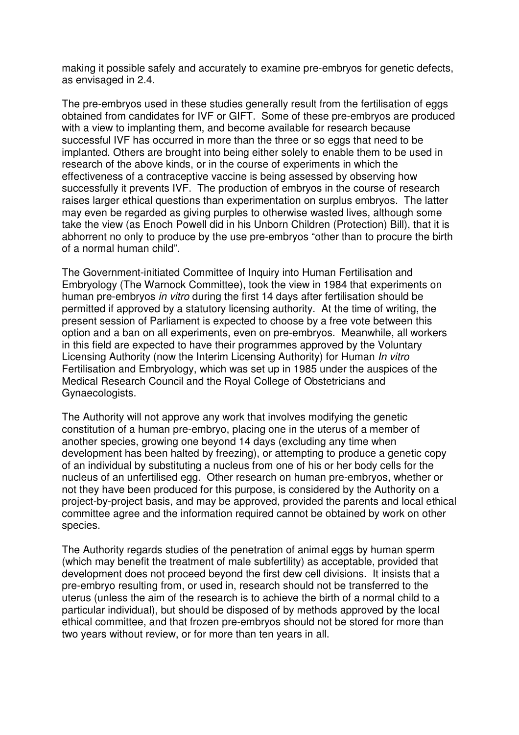making it possible safely and accurately to examine pre-embryos for genetic defects, as envisaged in 2.4.

The pre-embryos used in these studies generally result from the fertilisation of eggs obtained from candidates for IVF or GIFT. Some of these pre-embryos are produced with a view to implanting them, and become available for research because successful IVF has occurred in more than the three or so eggs that need to be implanted. Others are brought into being either solely to enable them to be used in research of the above kinds, or in the course of experiments in which the effectiveness of a contraceptive vaccine is being assessed by observing how successfully it prevents IVF. The production of embryos in the course of research raises larger ethical questions than experimentation on surplus embryos. The latter may even be regarded as giving purples to otherwise wasted lives, although some take the view (as Enoch Powell did in his Unborn Children (Protection) Bill), that it is abhorrent no only to produce by the use pre-embryos "other than to procure the birth of a normal human child".

The Government-initiated Committee of Inquiry into Human Fertilisation and Embryology (The Warnock Committee), took the view in 1984 that experiments on human pre-embryos *in vitro* during the first 14 days after fertilisation should be permitted if approved by a statutory licensing authority. At the time of writing, the present session of Parliament is expected to choose by a free vote between this option and a ban on all experiments, even on pre-embryos. Meanwhile, all workers in this field are expected to have their programmes approved by the Voluntary Licensing Authority (now the Interim Licensing Authority) for Human *In vitro* Fertilisation and Embryology, which was set up in 1985 under the auspices of the Medical Research Council and the Royal College of Obstetricians and Gynaecologists.

The Authority will not approve any work that involves modifying the genetic constitution of a human pre-embryo, placing one in the uterus of a member of another species, growing one beyond 14 days (excluding any time when development has been halted by freezing), or attempting to produce a genetic copy of an individual by substituting a nucleus from one of his or her body cells for the nucleus of an unfertilised egg. Other research on human pre-embryos, whether or not they have been produced for this purpose, is considered by the Authority on a project-by-project basis, and may be approved, provided the parents and local ethical committee agree and the information required cannot be obtained by work on other species.

The Authority regards studies of the penetration of animal eggs by human sperm (which may benefit the treatment of male subfertility) as acceptable, provided that development does not proceed beyond the first dew cell divisions. It insists that a pre-embryo resulting from, or used in, research should not be transferred to the uterus (unless the aim of the research is to achieve the birth of a normal child to a particular individual), but should be disposed of by methods approved by the local ethical committee, and that frozen pre-embryos should not be stored for more than two years without review, or for more than ten years in all.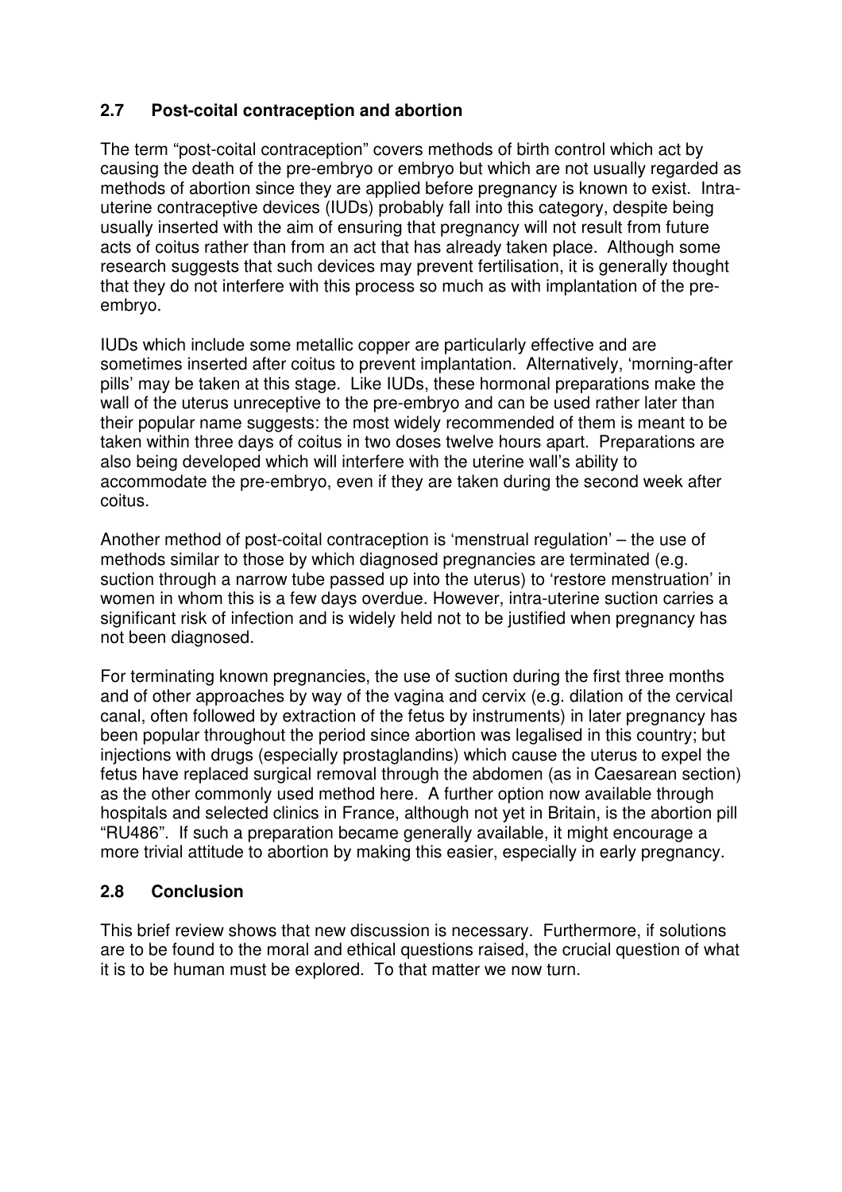## 2.7 Post-coital contraception and abortion

The term "post-coital contraception" covers methods of birth control which act by causing the death of the pre-embryo or embryo but which are not usually regarded as methods of abortion since they are applied before pregnancy is known to exist. Intra-uterine contraceptive devices (IUDs) probably fall into this category, despite being usually inserted with the aim of ensuring that pregnancy will not result from future acts of coitus rather than from an act that has already taken place. Although some research suggests that such devices may prevent fertilisation, it is generally thought that they do not interfere with this process so much as with implantation of the pre-embryo.

IUDs which include some metallic copper are particularly effective and are sometimes inserted after coitus to prevent implantation. Alternatively, 'morning-after pills' may be taken at this stage. Like IUDs, these hormonal preparations make the wall of the uterus unreceptive to the pre-embryo and can be used rather later than their popular name suggests: the most widely recommended of them is meant to be taken within three days of coitus in two doses twelve hours apart. Preparations are also being developed which will interfere with the uterine wall's ability to accommodate the pre-embryo, even if they are taken during the second week after coitus.

Another method of post-coital contraception is 'menstrual regulation' – the use of methods similar to those by which diagnosed pregnancies are terminated (e.g. suction through a narrow tube passed up into the uterus) to 'restore menstruation' in women in whom this is a few days overdue. However, intra-uterine suction carries a significant risk of infection and is widely held not to be justified when pregnancy has not been diagnosed.

For terminating known pregnancies, the use of suction during the first three months and of other approaches by way of the vagina and cervix (e.g. dilation of the cervical canal, often followed by extraction of the fetus by instruments) in later pregnancy has been popular throughout the period since abortion was legalised in this country; but injections with drugs (especially prostaglandins) which cause the uterus to expel the fetus have replaced surgical removal through the abdomen (as in Caesarean section) as the other commonly used method here. A further option now available through hospitals and selected clinics in France, although not yet in Britain, is the abortion pill "RU486". If such a preparation became generally available, it might encourage a more trivial attitude to abortion by making this easier, especially in early pregnancy.

## 2.8 Conclusion

This brief review shows that new discussion is necessary. Furthermore, if solutions are to be found to the moral and ethical questions raised, the crucial question of what it is to be human must be explored. To that matter we now turn.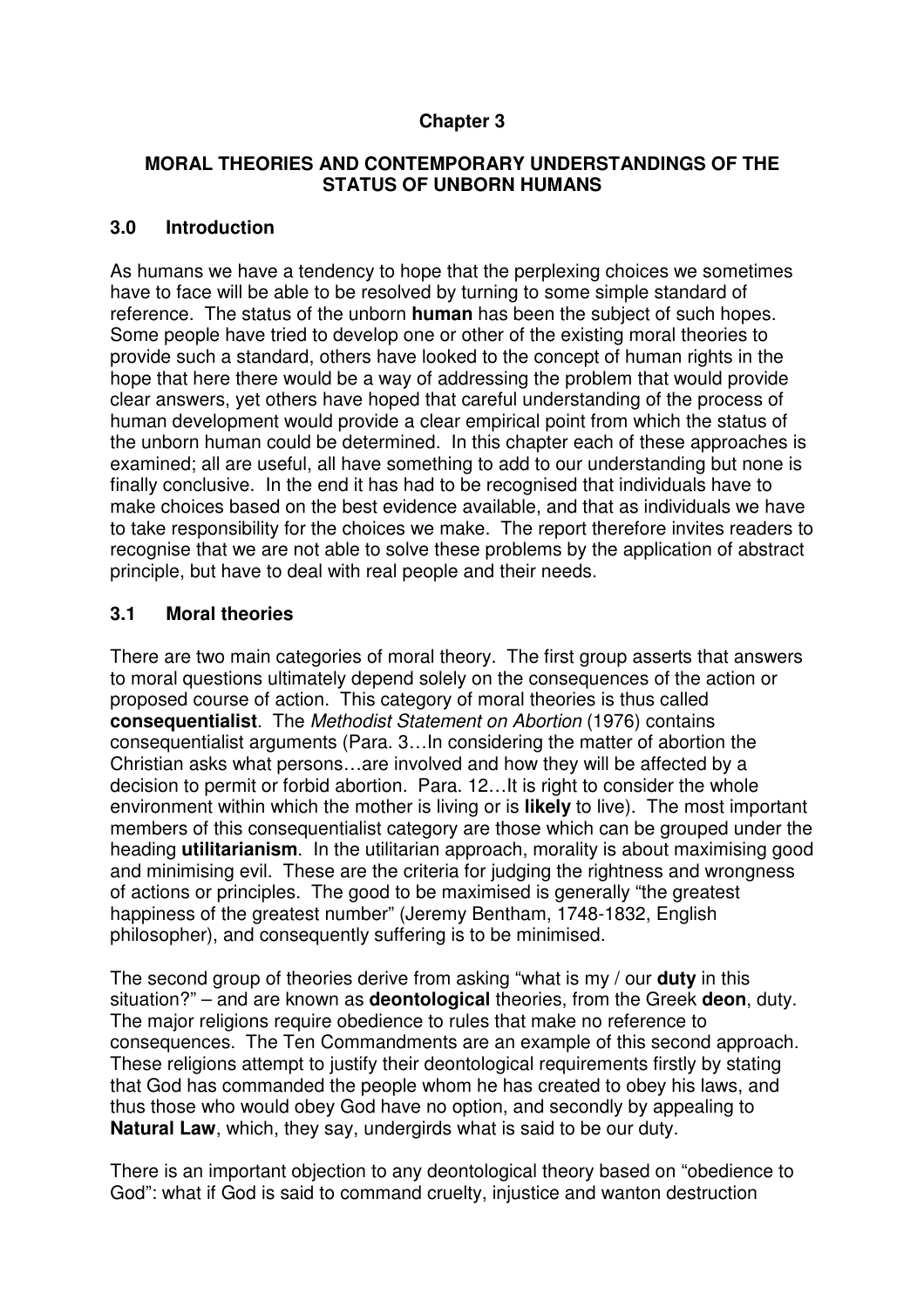# Chapter 3

## MORAL THEORIES AND CONTEMPORARY UNDERSTANDINGS OF THE STATUS OF UNBORN HUMANS

### 3.0 Introduction

As humans we have a tendency to hope that the perplexing choices we sometimes have to face will be able to be resolved by turning to some simple standard of reference. The status of the unborn **human** has been the subject of such hopes. Some people have tried to develop one or other of the existing moral theories to provide such a standard, others have looked to the concept of human rights in the hope that here there would be a way of addressing the problem that would provide clear answers, yet others have hoped that careful understanding of the process of human development would provide a clear empirical point from which the status of the unborn human could be determined. In this chapter each of these approaches is examined; all are useful, all have something to add to our understanding but none is finally conclusive. In the end it has had to be recognised that individuals have to make choices based on the best evidence available, and that as individuals we have to take responsibility for the choices we make. The report therefore invites readers to recognise that we are not able to solve these problems by the application of abstract principle, but have to deal with real people and their needs.

### 3.1 Moral theories

There are two main categories of moral theory. The first group asserts that answers to moral questions ultimately depend solely on the consequences of the action or proposed course of action. This category of moral theories is thus called **consequentialist**. The *Methodist Statement on Abortion* (1976) contains consequentialist arguments (Para. 3…In considering the matter of abortion the Christian asks what persons…are involved and how they will be affected by a decision to permit or forbid abortion. Para. 12…It is right to consider the whole environment within which the mother is living or is **likely** to live). The most important members of this consequentialist category are those which can be grouped under the heading **utilitarianism**. In the utilitarian approach, morality is about maximising good and minimising evil. These are the criteria for judging the rightness and wrongness of actions or principles. The good to be maximised is generally "the greatest happiness of the greatest number" (Jeremy Bentham, 1748-1832, English philosopher), and consequently suffering is to be minimised.

The second group of theories derive from asking "what is my / our **duty** in this situation?" – and are known as **deontological** theories, from the Greek **deon**, duty. The major religions require obedience to rules that make no reference to consequences. The Ten Commandments are an example of this second approach. These religions attempt to justify their deontological requirements firstly by stating that God has commanded the people whom he has created to obey his laws, and thus those who would obey God have no option, and secondly by appealing to **Natural Law**, which, they say, undergirds what is said to be our duty.

There is an important objection to any deontological theory based on "obedience to God": what if God is said to command cruelty, injustice and wanton destruction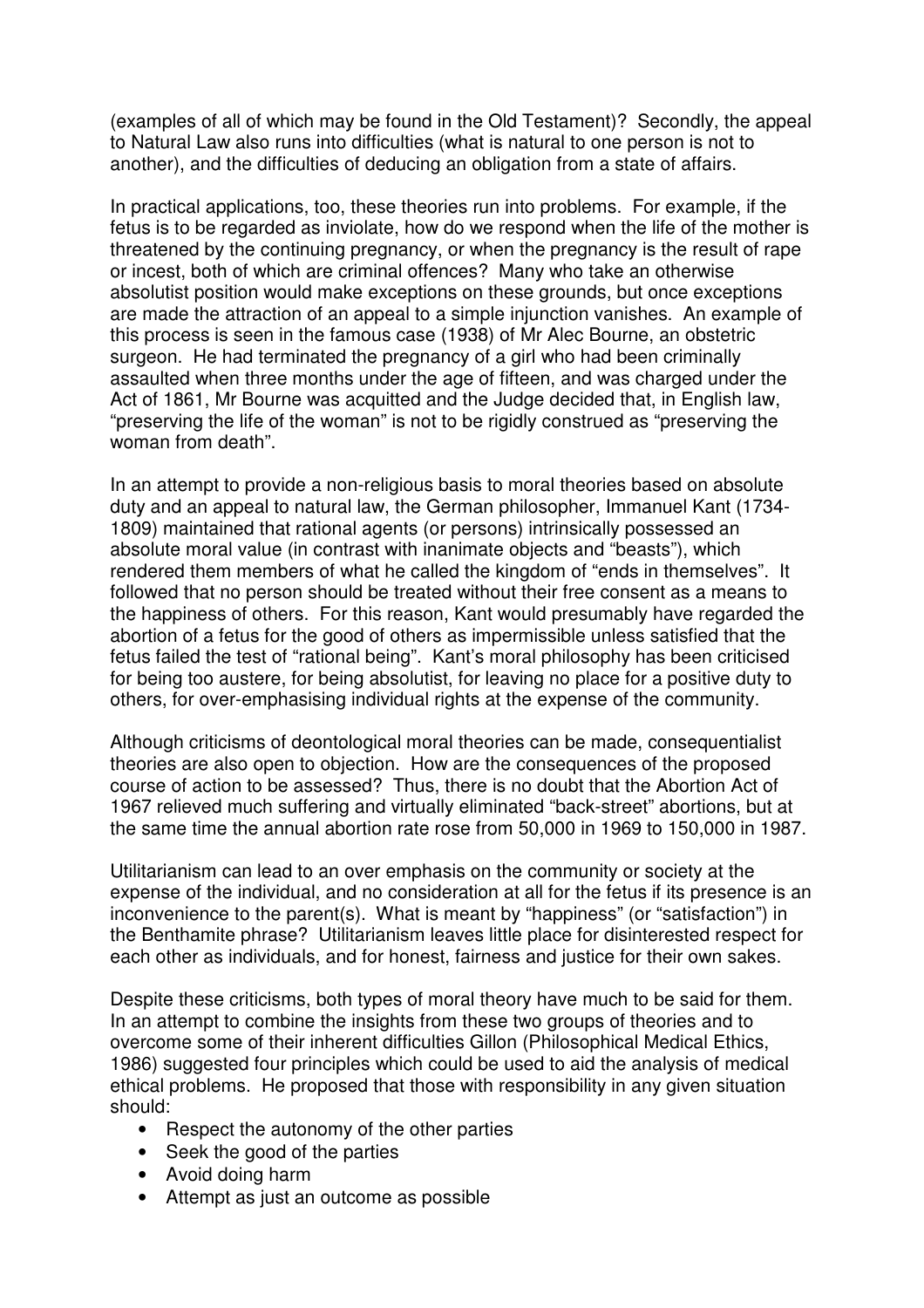(examples of all of which may be found in the Old Testament)? Secondly, the appeal to Natural Law also runs into difficulties (what is natural to one person is not to another), and the difficulties of deducing an obligation from a state of affairs.

In practical applications, too, these theories run into problems. For example, if the fetus is to be regarded as inviolate, how do we respond when the life of the mother is threatened by the continuing pregnancy, or when the pregnancy is the result of rape or incest, both of which are criminal offences? Many who take an otherwise absolutist position would make exceptions on these grounds, but once exceptions are made the attraction of an appeal to a simple injunction vanishes. An example of this process is seen in the famous case (1938) of Mr Alec Bourne, an obstetric surgeon. He had terminated the pregnancy of a girl who had been criminally assaulted when three months under the age of fifteen, and was charged under the Act of 1861, Mr Bourne was acquitted and the Judge decided that, in English law, "preserving the life of the woman" is not to be rigidly construed as "preserving the woman from death".

In an attempt to provide a non-religious basis to moral theories based on absolute duty and an appeal to natural law, the German philosopher, Immanuel Kant (1734-1809) maintained that rational agents (or persons) intrinsically possessed an absolute moral value (in contrast with inanimate objects and "beasts"), which rendered them members of what he called the kingdom of "ends in themselves". It followed that no person should be treated without their free consent as a means to the happiness of others. For this reason, Kant would presumably have regarded the abortion of a fetus for the good of others as impermissible unless satisfied that the fetus failed the test of "rational being". Kant's moral philosophy has been criticised for being too austere, for being absolutist, for leaving no place for a positive duty to others, for over-emphasising individual rights at the expense of the community.

Although criticisms of deontological moral theories can be made, consequentialist theories are also open to objection. How are the consequences of the proposed course of action to be assessed? Thus, there is no doubt that the Abortion Act of 1967 relieved much suffering and virtually eliminated "back-street" abortions, but at the same time the annual abortion rate rose from 50,000 in 1969 to 150,000 in 1987.

Utilitarianism can lead to an over emphasis on the community or society at the expense of the individual, and no consideration at all for the fetus if its presence is an inconvenience to the parent(s). What is meant by "happiness" (or "satisfaction") in the Benthamite phrase? Utilitarianism leaves little place for disinterested respect for each other as individuals, and for honest, fairness and justice for their own sakes.

Despite these criticisms, both types of moral theory have much to be said for them. In an attempt to combine the insights from these two groups of theories and to overcome some of their inherent difficulties Gillon (Philosophical Medical Ethics, 1986) suggested four principles which could be used to aid the analysis of medical ethical problems. He proposed that those with responsibility in any given situation should:

- Respect the autonomy of the other parties
- Seek the good of the parties
- Avoid doing harm
- Attempt as just an outcome as possible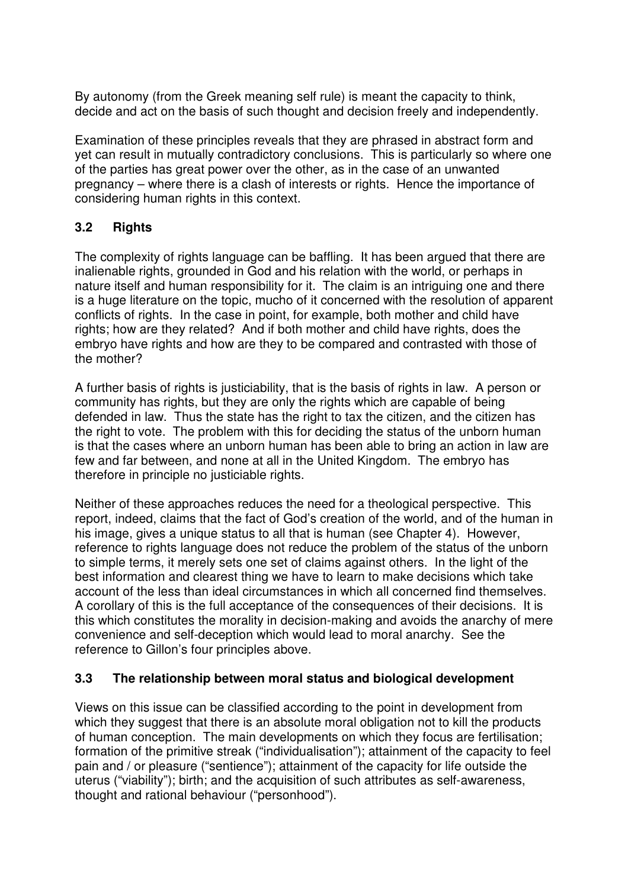By autonomy (from the Greek meaning self rule) is meant the capacity to think, decide and act on the basis of such thought and decision freely and independently.

Examination of these principles reveals that they are phrased in abstract form and yet can result in mutually contradictory conclusions. This is particularly so where one of the parties has great power over the other, as in the case of an unwanted pregnancy – where there is a clash of interests or rights. Hence the importance of considering human rights in this context.

### 3.2 Rights

The complexity of rights language can be baffling. It has been argued that there are inalienable rights, grounded in God and his relation with the world, or perhaps in nature itself and human responsibility for it. The claim is an intriguing one and there is a huge literature on the topic, mucho of it concerned with the resolution of apparent conflicts of rights. In the case in point, for example, both mother and child have rights; how are they related? And if both mother and child have rights, does the embryo have rights and how are they to be compared and contrasted with those of the mother?

A further basis of rights is justiciability, that is the basis of rights in law. A person or community has rights, but they are only the rights which are capable of being defended in law. Thus the state has the right to tax the citizen, and the citizen has the right to vote. The problem with this for deciding the status of the unborn human is that the cases where an unborn human has been able to bring an action in law are few and far between, and none at all in the United Kingdom. The embryo has therefore in principle no justiciable rights.

Neither of these approaches reduces the need for a theological perspective. This report, indeed, claims that the fact of God's creation of the world, and of the human in his image, gives a unique status to all that is human (see Chapter 4). However, reference to rights language does not reduce the problem of the status of the unborn to simple terms, it merely sets one set of claims against others. In the light of the best information and clearest thing we have to learn to make decisions which take account of the less than ideal circumstances in which all concerned find themselves. A corollary of this is the full acceptance of the consequences of their decisions. It is this which constitutes the morality in decision-making and avoids the anarchy of mere convenience and self-deception which would lead to moral anarchy. See the reference to Gillon's four principles above.

### 3.3 The relationship between moral status and biological development

Views on this issue can be classified according to the point in development from which they suggest that there is an absolute moral obligation not to kill the products of human conception. The main developments on which they focus are fertilisation; formation of the primitive streak ("individualisation"); attainment of the capacity to feel pain and / or pleasure ("sentience"); attainment of the capacity for life outside the uterus ("viability"); birth; and the acquisition of such attributes as self-awareness, thought and rational behaviour ("personhood").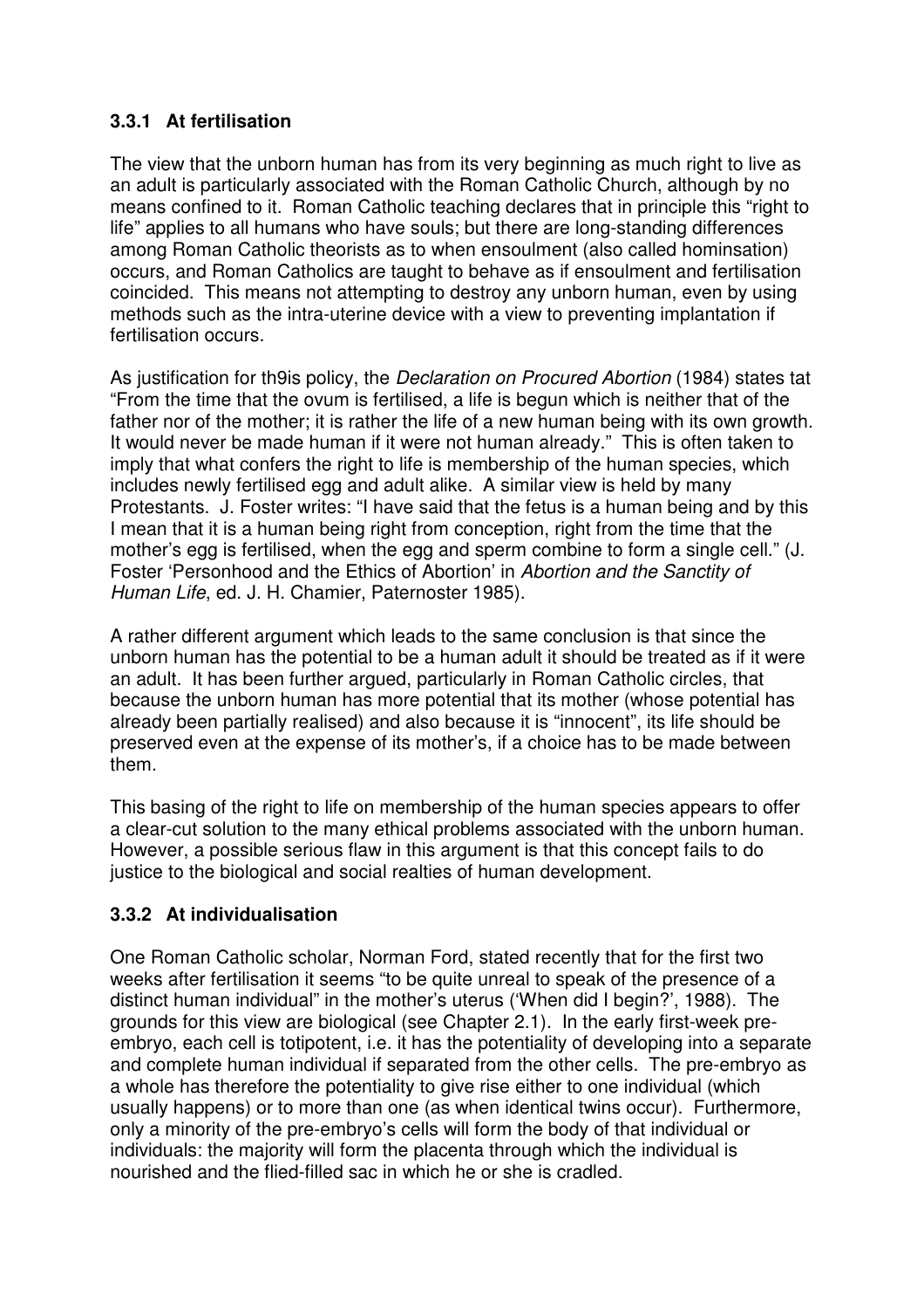### 3.3.1 At fertilisation

The view that the unborn human has from its very beginning as much right to live as an adult is particularly associated with the Roman Catholic Church, although by no means confined to it. Roman Catholic teaching declares that in principle this "right to life" applies to all humans who have souls; but there are long-standing differences among Roman Catholic theorists as to when ensoulment (also called hominsation) occurs, and Roman Catholics are taught to behave as if ensoulment and fertilisation coincided. This means not attempting to destroy any unborn human, even by using methods such as the intra-uterine device with a view to preventing implantation if fertilisation occurs.

As justification for th9is policy, the *Declaration on Procured Abortion* (1984) states tat "From the time that the ovum is fertilised, a life is begun which is neither that of the father nor of the mother; it is rather the life of a new human being with its own growth. It would never be made human if it were not human already." This is often taken to imply that what confers the right to life is membership of the human species, which includes newly fertilised egg and adult alike. A similar view is held by many Protestants. J. Foster writes: "I have said that the fetus is a human being and by this I mean that it is a human being right from conception, right from the time that the mother's egg is fertilised, when the egg and sperm combine to form a single cell." (J. Foster 'Personhood and the Ethics of Abortion' in *Abortion and the Sanctity of Human Life*, ed. J. H. Chamier, Paternoster 1985).

A rather different argument which leads to the same conclusion is that since the unborn human has the potential to be a human adult it should be treated as if it were an adult. It has been further argued, particularly in Roman Catholic circles, that because the unborn human has more potential that its mother (whose potential has already been partially realised) and also because it is "innocent", its life should be preserved even at the expense of its mother's, if a choice has to be made between them.

This basing of the right to life on membership of the human species appears to offer a clear-cut solution to the many ethical problems associated with the unborn human. However, a possible serious flaw in this argument is that this concept fails to do justice to the biological and social realties of human development.

### 3.3.2 At individualisation

One Roman Catholic scholar, Norman Ford, stated recently that for the first two weeks after fertilisation it seems "to be quite unreal to speak of the presence of a distinct human individual" in the mother's uterus ('When did I begin?', 1988). The grounds for this view are biological (see Chapter 2.1). In the early first-week pre-embryo, each cell is totipotent, i.e. it has the potentiality of developing into a separate and complete human individual if separated from the other cells. The pre-embryo as a whole has therefore the potentiality to give rise either to one individual (which usually happens) or to more than one (as when identical twins occur). Furthermore, only a minority of the pre-embryo's cells will form the body of that individual or individuals: the majority will form the placenta through which the individual is nourished and the flied-filled sac in which he or she is cradled.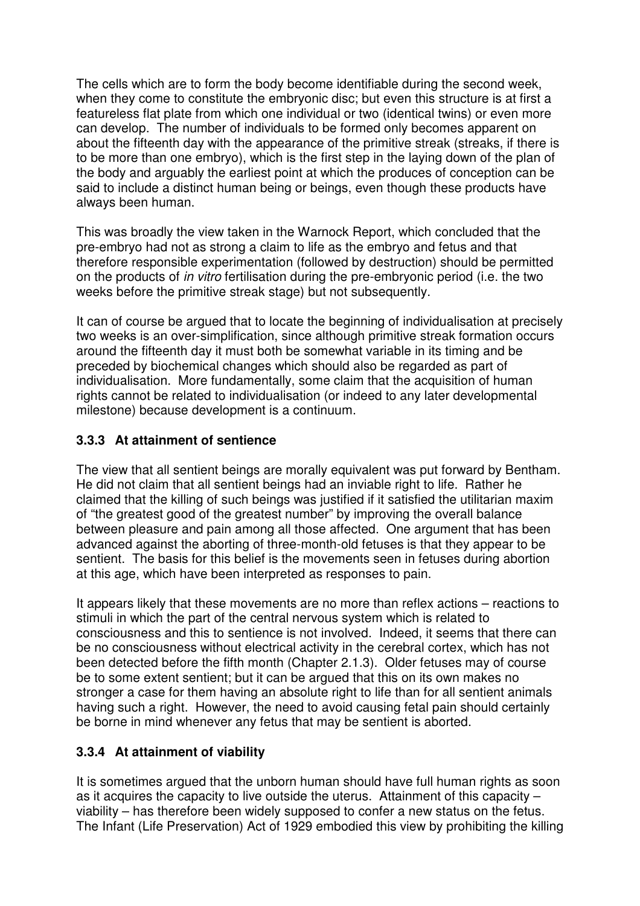The cells which are to form the body become identifiable during the second week, when they come to constitute the embryonic disc; but even this structure is at first a featureless flat plate from which one individual or two (identical twins) or even more can develop. The number of individuals to be formed only becomes apparent on about the fifteenth day with the appearance of the primitive streak (streaks, if there is to be more than one embryo), which is the first step in the laying down of the plan of the body and arguably the earliest point at which the produces of conception can be said to include a distinct human being or beings, even though these products have always been human.

This was broadly the view taken in the Warnock Report, which concluded that the pre-embryo had not as strong a claim to life as the embryo and fetus and that therefore responsible experimentation (followed by destruction) should be permitted on the products of *in vitro* fertilisation during the pre-embryonic period (i.e. the two weeks before the primitive streak stage) but not subsequently.

It can of course be argued that to locate the beginning of individualisation at precisely two weeks is an over-simplification, since although primitive streak formation occurs around the fifteenth day it must both be somewhat variable in its timing and be preceded by biochemical changes which should also be regarded as part of individualisation. More fundamentally, some claim that the acquisition of human rights cannot be related to individualisation (or indeed to any later developmental milestone) because development is a continuum.

### 3.3.3 At attainment of sentience

The view that all sentient beings are morally equivalent was put forward by Bentham. He did not claim that all sentient beings had an inviable right to life. Rather he claimed that the killing of such beings was justified if it satisfied the utilitarian maxim of "the greatest good of the greatest number" by improving the overall balance between pleasure and pain among all those affected. One argument that has been advanced against the aborting of three-month-old fetuses is that they appear to be sentient. The basis for this belief is the movements seen in fetuses during abortion at this age, which have been interpreted as responses to pain.

It appears likely that these movements are no more than reflex actions – reactions to stimuli in which the part of the central nervous system which is related to consciousness and this to sentience is not involved. Indeed, it seems that there can be no consciousness without electrical activity in the cerebral cortex, which has not been detected before the fifth month (Chapter 2.1.3). Older fetuses may of course be to some extent sentient; but it can be argued that this on its own makes no stronger a case for them having an absolute right to life than for all sentient animals having such a right. However, the need to avoid causing fetal pain should certainly be borne in mind whenever any fetus that may be sentient is aborted.

### 3.3.4 At attainment of viability

It is sometimes argued that the unborn human should have full human rights as soon as it acquires the capacity to live outside the uterus. Attainment of this capacity – viability – has therefore been widely supposed to confer a new status on the fetus. The Infant (Life Preservation) Act of 1929 embodied this view by prohibiting the killing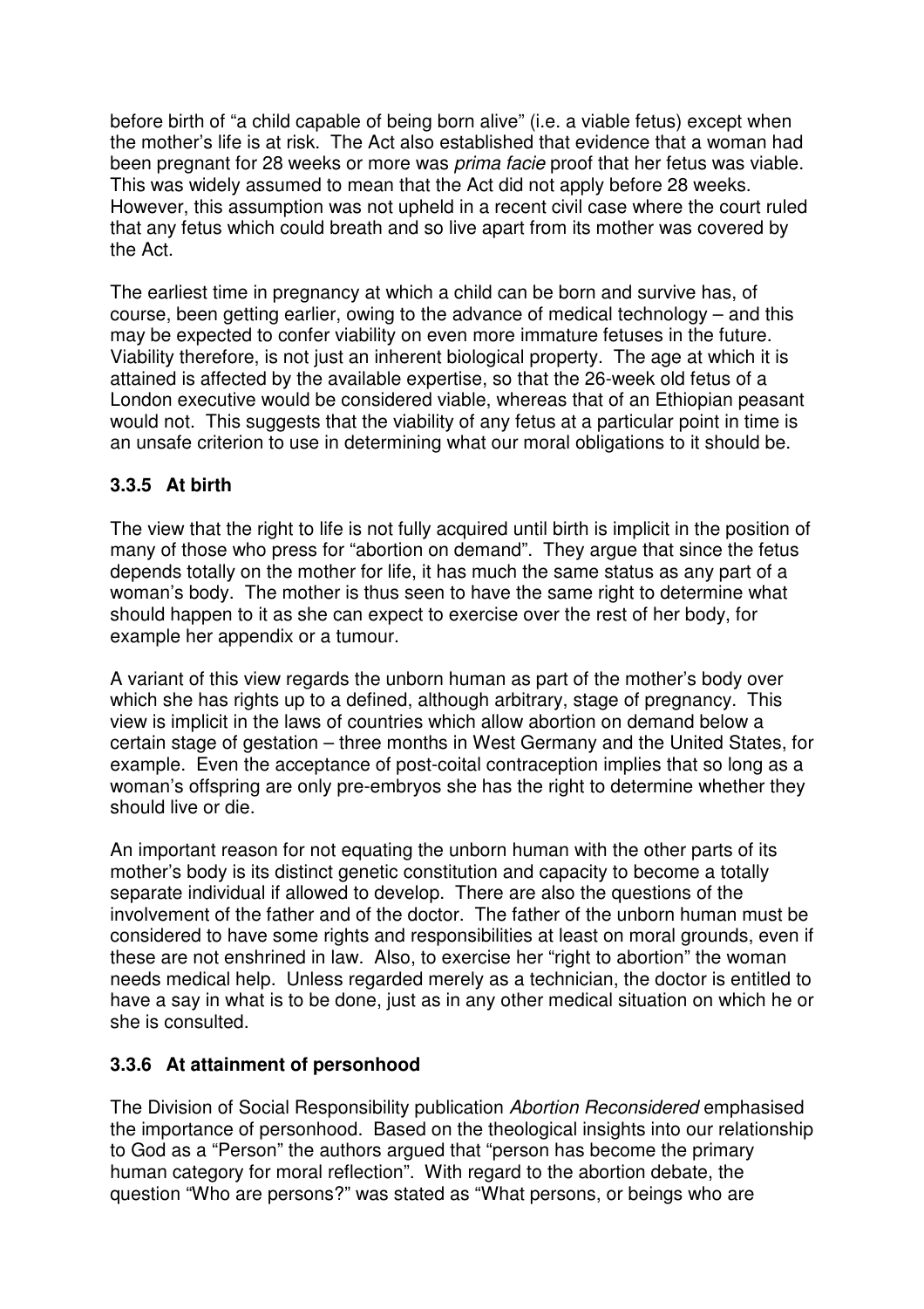before birth of "a child capable of being born alive" (i.e. a viable fetus) except when the mother's life is at risk. The Act also established that evidence that a woman had been pregnant for 28 weeks or more was *prima facie* proof that her fetus was viable. This was widely assumed to mean that the Act did not apply before 28 weeks. However, this assumption was not upheld in a recent civil case where the court ruled that any fetus which could breath and so live apart from its mother was covered by the Act.

The earliest time in pregnancy at which a child can be born and survive has, of course, been getting earlier, owing to the advance of medical technology – and this may be expected to confer viability on even more immature fetuses in the future. Viability therefore, is not just an inherent biological property. The age at which it is attained is affected by the available expertise, so that the 26-week old fetus of a London executive would be considered viable, whereas that of an Ethiopian peasant would not. This suggests that the viability of any fetus at a particular point in time is an unsafe criterion to use in determining what our moral obligations to it should be.

### 3.3.5 At birth

The view that the right to life is not fully acquired until birth is implicit in the position of many of those who press for "abortion on demand". They argue that since the fetus depends totally on the mother for life, it has much the same status as any part of a woman's body. The mother is thus seen to have the same right to determine what should happen to it as she can expect to exercise over the rest of her body, for example her appendix or a tumour.

A variant of this view regards the unborn human as part of the mother's body over which she has rights up to a defined, although arbitrary, stage of pregnancy. This view is implicit in the laws of countries which allow abortion on demand below a certain stage of gestation – three months in West Germany and the United States, for example. Even the acceptance of post-coital contraception implies that so long as a woman's offspring are only pre-embryos she has the right to determine whether they should live or die.

An important reason for not equating the unborn human with the other parts of its mother's body is its distinct genetic constitution and capacity to become a totally separate individual if allowed to develop. There are also the questions of the involvement of the father and of the doctor. The father of the unborn human must be considered to have some rights and responsibilities at least on moral grounds, even if these are not enshrined in law. Also, to exercise her "right to abortion" the woman needs medical help. Unless regarded merely as a technician, the doctor is entitled to have a say in what is to be done, just as in any other medical situation on which he or she is consulted.

### 3.3.6 At attainment of personhood

The Division of Social Responsibility publication *Abortion Reconsidered* emphasised the importance of personhood. Based on the theological insights into our relationship to God as a "Person" the authors argued that "person has become the primary human category for moral reflection". With regard to the abortion debate, the question "Who are persons?" was stated as "What persons, or beings who are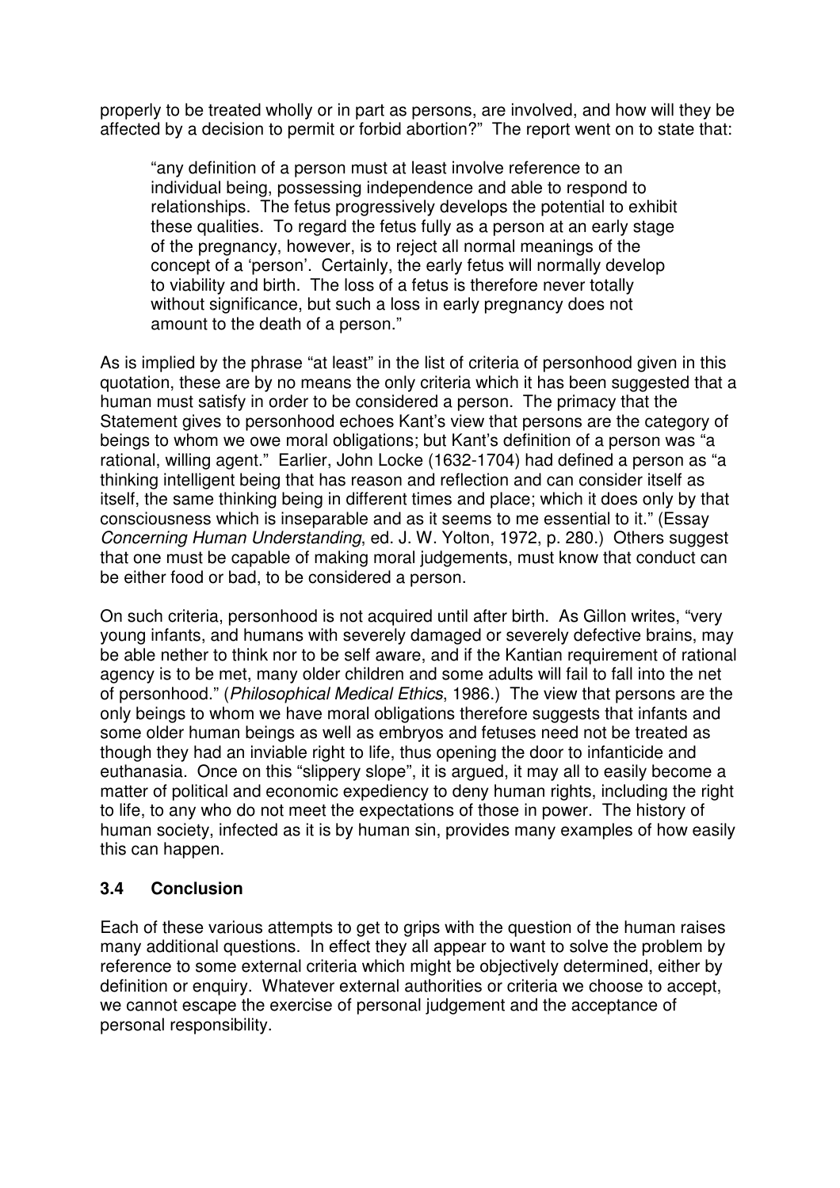properly to be treated wholly or in part as persons, are involved, and how will they be affected by a decision to permit or forbid abortion?" The report went on to state that:

> "any definition of a person must at least involve reference to an individual being, possessing independence and able to respond to relationships. The fetus progressively develops the potential to exhibit these qualities. To regard the fetus fully as a person at an early stage of the pregnancy, however, is to reject all normal meanings of the concept of a 'person'. Certainly, the early fetus will normally develop to viability and birth. The loss of a fetus is therefore never totally without significance, but such a loss in early pregnancy does not amount to the death of a person."

As is implied by the phrase "at least" in the list of criteria of personhood given in this quotation, these are by no means the only criteria which it has been suggested that a human must satisfy in order to be considered a person. The primacy that the Statement gives to personhood echoes Kant's view that persons are the category of beings to whom we owe moral obligations; but Kant's definition of a person was "a rational, willing agent." Earlier, John Locke (1632-1704) had defined a person as "a thinking intelligent being that has reason and reflection and can consider itself as itself, the same thinking being in different times and place; which it does only by that consciousness which is inseparable and as it seems to me essential to it." (Essay *Concerning Human Understanding*, ed. J. W. Yolton, 1972, p. 280.) Others suggest that one must be capable of making moral judgements, must know that conduct can be either food or bad, to be considered a person.

On such criteria, personhood is not acquired until after birth. As Gillon writes, "very young infants, and humans with severely damaged or severely defective brains, may be able nether to think nor to be self aware, and if the Kantian requirement of rational agency is to be met, many older children and some adults will fail to fall into the net of personhood." (*Philosophical Medical Ethics*, 1986.) The view that persons are the only beings to whom we have moral obligations therefore suggests that infants and some older human beings as well as embryos and fetuses need not be treated as though they had an inviable right to life, thus opening the door to infanticide and euthanasia. Once on this "slippery slope", it is argued, it may all to easily become a matter of political and economic expediency to deny human rights, including the right to life, to any who do not meet the expectations of those in power. The history of human society, infected as it is by human sin, provides many examples of how easily this can happen.

### 3.4 Conclusion

Each of these various attempts to get to grips with the question of the human raises many additional questions. In effect they all appear to want to solve the problem by reference to some external criteria which might be objectively determined, either by definition or enquiry. Whatever external authorities or criteria we choose to accept, we cannot escape the exercise of personal judgement and the acceptance of personal responsibility.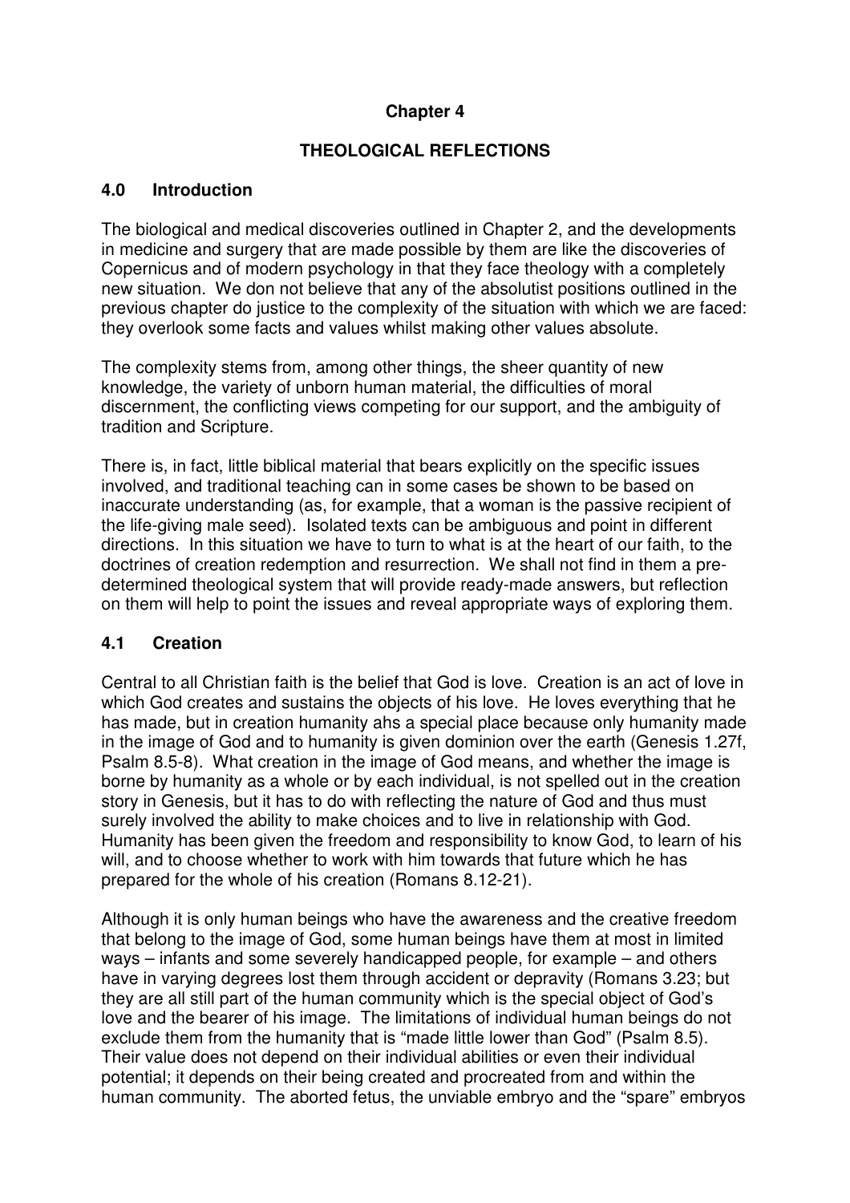**Chapter 4**

**THEOLOGICAL REFLECTIONS**

## 4.0 Introduction

The biological and medical discoveries outlined in Chapter 2, and the developments in medicine and surgery that are made possible by them are like the discoveries of Copernicus and of modern psychology in that they face theology with a completely new situation. We don not believe that any of the absolutist positions outlined in the previous chapter do justice to the complexity of the situation with which we are faced: they overlook some facts and values whilst making other values absolute.

The complexity stems from, among other things, the sheer quantity of new knowledge, the variety of unborn human material, the difficulties of moral discernment, the conflicting views competing for our support, and the ambiguity of tradition and Scripture.

There is, in fact, little biblical material that bears explicitly on the specific issues involved, and traditional teaching can in some cases be shown to be based on inaccurate understanding (as, for example, that a woman is the passive recipient of the life-giving male seed). Isolated texts can be ambiguous and point in different directions. In this situation we have to turn to what is at the heart of our faith, to the doctrines of creation redemption and resurrection. We shall not find in them a pre-determined theological system that will provide ready-made answers, but reflection on them will help to point the issues and reveal appropriate ways of exploring them.

## 4.1 Creation

Central to all Christian faith is the belief that God is love. Creation is an act of love in which God creates and sustains the objects of his love. He loves everything that he has made, but in creation humanity ahs a special place because only humanity made in the image of God and to humanity is given dominion over the earth (Genesis 1.27f, Psalm 8.5-8). What creation in the image of God means, and whether the image is borne by humanity as a whole or by each individual, is not spelled out in the creation story in Genesis, but it has to do with reflecting the nature of God and thus must surely involved the ability to make choices and to live in relationship with God. Humanity has been given the freedom and responsibility to know God, to learn of his will, and to choose whether to work with him towards that future which he has prepared for the whole of his creation (Romans 8.12-21).

Although it is only human beings who have the awareness and the creative freedom that belong to the image of God, some human beings have them at most in limited ways – infants and some severely handicapped people, for example – and others have in varying degrees lost them through accident or depravity (Romans 3.23; but they are all still part of the human community which is the special object of God's love and the bearer of his image. The limitations of individual human beings do not exclude them from the humanity that is "made little lower than God" (Psalm 8.5). Their value does not depend on their individual abilities or even their individual potential; it depends on their being created and procreated from and within the human community. The aborted fetus, the unviable embryo and the "spare" embryos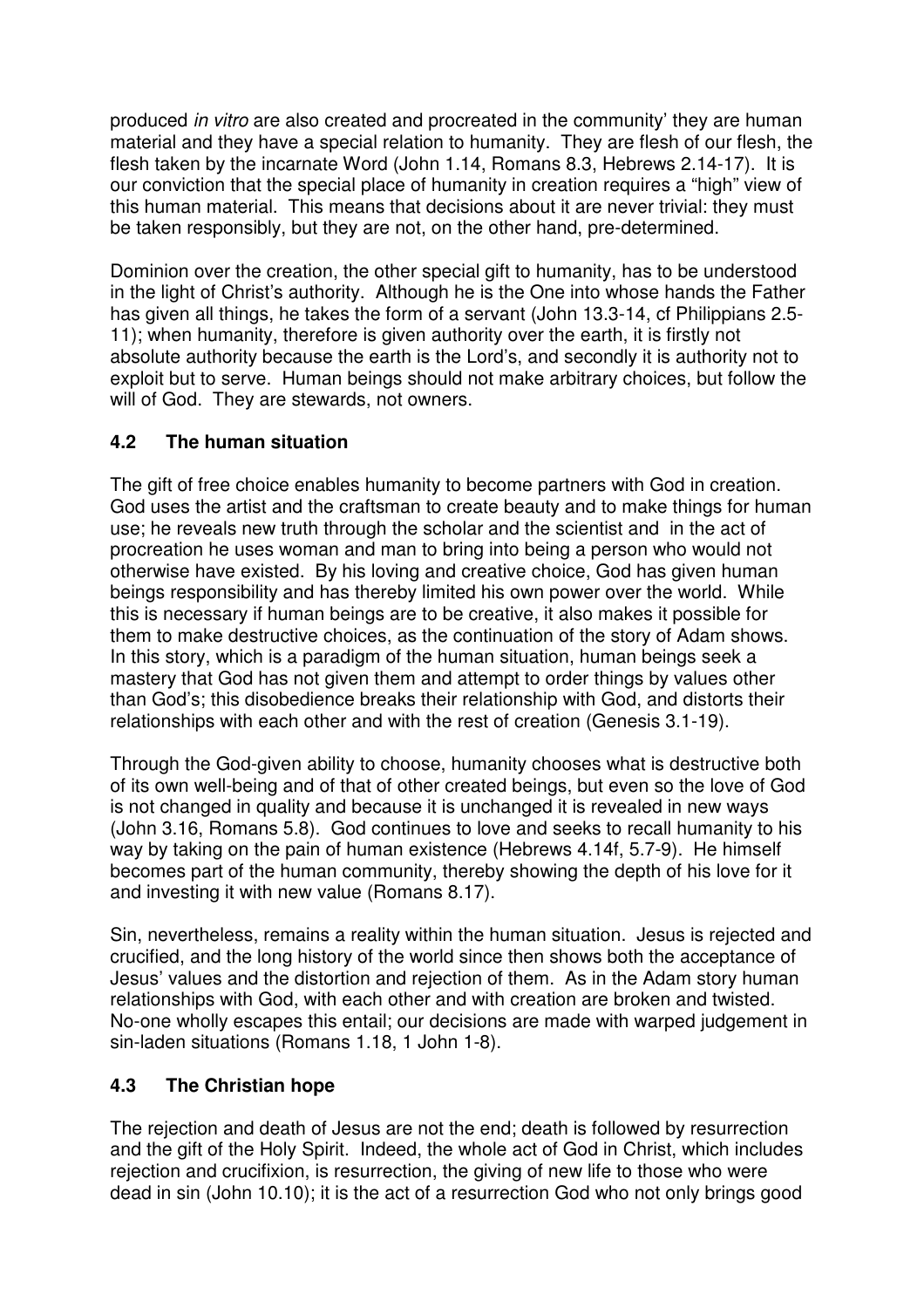produced *in vitro* are also created and procreated in the community' they are human material and they have a special relation to humanity. They are flesh of our flesh, the flesh taken by the incarnate Word (John 1.14, Romans 8.3, Hebrews 2.14-17). It is our conviction that the special place of humanity in creation requires a "high" view of this human material. This means that decisions about it are never trivial: they must be taken responsibly, but they are not, on the other hand, pre-determined.

Dominion over the creation, the other special gift to humanity, has to be understood in the light of Christ's authority. Although he is the One into whose hands the Father has given all things, he takes the form of a servant (John 13.3-14, cf Philippians 2.5-11); when humanity, therefore is given authority over the earth, it is firstly not absolute authority because the earth is the Lord's, and secondly it is authority not to exploit but to serve. Human beings should not make arbitrary choices, but follow the will of God. They are stewards, not owners.

### 4.2 The human situation

The gift of free choice enables humanity to become partners with God in creation. God uses the artist and the craftsman to create beauty and to make things for human use; he reveals new truth through the scholar and the scientist and in the act of procreation he uses woman and man to bring into being a person who would not otherwise have existed. By his loving and creative choice, God has given human beings responsibility and has thereby limited his own power over the world. While this is necessary if human beings are to be creative, it also makes it possible for them to make destructive choices, as the continuation of the story of Adam shows. In this story, which is a paradigm of the human situation, human beings seek a mastery that God has not given them and attempt to order things by values other than God's; this disobedience breaks their relationship with God, and distorts their relationships with each other and with the rest of creation (Genesis 3.1-19).

Through the God-given ability to choose, humanity chooses what is destructive both of its own well-being and of that of other created beings, but even so the love of God is not changed in quality and because it is unchanged it is revealed in new ways (John 3.16, Romans 5.8). God continues to love and seeks to recall humanity to his way by taking on the pain of human existence (Hebrews 4.14f, 5.7-9). He himself becomes part of the human community, thereby showing the depth of his love for it and investing it with new value (Romans 8.17).

Sin, nevertheless, remains a reality within the human situation. Jesus is rejected and crucified, and the long history of the world since then shows both the acceptance of Jesus' values and the distortion and rejection of them. As in the Adam story human relationships with God, with each other and with creation are broken and twisted. No-one wholly escapes this entail; our decisions are made with warped judgement in sin-laden situations (Romans 1.18, 1 John 1-8).

### 4.3 The Christian hope

The rejection and death of Jesus are not the end; death is followed by resurrection and the gift of the Holy Spirit. Indeed, the whole act of God in Christ, which includes rejection and crucifixion, is resurrection, the giving of new life to those who were dead in sin (John 10.10); it is the act of a resurrection God who not only brings good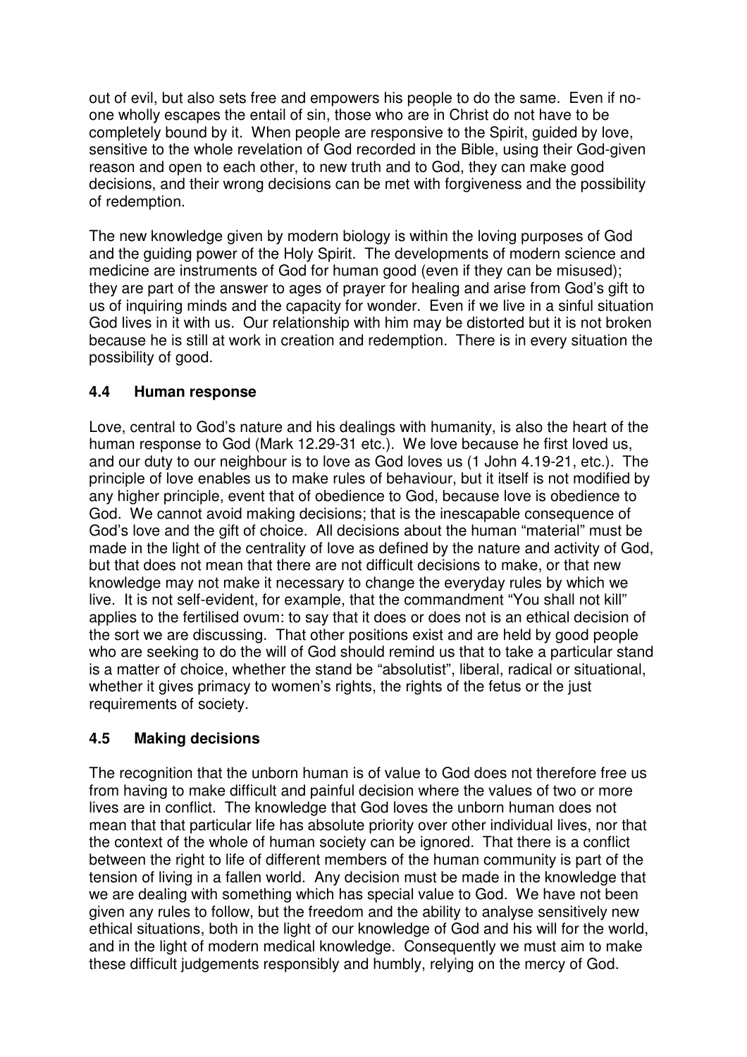out of evil, but also sets free and empowers his people to do the same. Even if no-one wholly escapes the entail of sin, those who are in Christ do not have to be completely bound by it. When people are responsive to the Spirit, guided by love, sensitive to the whole revelation of God recorded in the Bible, using their God-given reason and open to each other, to new truth and to God, they can make good decisions, and their wrong decisions can be met with forgiveness and the possibility of redemption.

The new knowledge given by modern biology is within the loving purposes of God and the guiding power of the Holy Spirit. The developments of modern science and medicine are instruments of God for human good (even if they can be misused); they are part of the answer to ages of prayer for healing and arise from God's gift to us of inquiring minds and the capacity for wonder. Even if we live in a sinful situation God lives in it with us. Our relationship with him may be distorted but it is not broken because he is still at work in creation and redemption. There is in every situation the possibility of good.

### 4.4 Human response

Love, central to God's nature and his dealings with humanity, is also the heart of the human response to God (Mark 12.29-31 etc.). We love because he first loved us, and our duty to our neighbour is to love as God loves us (1 John 4.19-21, etc.). The principle of love enables us to make rules of behaviour, but it itself is not modified by any higher principle, event that of obedience to God, because love is obedience to God. We cannot avoid making decisions; that is the inescapable consequence of God's love and the gift of choice. All decisions about the human "material" must be made in the light of the centrality of love as defined by the nature and activity of God, but that does not mean that there are not difficult decisions to make, or that new knowledge may not make it necessary to change the everyday rules by which we live. It is not self-evident, for example, that the commandment "You shall not kill" applies to the fertilised ovum: to say that it does or does not is an ethical decision of the sort we are discussing. That other positions exist and are held by good people who are seeking to do the will of God should remind us that to take a particular stand is a matter of choice, whether the stand be "absolutist", liberal, radical or situational, whether it gives primacy to women's rights, the rights of the fetus or the just requirements of society.

### 4.5 Making decisions

The recognition that the unborn human is of value to God does not therefore free us from having to make difficult and painful decision where the values of two or more lives are in conflict. The knowledge that God loves the unborn human does not mean that that particular life has absolute priority over other individual lives, nor that the context of the whole of human society can be ignored. That there is a conflict between the right to life of different members of the human community is part of the tension of living in a fallen world. Any decision must be made in the knowledge that we are dealing with something which has special value to God. We have not been given any rules to follow, but the freedom and the ability to analyse sensitively new ethical situations, both in the light of our knowledge of God and his will for the world, and in the light of modern medical knowledge. Consequently we must aim to make these difficult judgements responsibly and humbly, relying on the mercy of God.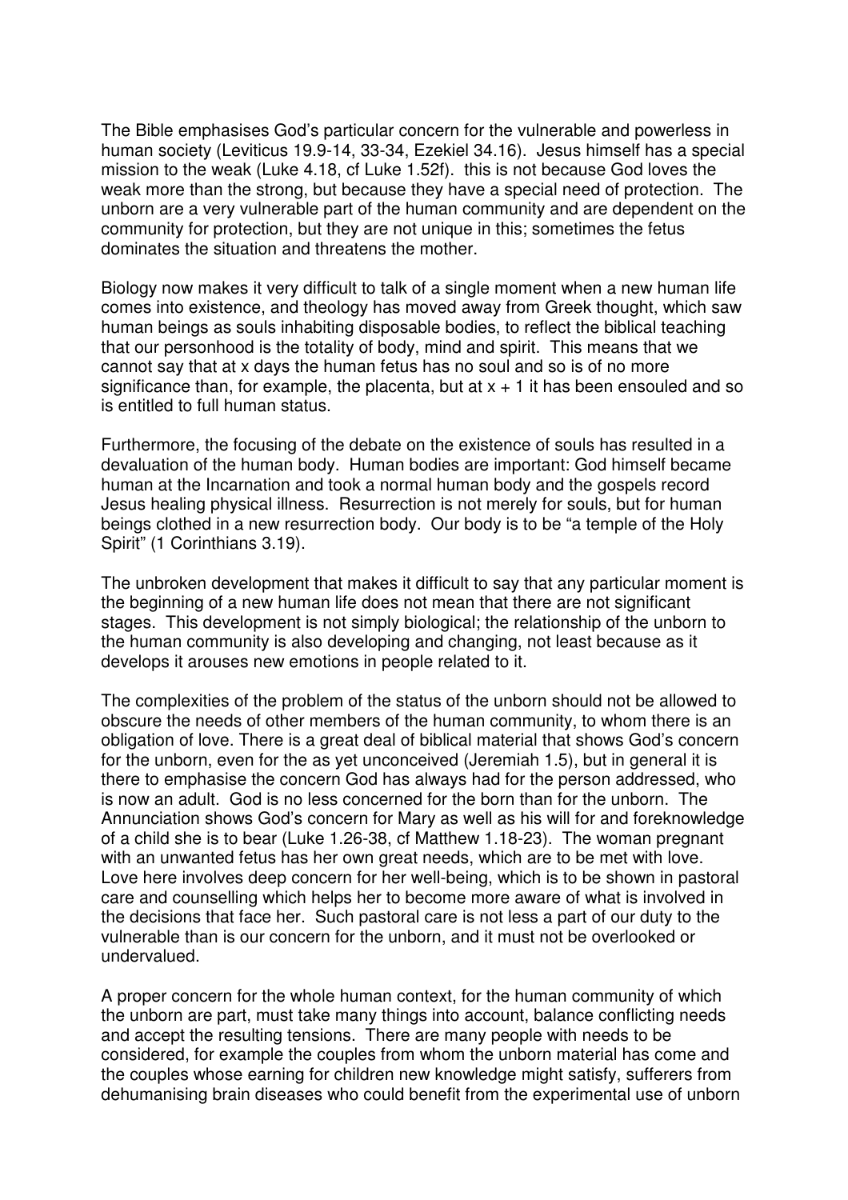The Bible emphasises God's particular concern for the vulnerable and powerless in human society (Leviticus 19.9-14, 33-34, Ezekiel 34.16). Jesus himself has a special mission to the weak (Luke 4.18, cf Luke 1.52f). this is not because God loves the weak more than the strong, but because they have a special need of protection. The unborn are a very vulnerable part of the human community and are dependent on the community for protection, but they are not unique in this; sometimes the fetus dominates the situation and threatens the mother.

Biology now makes it very difficult to talk of a single moment when a new human life comes into existence, and theology has moved away from Greek thought, which saw human beings as souls inhabiting disposable bodies, to reflect the biblical teaching that our personhood is the totality of body, mind and spirit. This means that we cannot say that at x days the human fetus has no soul and so is of no more significance than, for example, the placenta, but at $x + 1$ it has been ensouled and so is entitled to full human status.

Furthermore, the focusing of the debate on the existence of souls has resulted in a devaluation of the human body. Human bodies are important: God himself became human at the Incarnation and took a normal human body and the gospels record Jesus healing physical illness. Resurrection is not merely for souls, but for human beings clothed in a new resurrection body. Our body is to be "a temple of the Holy Spirit" (1 Corinthians 3.19).

The unbroken development that makes it difficult to say that any particular moment is the beginning of a new human life does not mean that there are not significant stages. This development is not simply biological; the relationship of the unborn to the human community is also developing and changing, not least because as it develops it arouses new emotions in people related to it.

The complexities of the problem of the status of the unborn should not be allowed to obscure the needs of other members of the human community, to whom there is an obligation of love. There is a great deal of biblical material that shows God's concern for the unborn, even for the as yet unconceived (Jeremiah 1.5), but in general it is there to emphasise the concern God has always had for the person addressed, who is now an adult. God is no less concerned for the born than for the unborn. The Annunciation shows God's concern for Mary as well as his will for and foreknowledge of a child she is to bear (Luke 1.26-38, cf Matthew 1.18-23). The woman pregnant with an unwanted fetus has her own great needs, which are to be met with love. Love here involves deep concern for her well-being, which is to be shown in pastoral care and counselling which helps her to become more aware of what is involved in the decisions that face her. Such pastoral care is not less a part of our duty to the vulnerable than is our concern for the unborn, and it must not be overlooked or undervalued.

A proper concern for the whole human context, for the human community of which the unborn are part, must take many things into account, balance conflicting needs and accept the resulting tensions. There are many people with needs to be considered, for example the couples from whom the unborn material has come and the couples whose earning for children new knowledge might satisfy, sufferers from dehumanising brain diseases who could benefit from the experimental use of unborn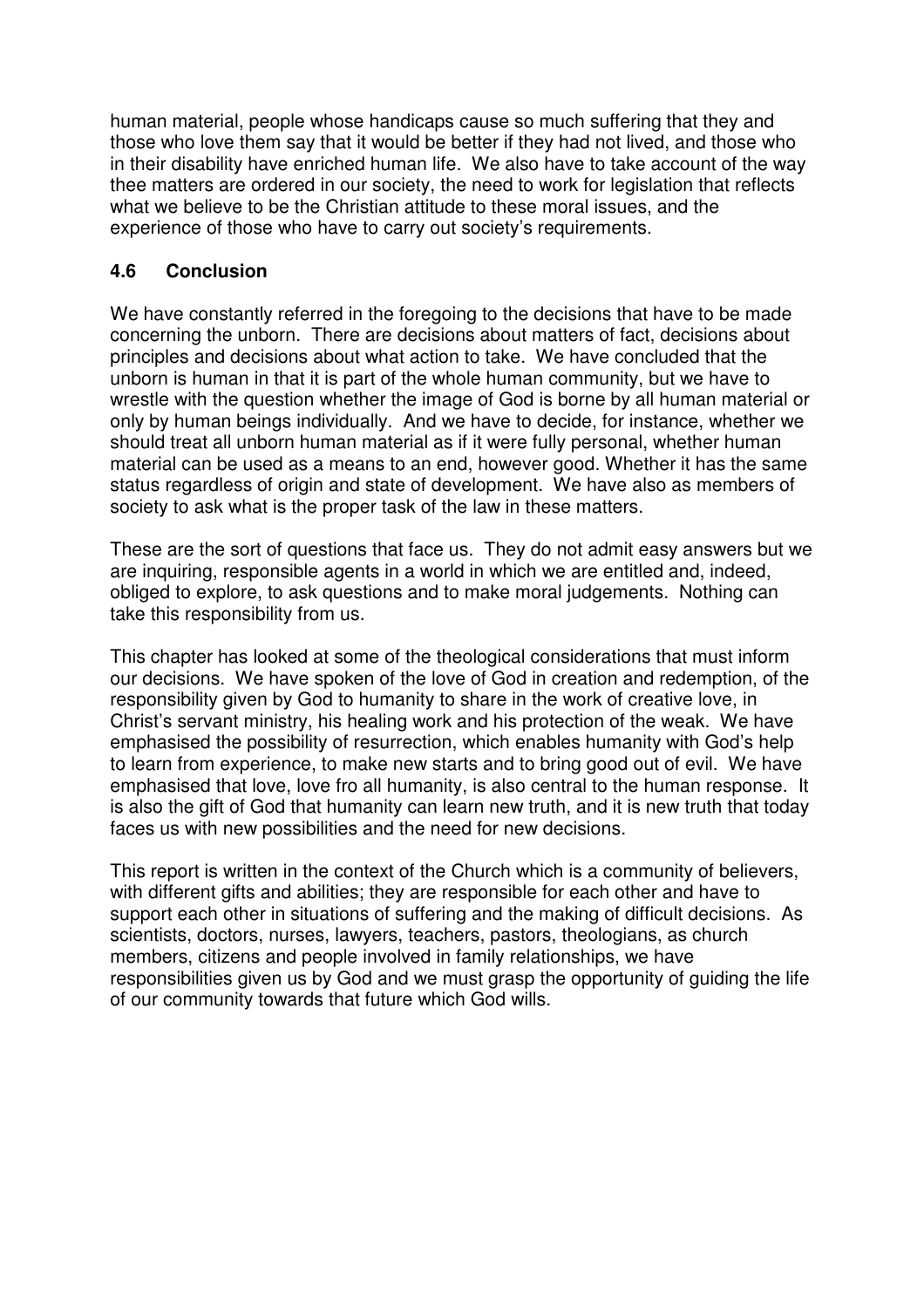human material, people whose handicaps cause so much suffering that they and those who love them say that it would be better if they had not lived, and those who in their disability have enriched human life. We also have to take account of the way thee matters are ordered in our society, the need to work for legislation that reflects what we believe to be the Christian attitude to these moral issues, and the experience of those who have to carry out society's requirements.

### 4.6 Conclusion

We have constantly referred in the foregoing to the decisions that have to be made concerning the unborn. There are decisions about matters of fact, decisions about principles and decisions about what action to take. We have concluded that the unborn is human in that it is part of the whole human community, but we have to wrestle with the question whether the image of God is borne by all human material or only by human beings individually. And we have to decide, for instance, whether we should treat all unborn human material as if it were fully personal, whether human material can be used as a means to an end, however good. Whether it has the same status regardless of origin and state of development. We have also as members of society to ask what is the proper task of the law in these matters.

These are the sort of questions that face us. They do not admit easy answers but we are inquiring, responsible agents in a world in which we are entitled and, indeed, obliged to explore, to ask questions and to make moral judgements. Nothing can take this responsibility from us.

This chapter has looked at some of the theological considerations that must inform our decisions. We have spoken of the love of God in creation and redemption, of the responsibility given by God to humanity to share in the work of creative love, in Christ's servant ministry, his healing work and his protection of the weak. We have emphasised the possibility of resurrection, which enables humanity with God's help to learn from experience, to make new starts and to bring good out of evil. We have emphasised that love, love fro all humanity, is also central to the human response. It is also the gift of God that humanity can learn new truth, and it is new truth that today faces us with new possibilities and the need for new decisions.

This report is written in the context of the Church which is a community of believers, with different gifts and abilities; they are responsible for each other and have to support each other in situations of suffering and the making of difficult decisions. As scientists, doctors, nurses, lawyers, teachers, pastors, theologians, as church members, citizens and people involved in family relationships, we have responsibilities given us by God and we must grasp the opportunity of guiding the life of our community towards that future which God wills.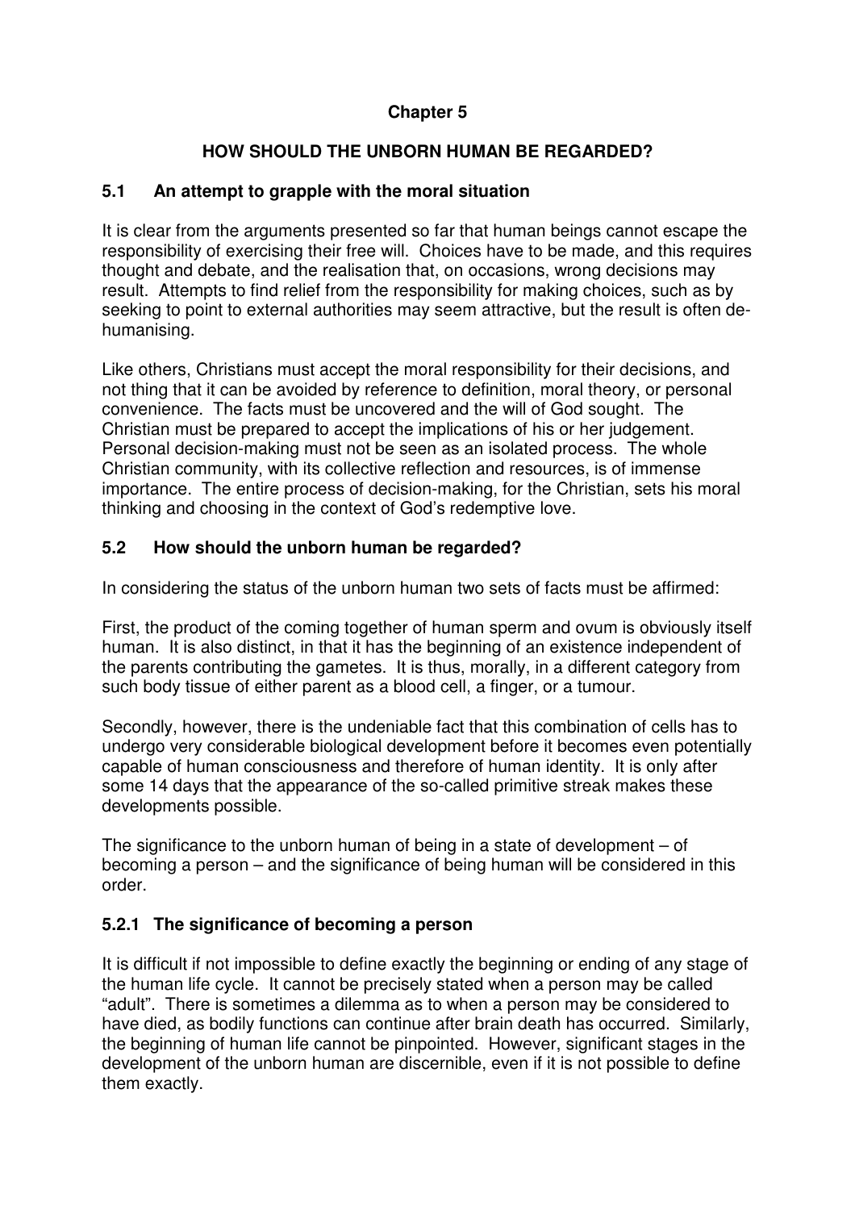# Chapter 5

## HOW SHOULD THE UNBORN HUMAN BE REGARDED?

### 5.1 An attempt to grapple with the moral situation

It is clear from the arguments presented so far that human beings cannot escape the responsibility of exercising their free will. Choices have to be made, and this requires thought and debate, and the realisation that, on occasions, wrong decisions may result. Attempts to find relief from the responsibility for making choices, such as by seeking to point to external authorities may seem attractive, but the result is often de-humanising.

Like others, Christians must accept the moral responsibility for their decisions, and not thing that it can be avoided by reference to definition, moral theory, or personal convenience. The facts must be uncovered and the will of God sought. The Christian must be prepared to accept the implications of his or her judgement. Personal decision-making must not be seen as an isolated process. The whole Christian community, with its collective reflection and resources, is of immense importance. The entire process of decision-making, for the Christian, sets his moral thinking and choosing in the context of God's redemptive love.

### 5.2 How should the unborn human be regarded?

In considering the status of the unborn human two sets of facts must be affirmed:

First, the product of the coming together of human sperm and ovum is obviously itself human. It is also distinct, in that it has the beginning of an existence independent of the parents contributing the gametes. It is thus, morally, in a different category from such body tissue of either parent as a blood cell, a finger, or a tumour.

Secondly, however, there is the undeniable fact that this combination of cells has to undergo very considerable biological development before it becomes even potentially capable of human consciousness and therefore of human identity. It is only after some 14 days that the appearance of the so-called primitive streak makes these developments possible.

The significance to the unborn human of being in a state of development – of becoming a person – and the significance of being human will be considered in this order.

#### 5.2.1 The significance of becoming a person

It is difficult if not impossible to define exactly the beginning or ending of any stage of the human life cycle. It cannot be precisely stated when a person may be called "adult". There is sometimes a dilemma as to when a person may be considered to have died, as bodily functions can continue after brain death has occurred. Similarly, the beginning of human life cannot be pinpointed. However, significant stages in the development of the unborn human are discernible, even if it is not possible to define them exactly.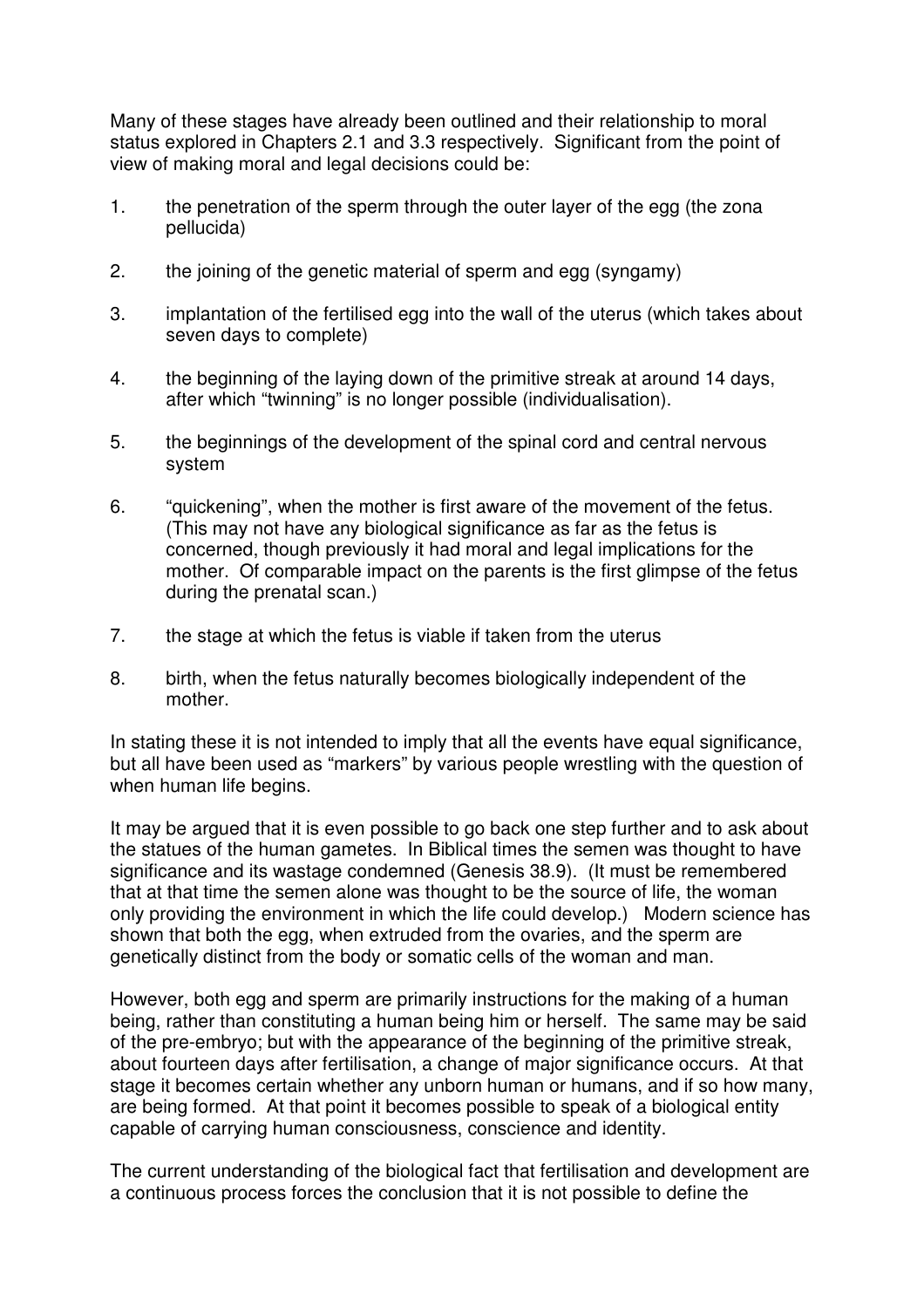Many of these stages have already been outlined and their relationship to moral status explored in Chapters 2.1 and 3.3 respectively. Significant from the point of view of making moral and legal decisions could be:

1. the penetration of the sperm through the outer layer of the egg (the zona pellucida)

2. the joining of the genetic material of sperm and egg (syngamy)

3. implantation of the fertilised egg into the wall of the uterus (which takes about seven days to complete)

4. the beginning of the laying down of the primitive streak at around 14 days, after which "twinning" is no longer possible (individualisation).

5. the beginnings of the development of the spinal cord and central nervous system

6. "quickening", when the mother is first aware of the movement of the fetus. (This may not have any biological significance as far as the fetus is concerned, though previously it had moral and legal implications for the mother. Of comparable impact on the parents is the first glimpse of the fetus during the prenatal scan.)

7. the stage at which the fetus is viable if taken from the uterus

8. birth, when the fetus naturally becomes biologically independent of the mother.

In stating these it is not intended to imply that all the events have equal significance, but all have been used as "markers" by various people wrestling with the question of when human life begins.

It may be argued that it is even possible to go back one step further and to ask about the statues of the human gametes. In Biblical times the semen was thought to have significance and its wastage condemned (Genesis 38.9). (It must be remembered that at that time the semen alone was thought to be the source of life, the woman only providing the environment in which the life could develop.) Modern science has shown that both the egg, when extruded from the ovaries, and the sperm are genetically distinct from the body or somatic cells of the woman and man.

However, both egg and sperm are primarily instructions for the making of a human being, rather than constituting a human being him or herself. The same may be said of the pre-embryo; but with the appearance of the beginning of the primitive streak, about fourteen days after fertilisation, a change of major significance occurs. At that stage it becomes certain whether any unborn human or humans, and if so how many, are being formed. At that point it becomes possible to speak of a biological entity capable of carrying human consciousness, conscience and identity.

The current understanding of the biological fact that fertilisation and development are a continuous process forces the conclusion that it is not possible to define the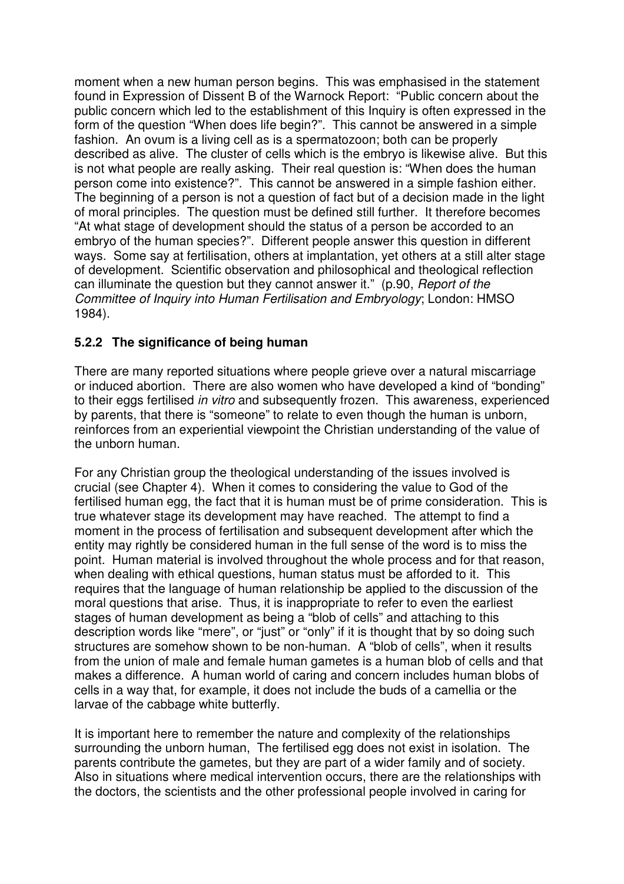moment when a new human person begins. This was emphasised in the statement found in Expression of Dissent B of the Warnock Report: "Public concern about the public concern which led to the establishment of this Inquiry is often expressed in the form of the question "When does life begin?". This cannot be answered in a simple fashion. An ovum is a living cell as is a spermatozoon; both can be properly described as alive. The cluster of cells which is the embryo is likewise alive. But this is not what people are really asking. Their real question is: "When does the human person come into existence?". This cannot be answered in a simple fashion either. The beginning of a person is not a question of fact but of a decision made in the light of moral principles. The question must be defined still further. It therefore becomes "At what stage of development should the status of a person be accorded to an embryo of the human species?". Different people answer this question in different ways. Some say at fertilisation, others at implantation, yet others at a still alter stage of development. Scientific observation and philosophical and theological reflection can illuminate the question but they cannot answer it." (p.90, *Report of the Committee of Inquiry into Human Fertilisation and Embryology*; London: HMSO 1984).

### 5.2.2 The significance of being human

There are many reported situations where people grieve over a natural miscarriage or induced abortion. There are also women who have developed a kind of "bonding" to their eggs fertilised *in vitro* and subsequently frozen. This awareness, experienced by parents, that there is "someone" to relate to even though the human is unborn, reinforces from an experiential viewpoint the Christian understanding of the value of the unborn human.

For any Christian group the theological understanding of the issues involved is crucial (see Chapter 4). When it comes to considering the value to God of the fertilised human egg, the fact that it is human must be of prime consideration. This is true whatever stage its development may have reached. The attempt to find a moment in the process of fertilisation and subsequent development after which the entity may rightly be considered human in the full sense of the word is to miss the point. Human material is involved throughout the whole process and for that reason, when dealing with ethical questions, human status must be afforded to it. This requires that the language of human relationship be applied to the discussion of the moral questions that arise. Thus, it is inappropriate to refer to even the earliest stages of human development as being a "blob of cells" and attaching to this description words like "mere", or "just" or "only" if it is thought that by so doing such structures are somehow shown to be non-human. A "blob of cells", when it results from the union of male and female human gametes is a human blob of cells and that makes a difference. A human world of caring and concern includes human blobs of cells in a way that, for example, it does not include the buds of a camellia or the larvae of the cabbage white butterfly.

It is important here to remember the nature and complexity of the relationships surrounding the unborn human, The fertilised egg does not exist in isolation. The parents contribute the gametes, but they are part of a wider family and of society. Also in situations where medical intervention occurs, there are the relationships with the doctors, the scientists and the other professional people involved in caring for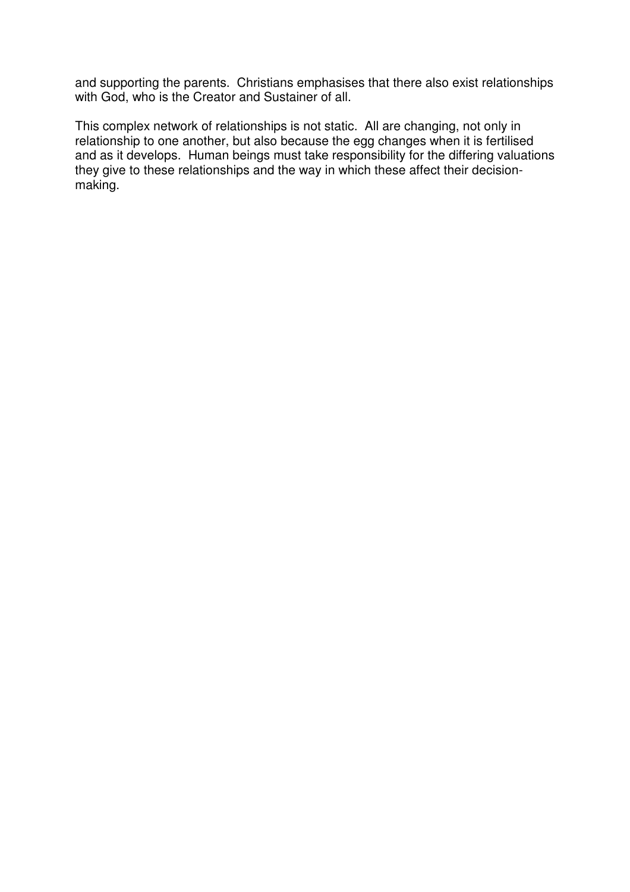and supporting the parents. Christians emphasises that there also exist relationships with God, who is the Creator and Sustainer of all.

This complex network of relationships is not static. All are changing, not only in relationship to one another, but also because the egg changes when it is fertilised and as it develops. Human beings must take responsibility for the differing valuations they give to these relationships and the way in which these affect their decision-making.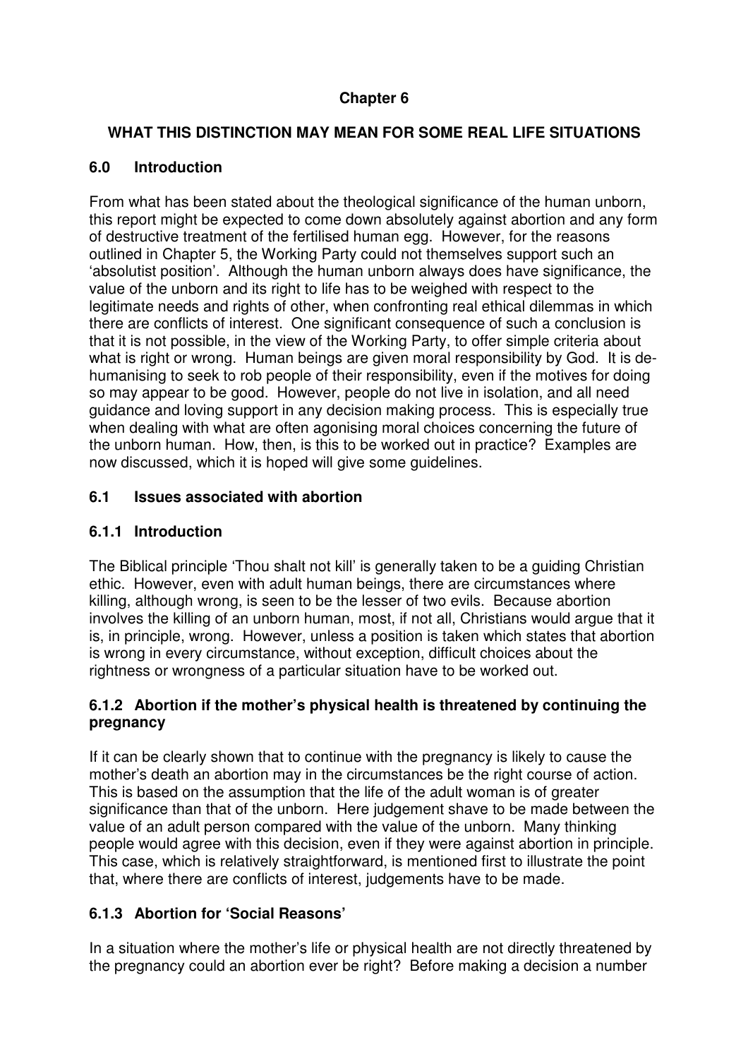# Chapter 6

## WHAT THIS DISTINCTION MAY MEAN FOR SOME REAL LIFE SITUATIONS

### 6.0 Introduction

From what has been stated about the theological significance of the human unborn, this report might be expected to come down absolutely against abortion and any form of destructive treatment of the fertilised human egg. However, for the reasons outlined in Chapter 5, the Working Party could not themselves support such an 'absolutist position'. Although the human unborn always does have significance, the value of the unborn and its right to life has to be weighed with respect to the legitimate needs and rights of other, when confronting real ethical dilemmas in which there are conflicts of interest. One significant consequence of such a conclusion is that it is not possible, in the view of the Working Party, to offer simple criteria about what is right or wrong. Human beings are given moral responsibility by God. It is de-humanising to seek to rob people of their responsibility, even if the motives for doing so may appear to be good. However, people do not live in isolation, and all need guidance and loving support in any decision making process. This is especially true when dealing with what are often agonising moral choices concerning the future of the unborn human. How, then, is this to be worked out in practice? Examples are now discussed, which it is hoped will give some guidelines.

### 6.1 Issues associated with abortion

#### 6.1.1 Introduction

The Biblical principle 'Thou shalt not kill' is generally taken to be a guiding Christian ethic. However, even with adult human beings, there are circumstances where killing, although wrong, is seen to be the lesser of two evils. Because abortion involves the killing of an unborn human, most, if not all, Christians would argue that it is, in principle, wrong. However, unless a position is taken which states that abortion is wrong in every circumstance, without exception, difficult choices about the rightness or wrongness of a particular situation have to be worked out.

#### 6.1.2 Abortion if the mother's physical health is threatened by continuing the pregnancy

If it can be clearly shown that to continue with the pregnancy is likely to cause the mother's death an abortion may in the circumstances be the right course of action. This is based on the assumption that the life of the adult woman is of greater significance than that of the unborn. Here judgement shave to be made between the value of an adult person compared with the value of the unborn. Many thinking people would agree with this decision, even if they were against abortion in principle. This case, which is relatively straightforward, is mentioned first to illustrate the point that, where there are conflicts of interest, judgements have to be made.

#### 6.1.3 Abortion for 'Social Reasons'

In a situation where the mother's life or physical health are not directly threatened by the pregnancy could an abortion ever be right? Before making a decision a number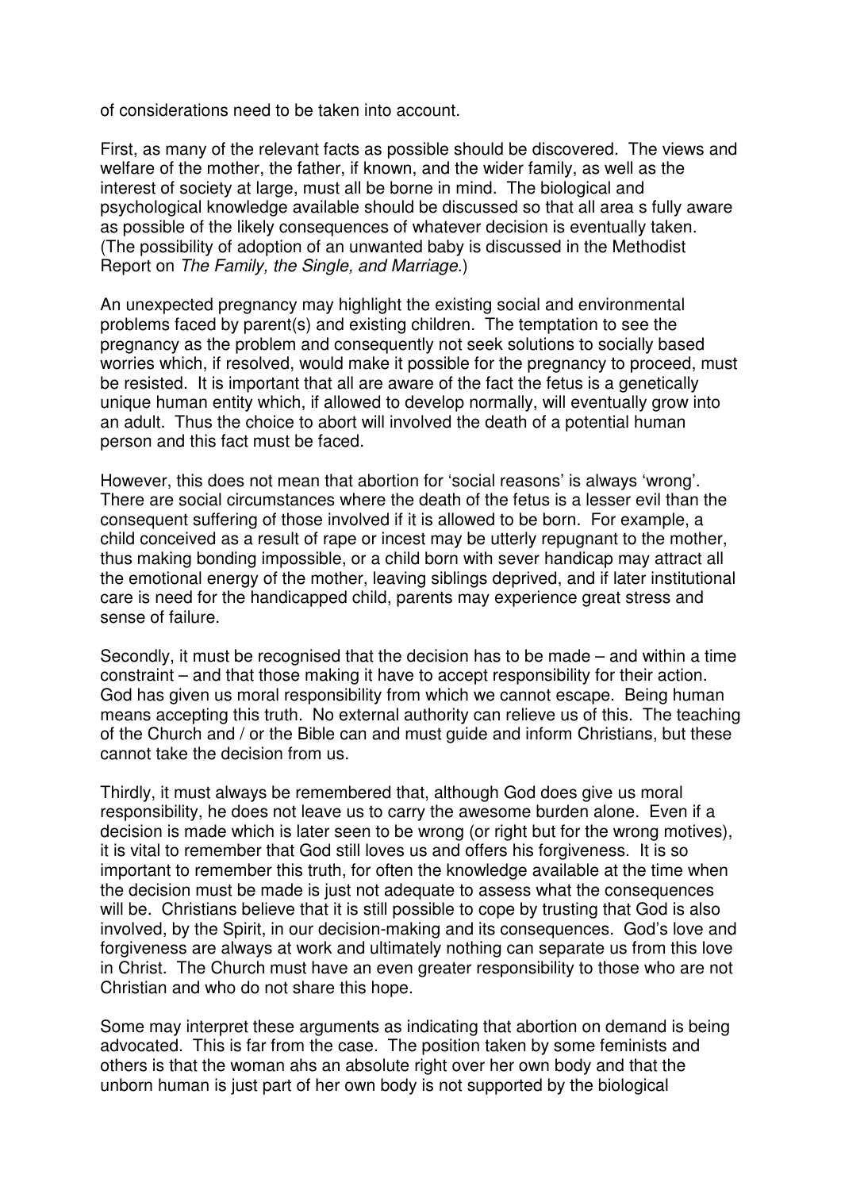of considerations need to be taken into account.

First, as many of the relevant facts as possible should be discovered. The views and welfare of the mother, the father, if known, and the wider family, as well as the interest of society at large, must all be borne in mind. The biological and psychological knowledge available should be discussed so that all area s fully aware as possible of the likely consequences of whatever decision is eventually taken. (The possibility of adoption of an unwanted baby is discussed in the Methodist Report on *The Family, the Single, and Marriage*.)

An unexpected pregnancy may highlight the existing social and environmental problems faced by parent(s) and existing children. The temptation to see the pregnancy as the problem and consequently not seek solutions to socially based worries which, if resolved, would make it possible for the pregnancy to proceed, must be resisted. It is important that all are aware of the fact the fetus is a genetically unique human entity which, if allowed to develop normally, will eventually grow into an adult. Thus the choice to abort will involved the death of a potential human person and this fact must be faced.

However, this does not mean that abortion for 'social reasons' is always 'wrong'. There are social circumstances where the death of the fetus is a lesser evil than the consequent suffering of those involved if it is allowed to be born. For example, a child conceived as a result of rape or incest may be utterly repugnant to the mother, thus making bonding impossible, or a child born with sever handicap may attract all the emotional energy of the mother, leaving siblings deprived, and if later institutional care is need for the handicapped child, parents may experience great stress and sense of failure.

Secondly, it must be recognised that the decision has to be made – and within a time constraint – and that those making it have to accept responsibility for their action. God has given us moral responsibility from which we cannot escape. Being human means accepting this truth. No external authority can relieve us of this. The teaching of the Church and / or the Bible can and must guide and inform Christians, but these cannot take the decision from us.

Thirdly, it must always be remembered that, although God does give us moral responsibility, he does not leave us to carry the awesome burden alone. Even if a decision is made which is later seen to be wrong (or right but for the wrong motives), it is vital to remember that God still loves us and offers his forgiveness. It is so important to remember this truth, for often the knowledge available at the time when the decision must be made is just not adequate to assess what the consequences will be. Christians believe that it is still possible to cope by trusting that God is also involved, by the Spirit, in our decision-making and its consequences. God's love and forgiveness are always at work and ultimately nothing can separate us from this love in Christ. The Church must have an even greater responsibility to those who are not Christian and who do not share this hope.

Some may interpret these arguments as indicating that abortion on demand is being advocated. This is far from the case. The position taken by some feminists and others is that the woman ahs an absolute right over her own body and that the unborn human is just part of her own body is not supported by the biological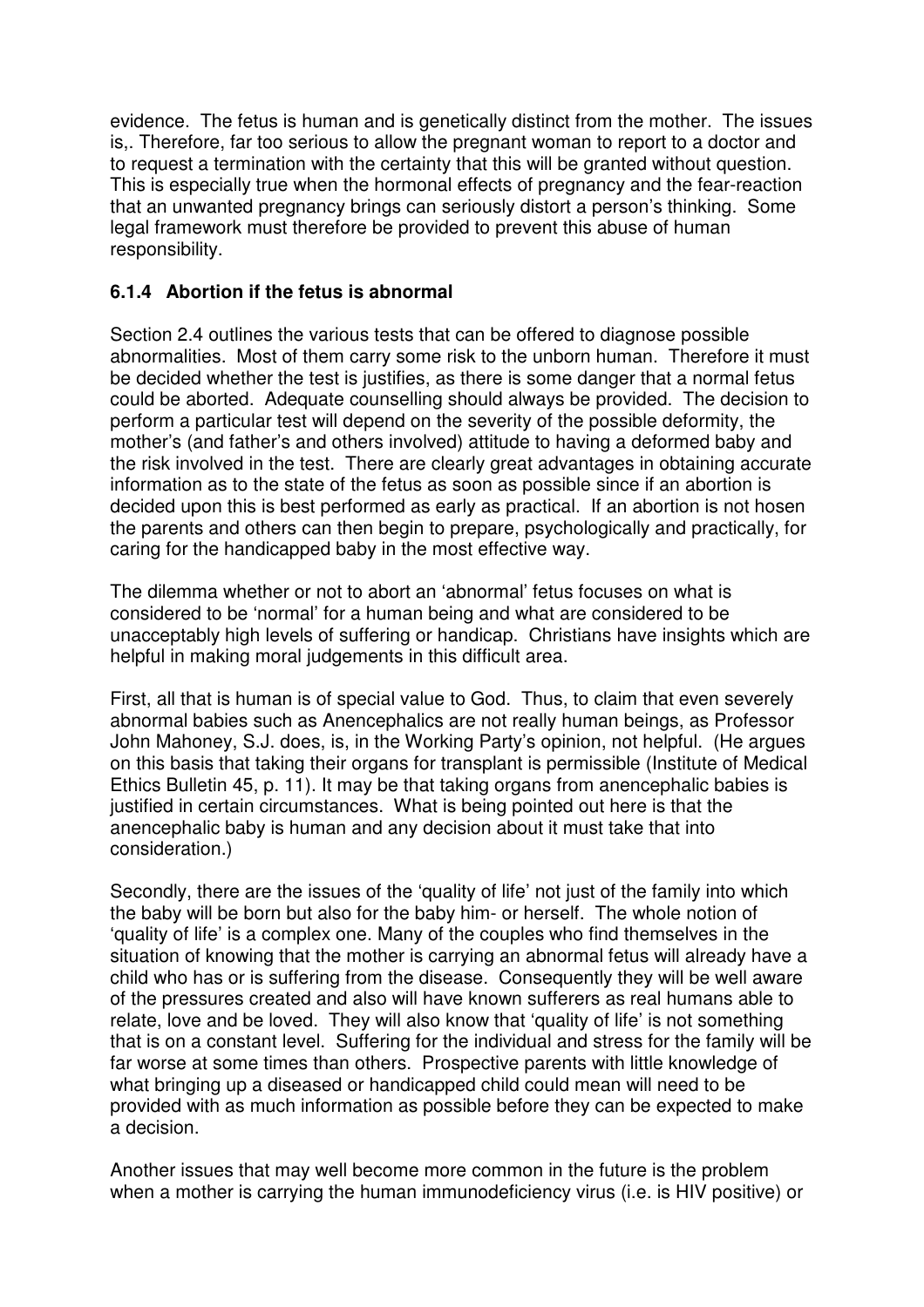evidence. The fetus is human and is genetically distinct from the mother. The issues is,. Therefore, far too serious to allow the pregnant woman to report to a doctor and to request a termination with the certainty that this will be granted without question. This is especially true when the hormonal effects of pregnancy and the fear-reaction that an unwanted pregnancy brings can seriously distort a person's thinking. Some legal framework must therefore be provided to prevent this abuse of human responsibility.

### 6.1.4 Abortion if the fetus is abnormal

Section 2.4 outlines the various tests that can be offered to diagnose possible abnormalities. Most of them carry some risk to the unborn human. Therefore it must be decided whether the test is justifies, as there is some danger that a normal fetus could be aborted. Adequate counselling should always be provided. The decision to perform a particular test will depend on the severity of the possible deformity, the mother's (and father's and others involved) attitude to having a deformed baby and the risk involved in the test. There are clearly great advantages in obtaining accurate information as to the state of the fetus as soon as possible since if an abortion is decided upon this is best performed as early as practical. If an abortion is not hosen the parents and others can then begin to prepare, psychologically and practically, for caring for the handicapped baby in the most effective way.

The dilemma whether or not to abort an 'abnormal' fetus focuses on what is considered to be 'normal' for a human being and what are considered to be unacceptably high levels of suffering or handicap. Christians have insights which are helpful in making moral judgements in this difficult area.

First, all that is human is of special value to God. Thus, to claim that even severely abnormal babies such as Anencephalics are not really human beings, as Professor John Mahoney, S.J. does, is, in the Working Party's opinion, not helpful. (He argues on this basis that taking their organs for transplant is permissible (Institute of Medical Ethics Bulletin 45, p. 11). It may be that taking organs from anencephalic babies is justified in certain circumstances. What is being pointed out here is that the anencephalic baby is human and any decision about it must take that into consideration.)

Secondly, there are the issues of the 'quality of life' not just of the family into which the baby will be born but also for the baby him- or herself. The whole notion of 'quality of life' is a complex one. Many of the couples who find themselves in the situation of knowing that the mother is carrying an abnormal fetus will already have a child who has or is suffering from the disease. Consequently they will be well aware of the pressures created and also will have known sufferers as real humans able to relate, love and be loved. They will also know that 'quality of life' is not something that is on a constant level. Suffering for the individual and stress for the family will be far worse at some times than others. Prospective parents with little knowledge of what bringing up a diseased or handicapped child could mean will need to be provided with as much information as possible before they can be expected to make a decision.

Another issues that may well become more common in the future is the problem when a mother is carrying the human immunodeficiency virus (i.e. is HIV positive) or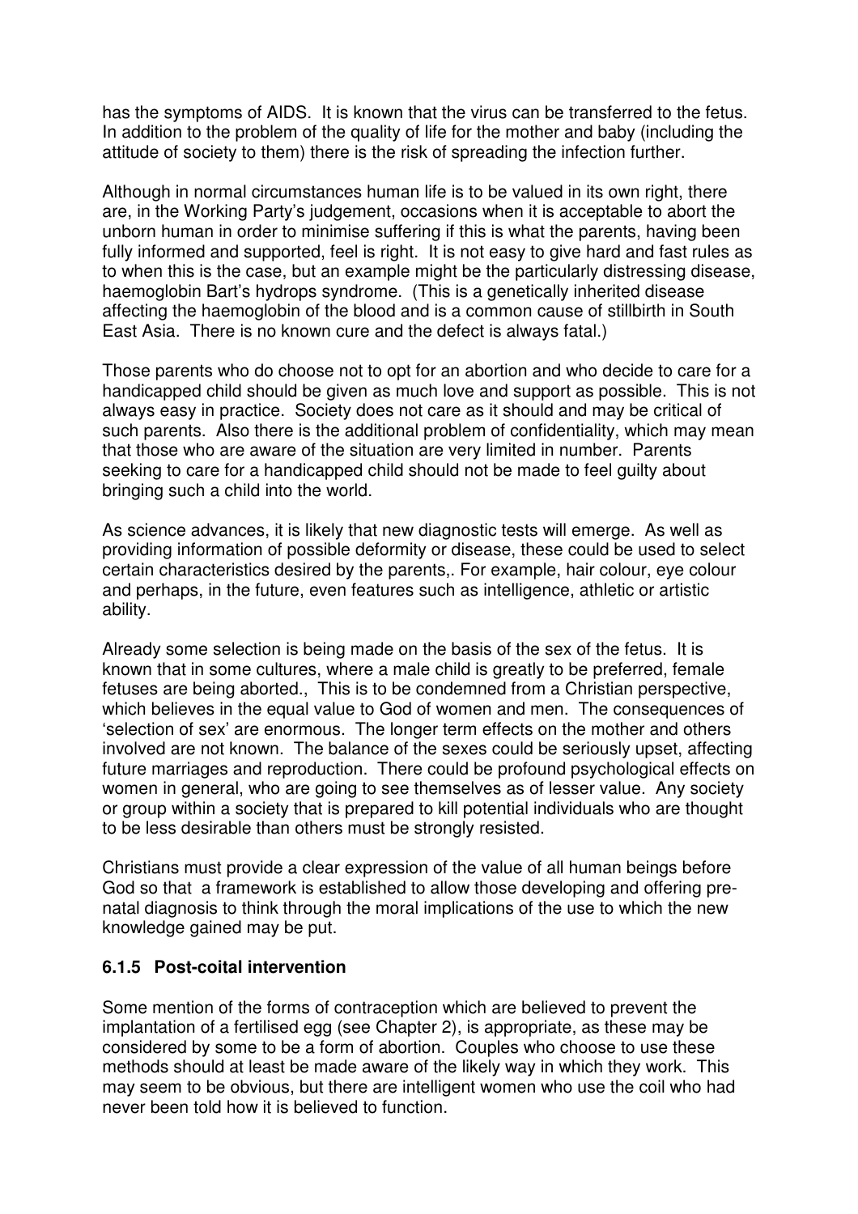has the symptoms of AIDS. It is known that the virus can be transferred to the fetus. In addition to the problem of the quality of life for the mother and baby (including the attitude of society to them) there is the risk of spreading the infection further.

Although in normal circumstances human life is to be valued in its own right, there are, in the Working Party's judgement, occasions when it is acceptable to abort the unborn human in order to minimise suffering if this is what the parents, having been fully informed and supported, feel is right. It is not easy to give hard and fast rules as to when this is the case, but an example might be the particularly distressing disease, haemoglobin Bart's hydrops syndrome. (This is a genetically inherited disease affecting the haemoglobin of the blood and is a common cause of stillbirth in South East Asia. There is no known cure and the defect is always fatal.)

Those parents who do choose not to opt for an abortion and who decide to care for a handicapped child should be given as much love and support as possible. This is not always easy in practice. Society does not care as it should and may be critical of such parents. Also there is the additional problem of confidentiality, which may mean that those who are aware of the situation are very limited in number. Parents seeking to care for a handicapped child should not be made to feel guilty about bringing such a child into the world.

As science advances, it is likely that new diagnostic tests will emerge. As well as providing information of possible deformity or disease, these could be used to select certain characteristics desired by the parents,. For example, hair colour, eye colour and perhaps, in the future, even features such as intelligence, athletic or artistic ability.

Already some selection is being made on the basis of the sex of the fetus. It is known that in some cultures, where a male child is greatly to be preferred, female fetuses are being aborted., This is to be condemned from a Christian perspective, which believes in the equal value to God of women and men. The consequences of 'selection of sex' are enormous. The longer term effects on the mother and others involved are not known. The balance of the sexes could be seriously upset, affecting future marriages and reproduction. There could be profound psychological effects on women in general, who are going to see themselves as of lesser value. Any society or group within a society that is prepared to kill potential individuals who are thought to be less desirable than others must be strongly resisted.

Christians must provide a clear expression of the value of all human beings before God so that a framework is established to allow those developing and offering pre-natal diagnosis to think through the moral implications of the use to which the new knowledge gained may be put.

### 6.1.5 Post-coital intervention

Some mention of the forms of contraception which are believed to prevent the implantation of a fertilised egg (see Chapter 2), is appropriate, as these may be considered by some to be a form of abortion. Couples who choose to use these methods should at least be made aware of the likely way in which they work. This may seem to be obvious, but there are intelligent women who use the coil who had never been told how it is believed to function.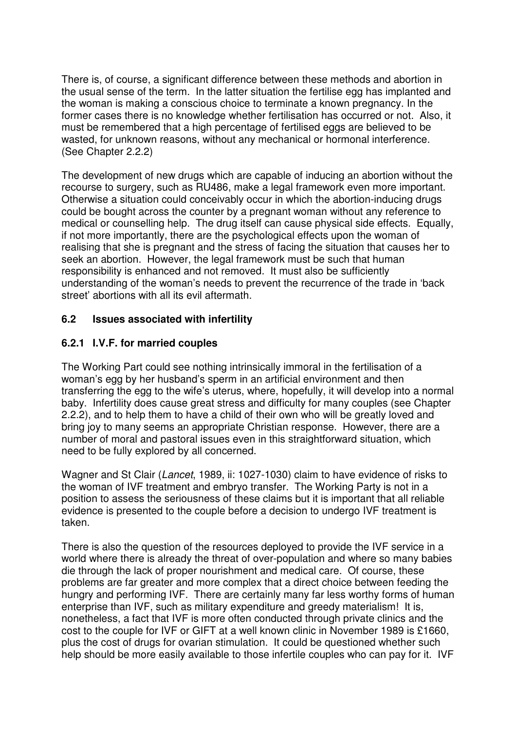There is, of course, a significant difference between these methods and abortion in the usual sense of the term. In the latter situation the fertilise egg has implanted and the woman is making a conscious choice to terminate a known pregnancy. In the former cases there is no knowledge whether fertilisation has occurred or not. Also, it must be remembered that a high percentage of fertilised eggs are believed to be wasted, for unknown reasons, without any mechanical or hormonal interference. (See Chapter 2.2.2)

The development of new drugs which are capable of inducing an abortion without the recourse to surgery, such as RU486, make a legal framework even more important. Otherwise a situation could conceivably occur in which the abortion-inducing drugs could be bought across the counter by a pregnant woman without any reference to medical or counselling help. The drug itself can cause physical side effects. Equally, if not more importantly, there are the psychological effects upon the woman of realising that she is pregnant and the stress of facing the situation that causes her to seek an abortion. However, the legal framework must be such that human responsibility is enhanced and not removed. It must also be sufficiently understanding of the woman's needs to prevent the recurrence of the trade in 'back street' abortions with all its evil aftermath.

## 6.2 Issues associated with infertility

### 6.2.1 I.V.F. for married couples

The Working Part could see nothing intrinsically immoral in the fertilisation of a woman's egg by her husband's sperm in an artificial environment and then transferring the egg to the wife's uterus, where, hopefully, it will develop into a normal baby. Infertility does cause great stress and difficulty for many couples (see Chapter 2.2.2), and to help them to have a child of their own who will be greatly loved and bring joy to many seems an appropriate Christian response. However, there are a number of moral and pastoral issues even in this straightforward situation, which need to be fully explored by all concerned.

Wagner and St Clair (*Lancet*, 1989, ii: 1027-1030) claim to have evidence of risks to the woman of IVF treatment and embryo transfer. The Working Party is not in a position to assess the seriousness of these claims but it is important that all reliable evidence is presented to the couple before a decision to undergo IVF treatment is taken.

There is also the question of the resources deployed to provide the IVF service in a world where there is already the threat of over-population and where so many babies die through the lack of proper nourishment and medical care. Of course, these problems are far greater and more complex that a direct choice between feeding the hungry and performing IVF. There are certainly many far less worthy forms of human enterprise than IVF, such as military expenditure and greedy materialism! It is, nonetheless, a fact that IVF is more often conducted through private clinics and the cost to the couple for IVF or GIFT at a well known clinic in November 1989 is £1660, plus the cost of drugs for ovarian stimulation. It could be questioned whether such help should be more easily available to those infertile couples who can pay for it. IVF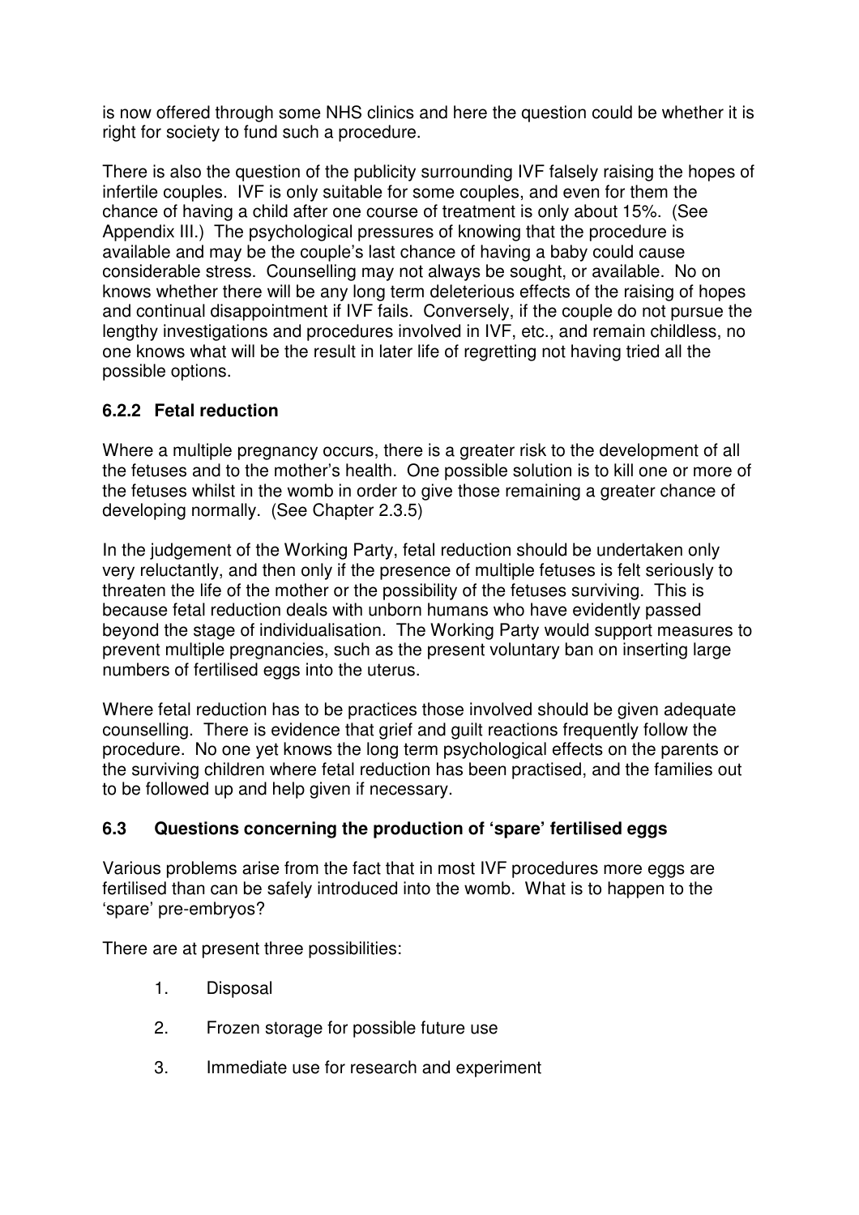is now offered through some NHS clinics and here the question could be whether it is right for society to fund such a procedure.

There is also the question of the publicity surrounding IVF falsely raising the hopes of infertile couples. IVF is only suitable for some couples, and even for them the chance of having a child after one course of treatment is only about 15%. (See Appendix III.) The psychological pressures of knowing that the procedure is available and may be the couple's last chance of having a baby could cause considerable stress. Counselling may not always be sought, or available. No on knows whether there will be any long term deleterious effects of the raising of hopes and continual disappointment if IVF fails. Conversely, if the couple do not pursue the lengthy investigations and procedures involved in IVF, etc., and remain childless, no one knows what will be the result in later life of regretting not having tried all the possible options.

### 6.2.2 Fetal reduction

Where a multiple pregnancy occurs, there is a greater risk to the development of all the fetuses and to the mother's health. One possible solution is to kill one or more of the fetuses whilst in the womb in order to give those remaining a greater chance of developing normally. (See Chapter 2.3.5)

In the judgement of the Working Party, fetal reduction should be undertaken only very reluctantly, and then only if the presence of multiple fetuses is felt seriously to threaten the life of the mother or the possibility of the fetuses surviving. This is because fetal reduction deals with unborn humans who have evidently passed beyond the stage of individualisation. The Working Party would support measures to prevent multiple pregnancies, such as the present voluntary ban on inserting large numbers of fertilised eggs into the uterus.

Where fetal reduction has to be practices those involved should be given adequate counselling. There is evidence that grief and guilt reactions frequently follow the procedure. No one yet knows the long term psychological effects on the parents or the surviving children where fetal reduction has been practised, and the families out to be followed up and help given if necessary.

## 6.3 Questions concerning the production of 'spare' fertilised eggs

Various problems arise from the fact that in most IVF procedures more eggs are fertilised than can be safely introduced into the womb. What is to happen to the 'spare' pre-embryos?

There are at present three possibilities:

1. Disposal
2. Frozen storage for possible future use
3. Immediate use for research and experiment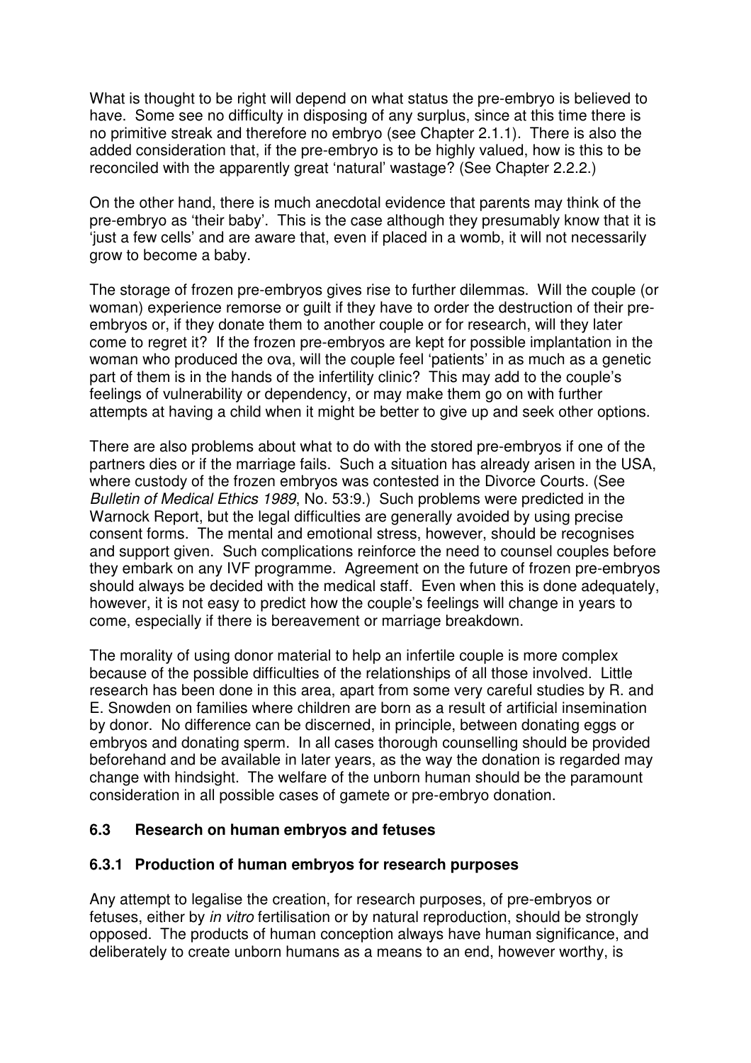What is thought to be right will depend on what status the pre-embryo is believed to have. Some see no difficulty in disposing of any surplus, since at this time there is no primitive streak and therefore no embryo (see Chapter 2.1.1). There is also the added consideration that, if the pre-embryo is to be highly valued, how is this to be reconciled with the apparently great 'natural' wastage? (See Chapter 2.2.2.)

On the other hand, there is much anecdotal evidence that parents may think of the pre-embryo as 'their baby'. This is the case although they presumably know that it is 'just a few cells' and are aware that, even if placed in a womb, it will not necessarily grow to become a baby.

The storage of frozen pre-embryos gives rise to further dilemmas. Will the couple (or woman) experience remorse or guilt if they have to order the destruction of their pre-embryos or, if they donate them to another couple or for research, will they later come to regret it? If the frozen pre-embryos are kept for possible implantation in the woman who produced the ova, will the couple feel 'patients' in as much as a genetic part of them is in the hands of the infertility clinic? This may add to the couple's feelings of vulnerability or dependency, or may make them go on with further attempts at having a child when it might be better to give up and seek other options.

There are also problems about what to do with the stored pre-embryos if one of the partners dies or if the marriage fails. Such a situation has already arisen in the USA, where custody of the frozen embryos was contested in the Divorce Courts. (See *Bulletin of Medical Ethics 1989*, No. 53:9.) Such problems were predicted in the Warnock Report, but the legal difficulties are generally avoided by using precise consent forms. The mental and emotional stress, however, should be recognises and support given. Such complications reinforce the need to counsel couples before they embark on any IVF programme. Agreement on the future of frozen pre-embryos should always be decided with the medical staff. Even when this is done adequately, however, it is not easy to predict how the couple's feelings will change in years to come, especially if there is bereavement or marriage breakdown.

The morality of using donor material to help an infertile couple is more complex because of the possible difficulties of the relationships of all those involved. Little research has been done in this area, apart from some very careful studies by R. and E. Snowden on families where children are born as a result of artificial insemination by donor. No difference can be discerned, in principle, between donating eggs or embryos and donating sperm. In all cases thorough counselling should be provided beforehand and be available in later years, as the way the donation is regarded may change with hindsight. The welfare of the unborn human should be the paramount consideration in all possible cases of gamete or pre-embryo donation.

### 6.3 Research on human embryos and fetuses

#### 6.3.1 Production of human embryos for research purposes

Any attempt to legalise the creation, for research purposes, of pre-embryos or fetuses, either by *in vitro* fertilisation or by natural reproduction, should be strongly opposed. The products of human conception always have human significance, and deliberately to create unborn humans as a means to an end, however worthy, is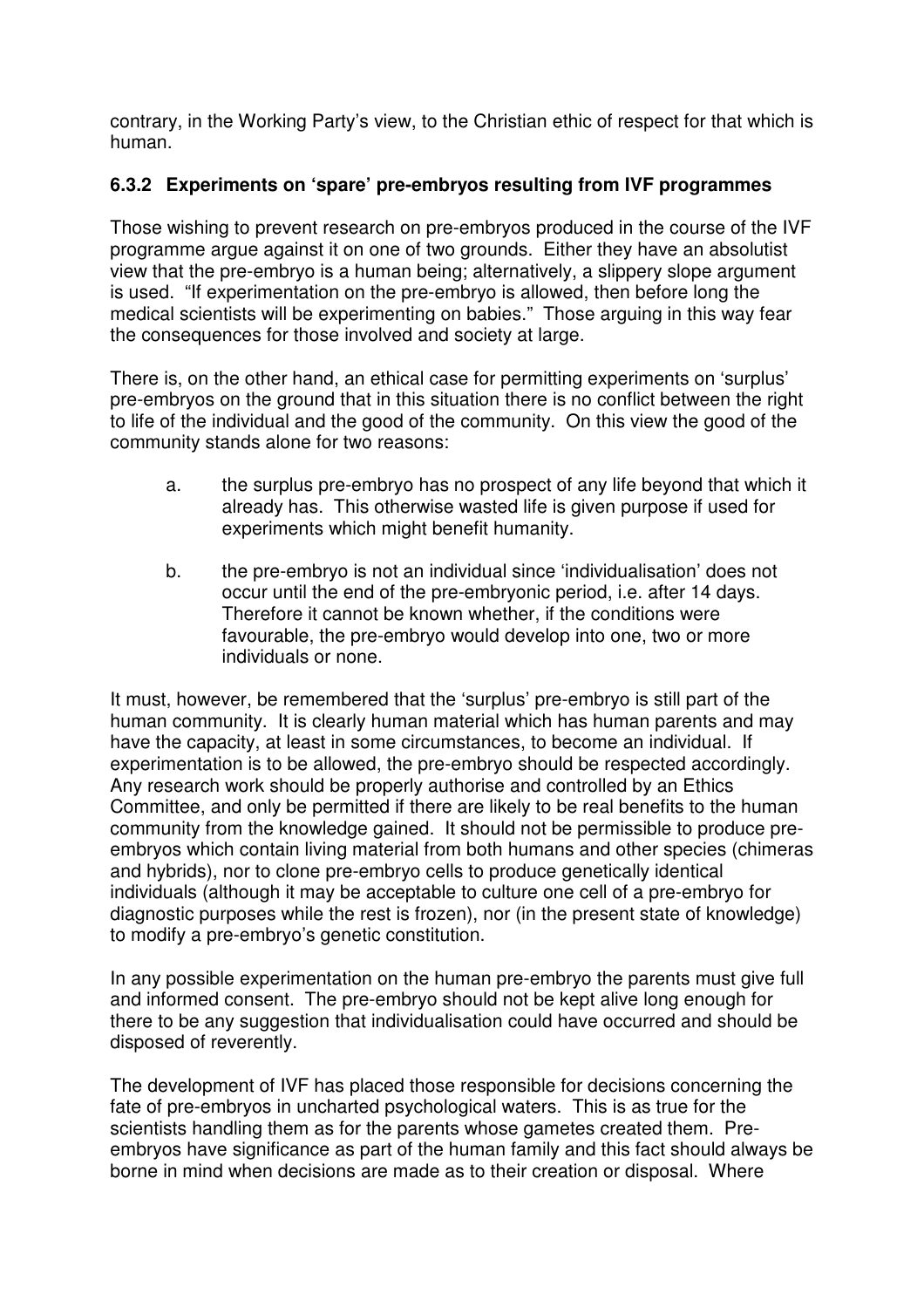contrary, in the Working Party's view, to the Christian ethic of respect for that which is human.

### 6.3.2 Experiments on 'spare' pre-embryos resulting from IVF programmes

Those wishing to prevent research on pre-embryos produced in the course of the IVF programme argue against it on one of two grounds. Either they have an absolutist view that the pre-embryo is a human being; alternatively, a slippery slope argument is used. "If experimentation on the pre-embryo is allowed, then before long the medical scientists will be experimenting on babies." Those arguing in this way fear the consequences for those involved and society at large.

There is, on the other hand, an ethical case for permitting experiments on 'surplus' pre-embryos on the ground that in this situation there is no conflict between the right to life of the individual and the good of the community. On this view the good of the community stands alone for two reasons:

a. the surplus pre-embryo has no prospect of any life beyond that which it already has. This otherwise wasted life is given purpose if used for experiments which might benefit humanity.

b. the pre-embryo is not an individual since 'individualisation' does not occur until the end of the pre-embryonic period, i.e. after 14 days. Therefore it cannot be known whether, if the conditions were favourable, the pre-embryo would develop into one, two or more individuals or none.

It must, however, be remembered that the 'surplus' pre-embryo is still part of the human community. It is clearly human material which has human parents and may have the capacity, at least in some circumstances, to become an individual. If experimentation is to be allowed, the pre-embryo should be respected accordingly. Any research work should be properly authorise and controlled by an Ethics Committee, and only be permitted if there are likely to be real benefits to the human community from the knowledge gained. It should not be permissible to produce pre-embryos which contain living material from both humans and other species (chimeras and hybrids), nor to clone pre-embryo cells to produce genetically identical individuals (although it may be acceptable to culture one cell of a pre-embryo for diagnostic purposes while the rest is frozen), nor (in the present state of knowledge) to modify a pre-embryo's genetic constitution.

In any possible experimentation on the human pre-embryo the parents must give full and informed consent. The pre-embryo should not be kept alive long enough for there to be any suggestion that individualisation could have occurred and should be disposed of reverently.

The development of IVF has placed those responsible for decisions concerning the fate of pre-embryos in uncharted psychological waters. This is as true for the scientists handling them as for the parents whose gametes created them. Pre-embryos have significance as part of the human family and this fact should always be borne in mind when decisions are made as to their creation or disposal. Where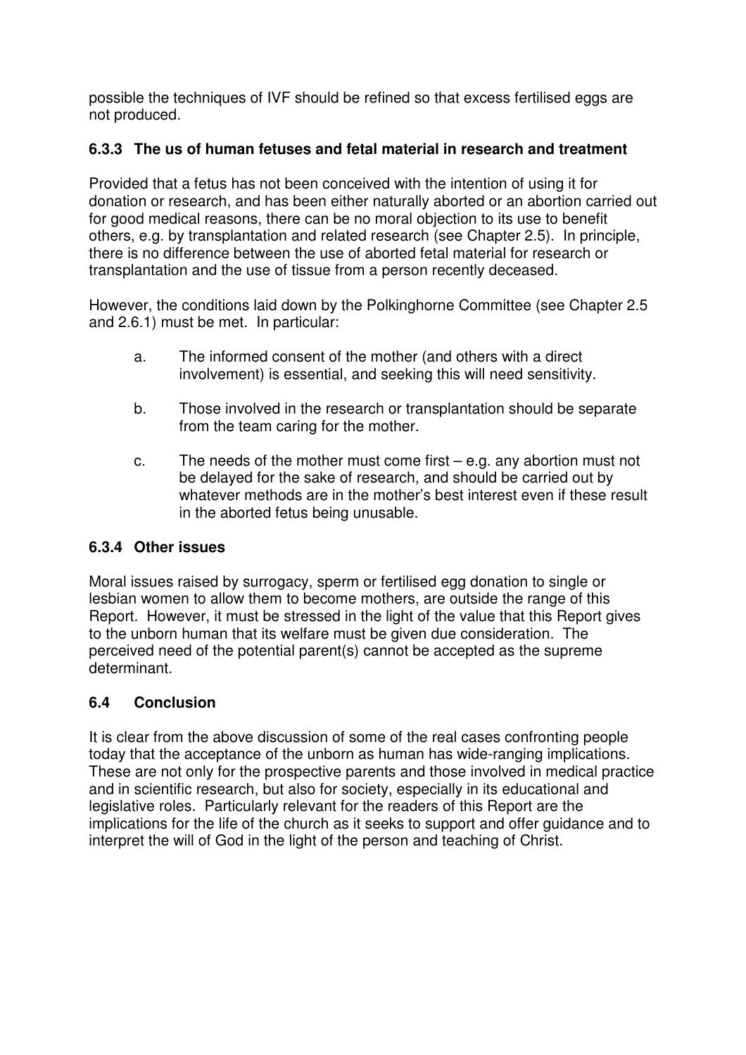possible the techniques of IVF should be refined so that excess fertilised eggs are not produced.

### 6.3.3 The us of human fetuses and fetal material in research and treatment

Provided that a fetus has not been conceived with the intention of using it for donation or research, and has been either naturally aborted or an abortion carried out for good medical reasons, there can be no moral objection to its use to benefit others, e.g. by transplantation and related research (see Chapter 2.5). In principle, there is no difference between the use of aborted fetal material for research or transplantation and the use of tissue from a person recently deceased.

However, the conditions laid down by the Polkinghorne Committee (see Chapter 2.5 and 2.6.1) must be met. In particular:

a. The informed consent of the mother (and others with a direct involvement) is essential, and seeking this will need sensitivity.

b. Those involved in the research or transplantation should be separate from the team caring for the mother.

c. The needs of the mother must come first – e.g. any abortion must not be delayed for the sake of research, and should be carried out by whatever methods are in the mother's best interest even if these result in the aborted fetus being unusable.

### 6.3.4 Other issues

Moral issues raised by surrogacy, sperm or fertilised egg donation to single or lesbian women to allow them to become mothers, are outside the range of this Report. However, it must be stressed in the light of the value that this Report gives to the unborn human that its welfare must be given due consideration. The perceived need of the potential parent(s) cannot be accepted as the supreme determinant.

## 6.4 Conclusion

It is clear from the above discussion of some of the real cases confronting people today that the acceptance of the unborn as human has wide-ranging implications. These are not only for the prospective parents and those involved in medical practice and in scientific research, but also for society, especially in its educational and legislative roles. Particularly relevant for the readers of this Report are the implications for the life of the church as it seeks to support and offer guidance and to interpret the will of God in the light of the person and teaching of Christ.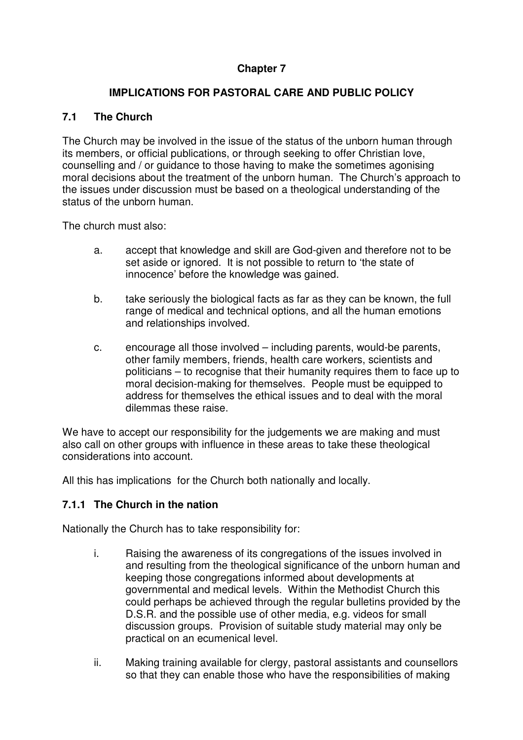# Chapter 7

## IMPLICATIONS FOR PASTORAL CARE AND PUBLIC POLICY

### 7.1 The Church

The Church may be involved in the issue of the status of the unborn human through its members, or official publications, or through seeking to offer Christian love, counselling and / or guidance to those having to make the sometimes agonising moral decisions about the treatment of the unborn human. The Church's approach to the issues under discussion must be based on a theological understanding of the status of the unborn human.

The church must also:

a. accept that knowledge and skill are God-given and therefore not to be set aside or ignored. It is not possible to return to 'the state of innocence' before the knowledge was gained.

b. take seriously the biological facts as far as they can be known, the full range of medical and technical options, and all the human emotions and relationships involved.

c. encourage all those involved – including parents, would-be parents, other family members, friends, health care workers, scientists and politicians – to recognise that their humanity requires them to face up to moral decision-making for themselves. People must be equipped to address for themselves the ethical issues and to deal with the moral dilemmas these raise.

We have to accept our responsibility for the judgements we are making and must also call on other groups with influence in these areas to take these theological considerations into account.

All this has implications for the Church both nationally and locally.

#### 7.1.1 The Church in the nation

Nationally the Church has to take responsibility for:

i. Raising the awareness of its congregations of the issues involved in and resulting from the theological significance of the unborn human and keeping those congregations informed about developments at governmental and medical levels. Within the Methodist Church this could perhaps be achieved through the regular bulletins provided by the D.S.R. and the possible use of other media, e.g. videos for small discussion groups. Provision of suitable study material may only be practical on an ecumenical level.

ii. Making training available for clergy, pastoral assistants and counsellors so that they can enable those who have the responsibilities of making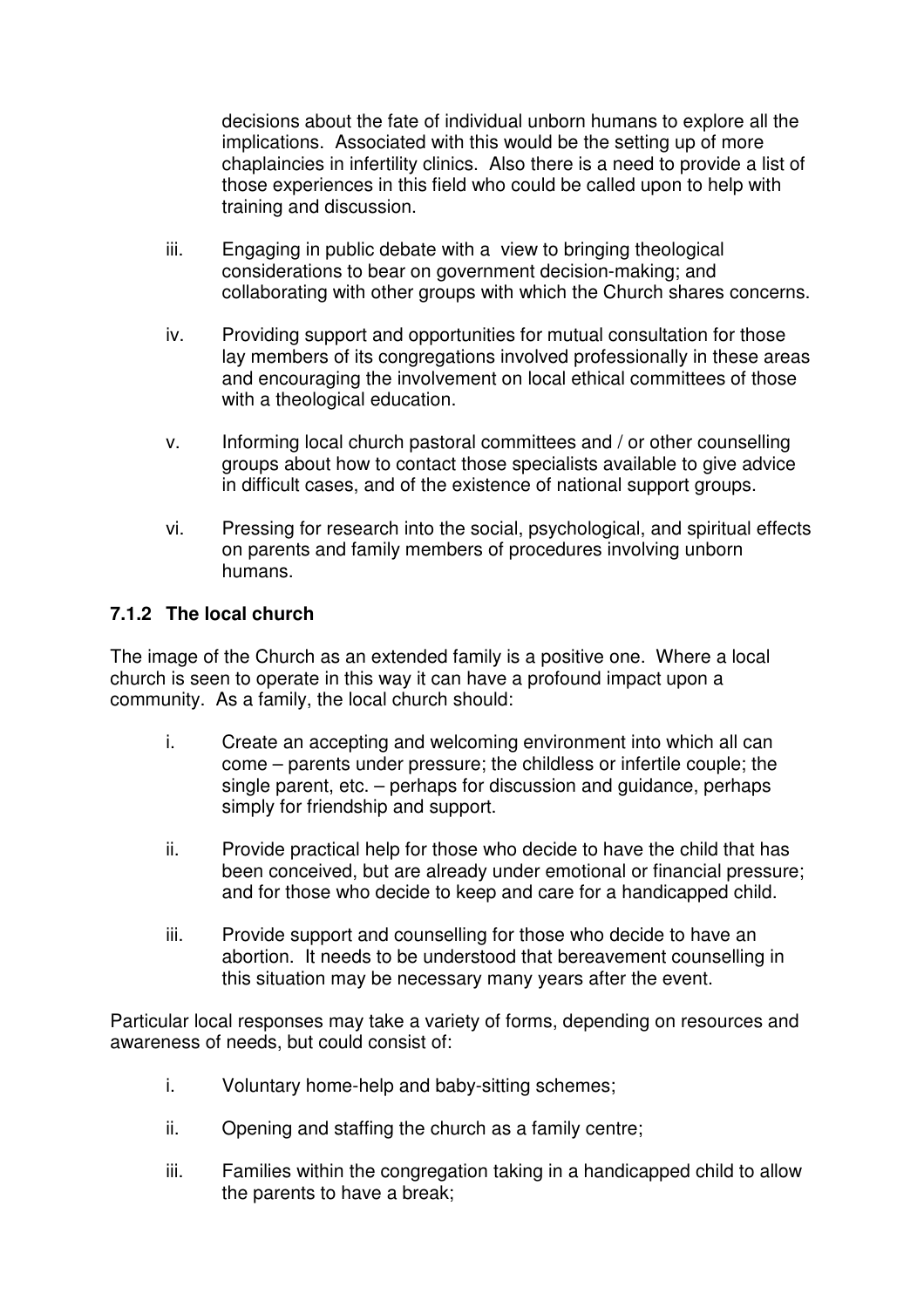decisions about the fate of individual unborn humans to explore all the implications. Associated with this would be the setting up of more chaplaincies in infertility clinics. Also there is a need to provide a list of those experiences in this field who could be called upon to help with training and discussion.

iii. Engaging in public debate with a view to bringing theological considerations to bear on government decision-making; and collaborating with other groups with which the Church shares concerns.

iv. Providing support and opportunities for mutual consultation for those lay members of its congregations involved professionally in these areas and encouraging the involvement on local ethical committees of those with a theological education.

v. Informing local church pastoral committees and / or other counselling groups about how to contact those specialists available to give advice in difficult cases, and of the existence of national support groups.

vi. Pressing for research into the social, psychological, and spiritual effects on parents and family members of procedures involving unborn humans.

### 7.1.2 The local church

The image of the Church as an extended family is a positive one. Where a local church is seen to operate in this way it can have a profound impact upon a community. As a family, the local church should:

i. Create an accepting and welcoming environment into which all can come – parents under pressure; the childless or infertile couple; the single parent, etc. – perhaps for discussion and guidance, perhaps simply for friendship and support.

ii. Provide practical help for those who decide to have the child that has been conceived, but are already under emotional or financial pressure; and for those who decide to keep and care for a handicapped child.

iii. Provide support and counselling for those who decide to have an abortion. It needs to be understood that bereavement counselling in this situation may be necessary many years after the event.

Particular local responses may take a variety of forms, depending on resources and awareness of needs, but could consist of:

i. Voluntary home-help and baby-sitting schemes;

ii. Opening and staffing the church as a family centre;

iii. Families within the congregation taking in a handicapped child to allow the parents to have a break;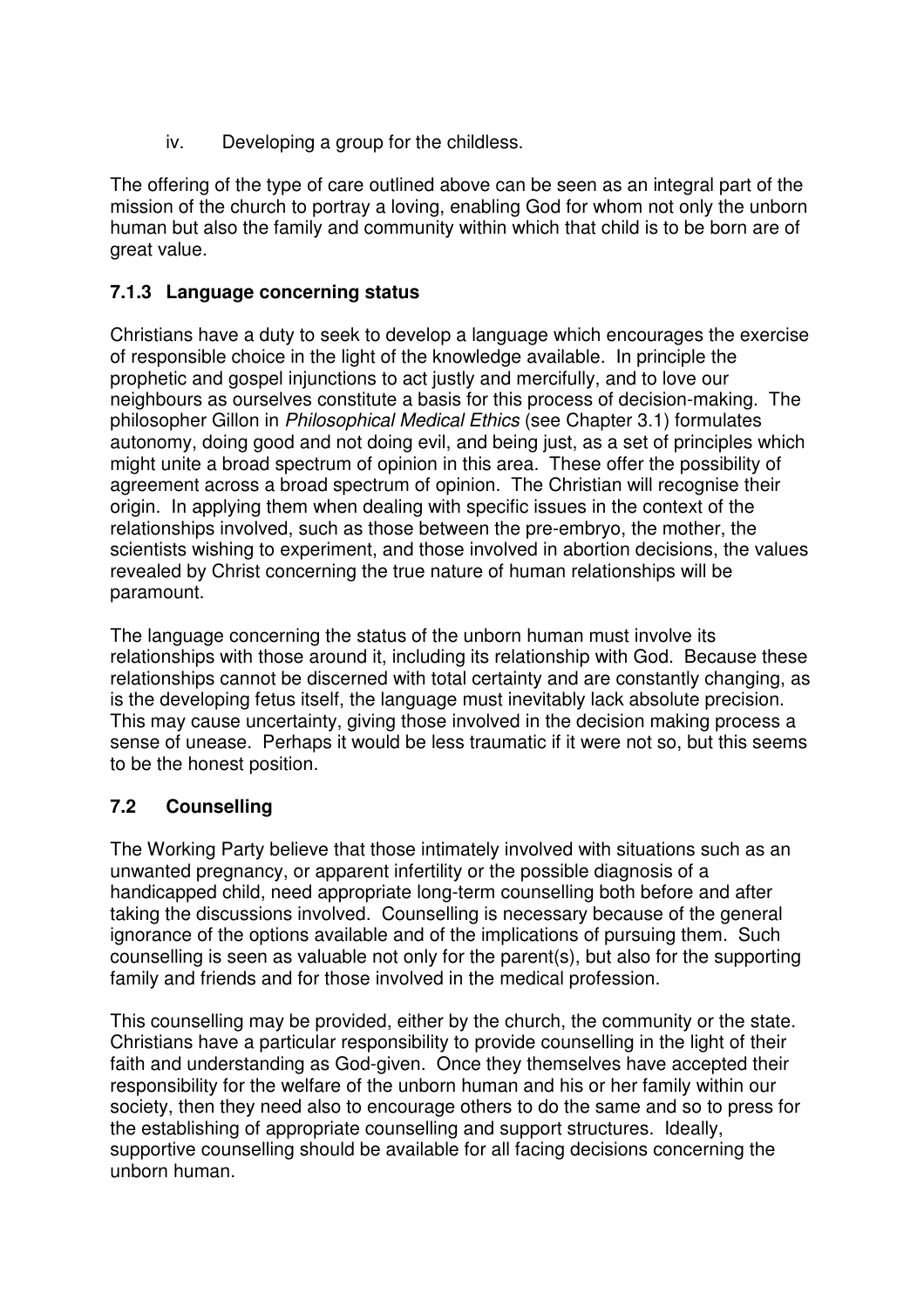iv. Developing a group for the childless.

The offering of the type of care outlined above can be seen as an integral part of the mission of the church to portray a loving, enabling God for whom not only the unborn human but also the family and community within which that child is to be born are of great value.

### 7.1.3 Language concerning status

Christians have a duty to seek to develop a language which encourages the exercise of responsible choice in the light of the knowledge available. In principle the prophetic and gospel injunctions to act justly and mercifully, and to love our neighbours as ourselves constitute a basis for this process of decision-making. The philosopher Gillon in *Philosophical Medical Ethics* (see Chapter 3.1) formulates autonomy, doing good and not doing evil, and being just, as a set of principles which might unite a broad spectrum of opinion in this area. These offer the possibility of agreement across a broad spectrum of opinion. The Christian will recognise their origin. In applying them when dealing with specific issues in the context of the relationships involved, such as those between the pre-embryo, the mother, the scientists wishing to experiment, and those involved in abortion decisions, the values revealed by Christ concerning the true nature of human relationships will be paramount.

The language concerning the status of the unborn human must involve its relationships with those around it, including its relationship with God. Because these relationships cannot be discerned with total certainty and are constantly changing, as is the developing fetus itself, the language must inevitably lack absolute precision. This may cause uncertainty, giving those involved in the decision making process a sense of unease. Perhaps it would be less traumatic if it were not so, but this seems to be the honest position.

## 7.2 Counselling

The Working Party believe that those intimately involved with situations such as an unwanted pregnancy, or apparent infertility or the possible diagnosis of a handicapped child, need appropriate long-term counselling both before and after taking the discussions involved. Counselling is necessary because of the general ignorance of the options available and of the implications of pursuing them. Such counselling is seen as valuable not only for the parent(s), but also for the supporting family and friends and for those involved in the medical profession.

This counselling may be provided, either by the church, the community or the state. Christians have a particular responsibility to provide counselling in the light of their faith and understanding as God-given. Once they themselves have accepted their responsibility for the welfare of the unborn human and his or her family within our society, then they need also to encourage others to do the same and so to press for the establishing of appropriate counselling and support structures. Ideally, supportive counselling should be available for all facing decisions concerning the unborn human.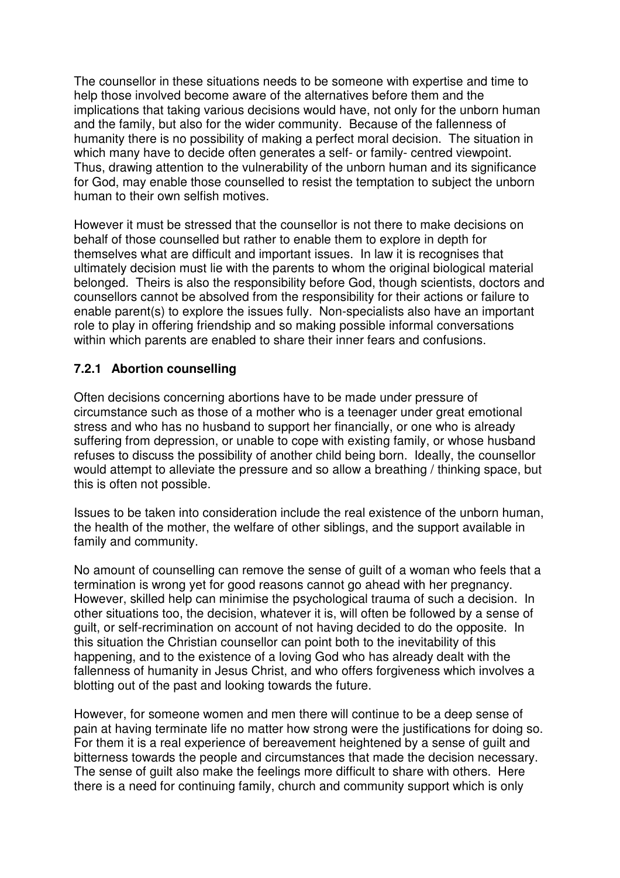The counsellor in these situations needs to be someone with expertise and time to help those involved become aware of the alternatives before them and the implications that taking various decisions would have, not only for the unborn human and the family, but also for the wider community. Because of the fallenness of humanity there is no possibility of making a perfect moral decision. The situation in which many have to decide often generates a self- or family- centred viewpoint. Thus, drawing attention to the vulnerability of the unborn human and its significance for God, may enable those counselled to resist the temptation to subject the unborn human to their own selfish motives.

However it must be stressed that the counsellor is not there to make decisions on behalf of those counselled but rather to enable them to explore in depth for themselves what are difficult and important issues. In law it is recognises that ultimately decision must lie with the parents to whom the original biological material belonged. Theirs is also the responsibility before God, though scientists, doctors and counsellors cannot be absolved from the responsibility for their actions or failure to enable parent(s) to explore the issues fully. Non-specialists also have an important role to play in offering friendship and so making possible informal conversations within which parents are enabled to share their inner fears and confusions.

### 7.2.1 Abortion counselling

Often decisions concerning abortions have to be made under pressure of circumstance such as those of a mother who is a teenager under great emotional stress and who has no husband to support her financially, or one who is already suffering from depression, or unable to cope with existing family, or whose husband refuses to discuss the possibility of another child being born. Ideally, the counsellor would attempt to alleviate the pressure and so allow a breathing / thinking space, but this is often not possible.

Issues to be taken into consideration include the real existence of the unborn human, the health of the mother, the welfare of other siblings, and the support available in family and community.

No amount of counselling can remove the sense of guilt of a woman who feels that a termination is wrong yet for good reasons cannot go ahead with her pregnancy. However, skilled help can minimise the psychological trauma of such a decision. In other situations too, the decision, whatever it is, will often be followed by a sense of guilt, or self-recrimination on account of not having decided to do the opposite. In this situation the Christian counsellor can point both to the inevitability of this happening, and to the existence of a loving God who has already dealt with the fallenness of humanity in Jesus Christ, and who offers forgiveness which involves a blotting out of the past and looking towards the future.

However, for someone women and men there will continue to be a deep sense of pain at having terminate life no matter how strong were the justifications for doing so. For them it is a real experience of bereavement heightened by a sense of guilt and bitterness towards the people and circumstances that made the decision necessary. The sense of guilt also make the feelings more difficult to share with others. Here there is a need for continuing family, church and community support which is only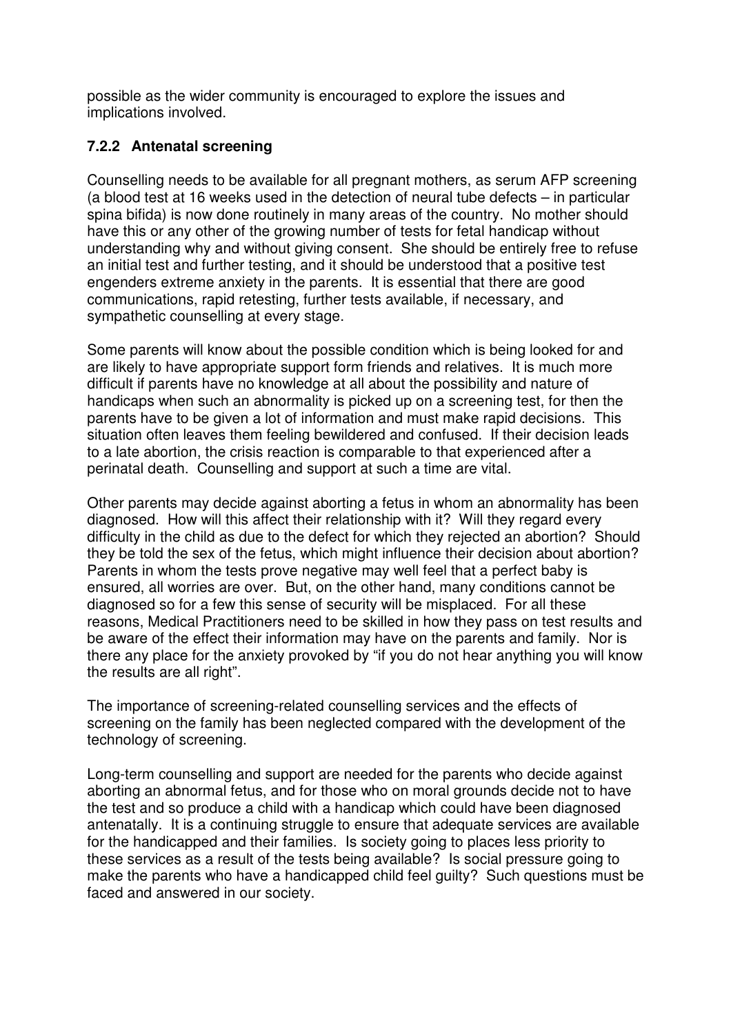possible as the wider community is encouraged to explore the issues and implications involved.

### 7.2.2 Antenatal screening

Counselling needs to be available for all pregnant mothers, as serum AFP screening (a blood test at 16 weeks used in the detection of neural tube defects – in particular spina bifida) is now done routinely in many areas of the country. No mother should have this or any other of the growing number of tests for fetal handicap without understanding why and without giving consent. She should be entirely free to refuse an initial test and further testing, and it should be understood that a positive test engenders extreme anxiety in the parents. It is essential that there are good communications, rapid retesting, further tests available, if necessary, and sympathetic counselling at every stage.

Some parents will know about the possible condition which is being looked for and are likely to have appropriate support form friends and relatives. It is much more difficult if parents have no knowledge at all about the possibility and nature of handicaps when such an abnormality is picked up on a screening test, for then the parents have to be given a lot of information and must make rapid decisions. This situation often leaves them feeling bewildered and confused. If their decision leads to a late abortion, the crisis reaction is comparable to that experienced after a perinatal death. Counselling and support at such a time are vital.

Other parents may decide against aborting a fetus in whom an abnormality has been diagnosed. How will this affect their relationship with it? Will they regard every difficulty in the child as due to the defect for which they rejected an abortion? Should they be told the sex of the fetus, which might influence their decision about abortion? Parents in whom the tests prove negative may well feel that a perfect baby is ensured, all worries are over. But, on the other hand, many conditions cannot be diagnosed so for a few this sense of security will be misplaced. For all these reasons, Medical Practitioners need to be skilled in how they pass on test results and be aware of the effect their information may have on the parents and family. Nor is there any place for the anxiety provoked by "if you do not hear anything you will know the results are all right".

The importance of screening-related counselling services and the effects of screening on the family has been neglected compared with the development of the technology of screening.

Long-term counselling and support are needed for the parents who decide against aborting an abnormal fetus, and for those who on moral grounds decide not to have the test and so produce a child with a handicap which could have been diagnosed antenatally. It is a continuing struggle to ensure that adequate services are available for the handicapped and their families. Is society going to places less priority to these services as a result of the tests being available? Is social pressure going to make the parents who have a handicapped child feel guilty? Such questions must be faced and answered in our society.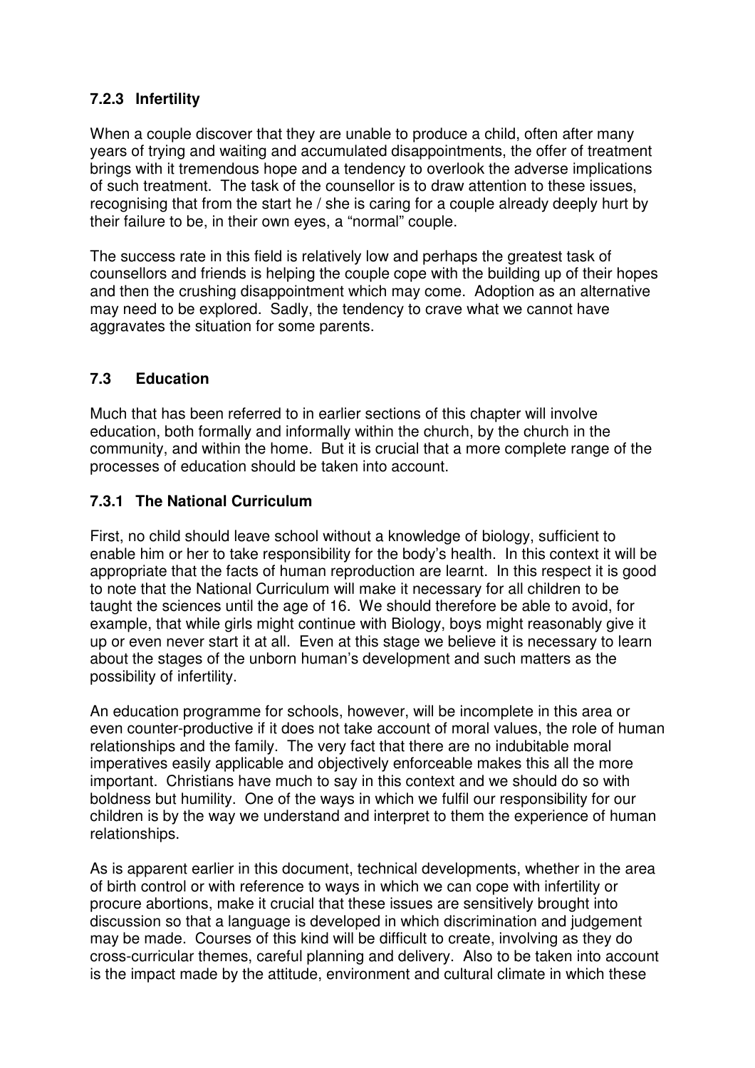### 7.2.3 Infertility

When a couple discover that they are unable to produce a child, often after many years of trying and waiting and accumulated disappointments, the offer of treatment brings with it tremendous hope and a tendency to overlook the adverse implications of such treatment. The task of the counsellor is to draw attention to these issues, recognising that from the start he / she is caring for a couple already deeply hurt by their failure to be, in their own eyes, a "normal" couple.

The success rate in this field is relatively low and perhaps the greatest task of counsellors and friends is helping the couple cope with the building up of their hopes and then the crushing disappointment which may come. Adoption as an alternative may need to be explored. Sadly, the tendency to crave what we cannot have aggravates the situation for some parents.

## 7.3 Education

Much that has been referred to in earlier sections of this chapter will involve education, both formally and informally within the church, by the church in the community, and within the home. But it is crucial that a more complete range of the processes of education should be taken into account.

### 7.3.1 The National Curriculum

First, no child should leave school without a knowledge of biology, sufficient to enable him or her to take responsibility for the body's health. In this context it will be appropriate that the facts of human reproduction are learnt. In this respect it is good to note that the National Curriculum will make it necessary for all children to be taught the sciences until the age of 16. We should therefore be able to avoid, for example, that while girls might continue with Biology, boys might reasonably give it up or even never start it at all. Even at this stage we believe it is necessary to learn about the stages of the unborn human's development and such matters as the possibility of infertility.

An education programme for schools, however, will be incomplete in this area or even counter-productive if it does not take account of moral values, the role of human relationships and the family. The very fact that there are no indubitable moral imperatives easily applicable and objectively enforceable makes this all the more important. Christians have much to say in this context and we should do so with boldness but humility. One of the ways in which we fulfil our responsibility for our children is by the way we understand and interpret to them the experience of human relationships.

As is apparent earlier in this document, technical developments, whether in the area of birth control or with reference to ways in which we can cope with infertility or procure abortions, make it crucial that these issues are sensitively brought into discussion so that a language is developed in which discrimination and judgement may be made. Courses of this kind will be difficult to create, involving as they do cross-curricular themes, careful planning and delivery. Also to be taken into account is the impact made by the attitude, environment and cultural climate in which these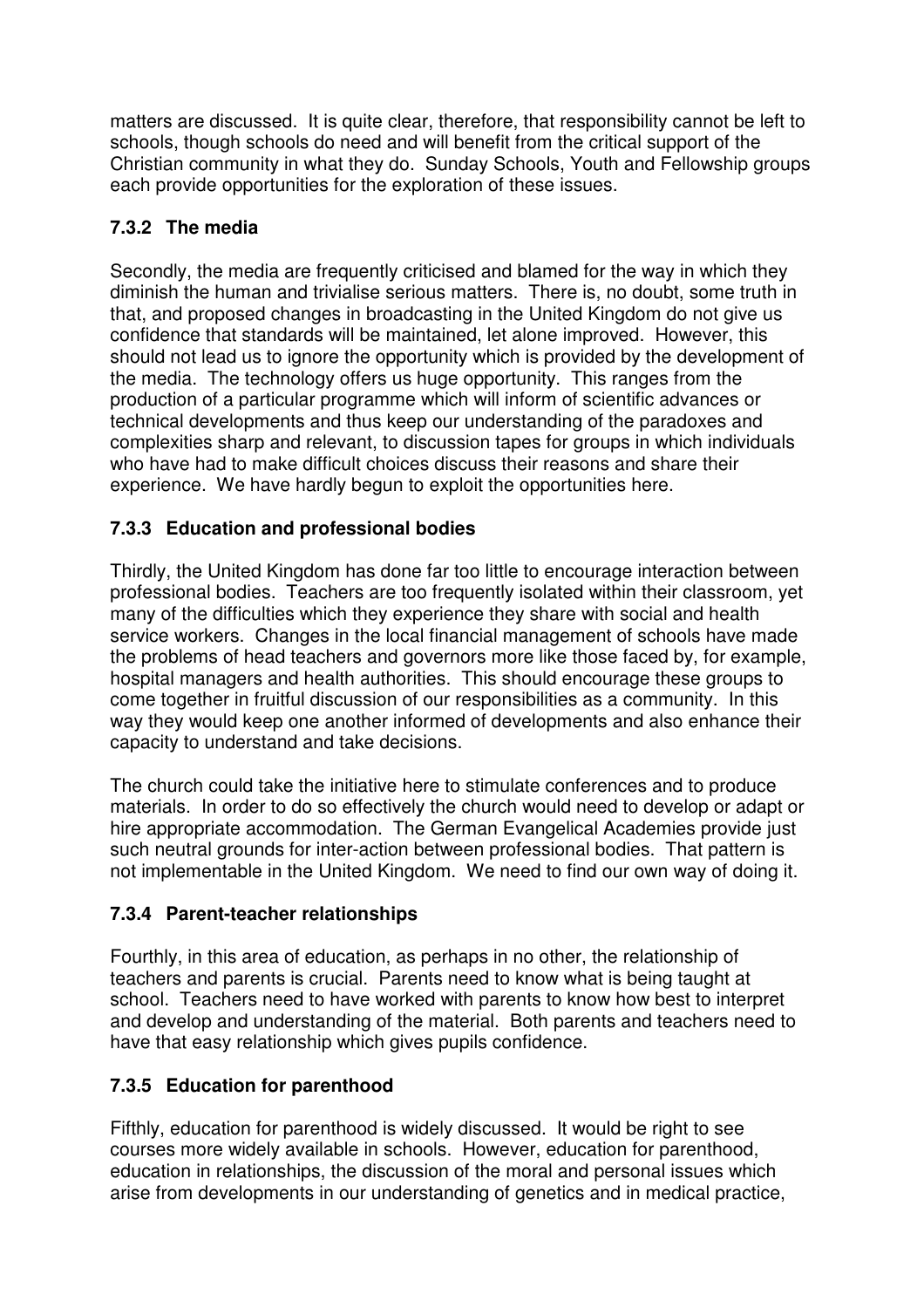matters are discussed. It is quite clear, therefore, that responsibility cannot be left to schools, though schools do need and will benefit from the critical support of the Christian community in what they do. Sunday Schools, Youth and Fellowship groups each provide opportunities for the exploration of these issues.

### 7.3.2 The media

Secondly, the media are frequently criticised and blamed for the way in which they diminish the human and trivialise serious matters. There is, no doubt, some truth in that, and proposed changes in broadcasting in the United Kingdom do not give us confidence that standards will be maintained, let alone improved. However, this should not lead us to ignore the opportunity which is provided by the development of the media. The technology offers us huge opportunity. This ranges from the production of a particular programme which will inform of scientific advances or technical developments and thus keep our understanding of the paradoxes and complexities sharp and relevant, to discussion tapes for groups in which individuals who have had to make difficult choices discuss their reasons and share their experience. We have hardly begun to exploit the opportunities here.

### 7.3.3 Education and professional bodies

Thirdly, the United Kingdom has done far too little to encourage interaction between professional bodies. Teachers are too frequently isolated within their classroom, yet many of the difficulties which they experience they share with social and health service workers. Changes in the local financial management of schools have made the problems of head teachers and governors more like those faced by, for example, hospital managers and health authorities. This should encourage these groups to come together in fruitful discussion of our responsibilities as a community. In this way they would keep one another informed of developments and also enhance their capacity to understand and take decisions.

The church could take the initiative here to stimulate conferences and to produce materials. In order to do so effectively the church would need to develop or adapt or hire appropriate accommodation. The German Evangelical Academies provide just such neutral grounds for inter-action between professional bodies. That pattern is not implementable in the United Kingdom. We need to find our own way of doing it.

### 7.3.4 Parent-teacher relationships

Fourthly, in this area of education, as perhaps in no other, the relationship of teachers and parents is crucial. Parents need to know what is being taught at school. Teachers need to have worked with parents to know how best to interpret and develop and understanding of the material. Both parents and teachers need to have that easy relationship which gives pupils confidence.

### 7.3.5 Education for parenthood

Fifthly, education for parenthood is widely discussed. It would be right to see courses more widely available in schools. However, education for parenthood, education in relationships, the discussion of the moral and personal issues which arise from developments in our understanding of genetics and in medical practice,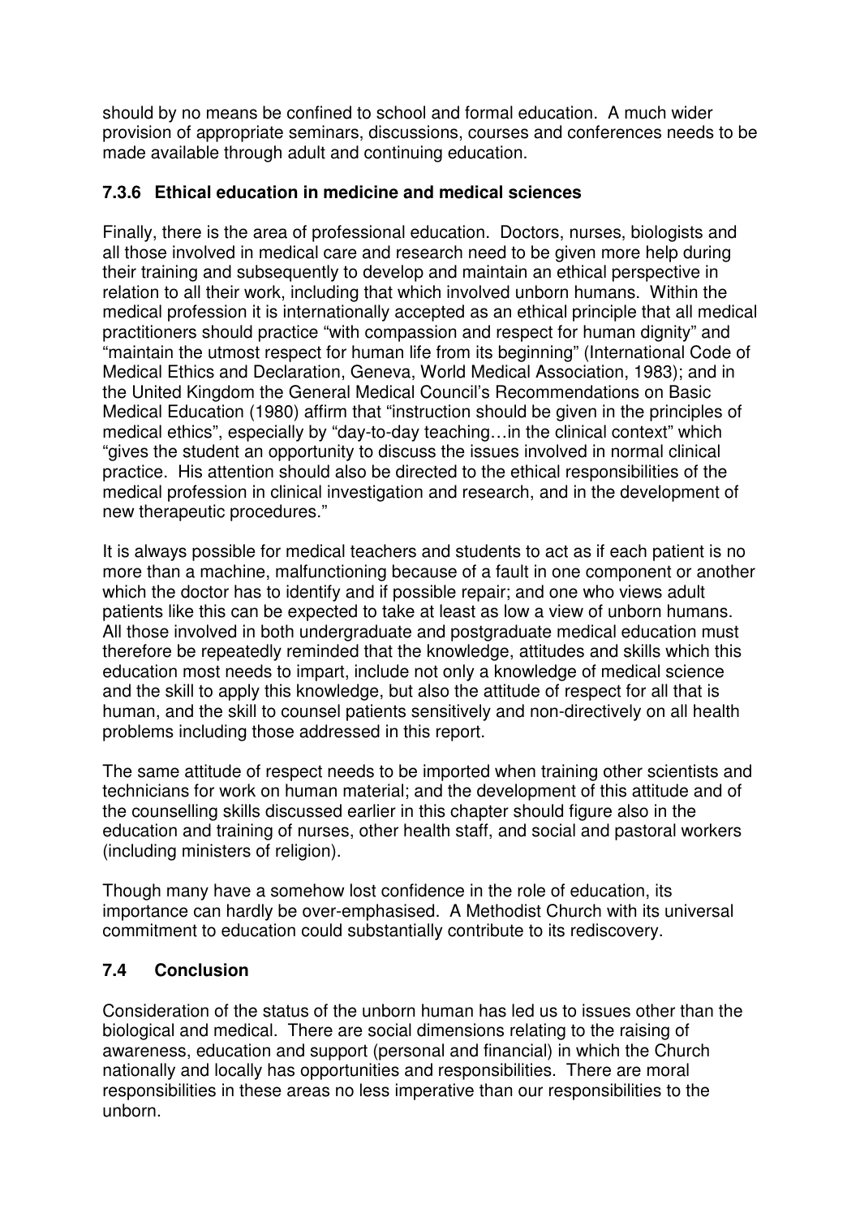should by no means be confined to school and formal education. A much wider provision of appropriate seminars, discussions, courses and conferences needs to be made available through adult and continuing education.

### 7.3.6 Ethical education in medicine and medical sciences

Finally, there is the area of professional education. Doctors, nurses, biologists and all those involved in medical care and research need to be given more help during their training and subsequently to develop and maintain an ethical perspective in relation to all their work, including that which involved unborn humans. Within the medical profession it is internationally accepted as an ethical principle that all medical practitioners should practice "with compassion and respect for human dignity" and "maintain the utmost respect for human life from its beginning" (International Code of Medical Ethics and Declaration, Geneva, World Medical Association, 1983); and in the United Kingdom the General Medical Council's Recommendations on Basic Medical Education (1980) affirm that "instruction should be given in the principles of medical ethics", especially by "day-to-day teaching…in the clinical context" which "gives the student an opportunity to discuss the issues involved in normal clinical practice. His attention should also be directed to the ethical responsibilities of the medical profession in clinical investigation and research, and in the development of new therapeutic procedures."

It is always possible for medical teachers and students to act as if each patient is no more than a machine, malfunctioning because of a fault in one component or another which the doctor has to identify and if possible repair; and one who views adult patients like this can be expected to take at least as low a view of unborn humans. All those involved in both undergraduate and postgraduate medical education must therefore be repeatedly reminded that the knowledge, attitudes and skills which this education most needs to impart, include not only a knowledge of medical science and the skill to apply this knowledge, but also the attitude of respect for all that is human, and the skill to counsel patients sensitively and non-directively on all health problems including those addressed in this report.

The same attitude of respect needs to be imported when training other scientists and technicians for work on human material; and the development of this attitude and of the counselling skills discussed earlier in this chapter should figure also in the education and training of nurses, other health staff, and social and pastoral workers (including ministers of religion).

Though many have a somehow lost confidence in the role of education, its importance can hardly be over-emphasised. A Methodist Church with its universal commitment to education could substantially contribute to its rediscovery.

## 7.4 Conclusion

Consideration of the status of the unborn human has led us to issues other than the biological and medical. There are social dimensions relating to the raising of awareness, education and support (personal and financial) in which the Church nationally and locally has opportunities and responsibilities. There are moral responsibilities in these areas no less imperative than our responsibilities to the unborn.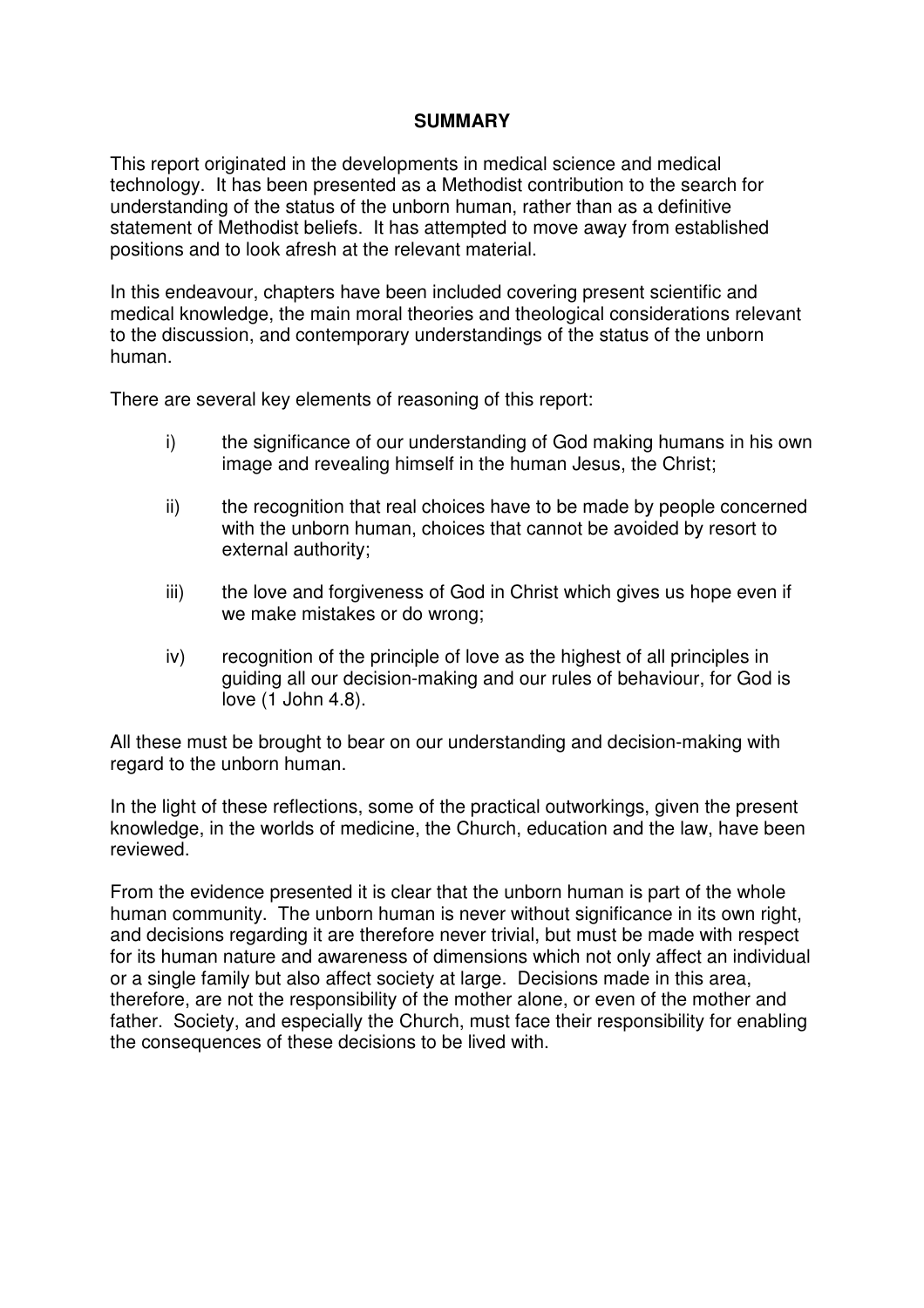## SUMMARY

This report originated in the developments in medical science and medical technology. It has been presented as a Methodist contribution to the search for understanding of the status of the unborn human, rather than as a definitive statement of Methodist beliefs. It has attempted to move away from established positions and to look afresh at the relevant material.

In this endeavour, chapters have been included covering present scientific and medical knowledge, the main moral theories and theological considerations relevant to the discussion, and contemporary understandings of the status of the unborn human.

There are several key elements of reasoning of this report:

i) the significance of our understanding of God making humans in his own image and revealing himself in the human Jesus, the Christ;

ii) the recognition that real choices have to be made by people concerned with the unborn human, choices that cannot be avoided by resort to external authority;

iii) the love and forgiveness of God in Christ which gives us hope even if we make mistakes or do wrong;

iv) recognition of the principle of love as the highest of all principles in guiding all our decision-making and our rules of behaviour, for God is love (1 John 4.8).

All these must be brought to bear on our understanding and decision-making with regard to the unborn human.

In the light of these reflections, some of the practical outworkings, given the present knowledge, in the worlds of medicine, the Church, education and the law, have been reviewed.

From the evidence presented it is clear that the unborn human is part of the whole human community. The unborn human is never without significance in its own right, and decisions regarding it are therefore never trivial, but must be made with respect for its human nature and awareness of dimensions which not only affect an individual or a single family but also affect society at large. Decisions made in this area, therefore, are not the responsibility of the mother alone, or even of the mother and father. Society, and especially the Church, must face their responsibility for enabling the consequences of these decisions to be lived with.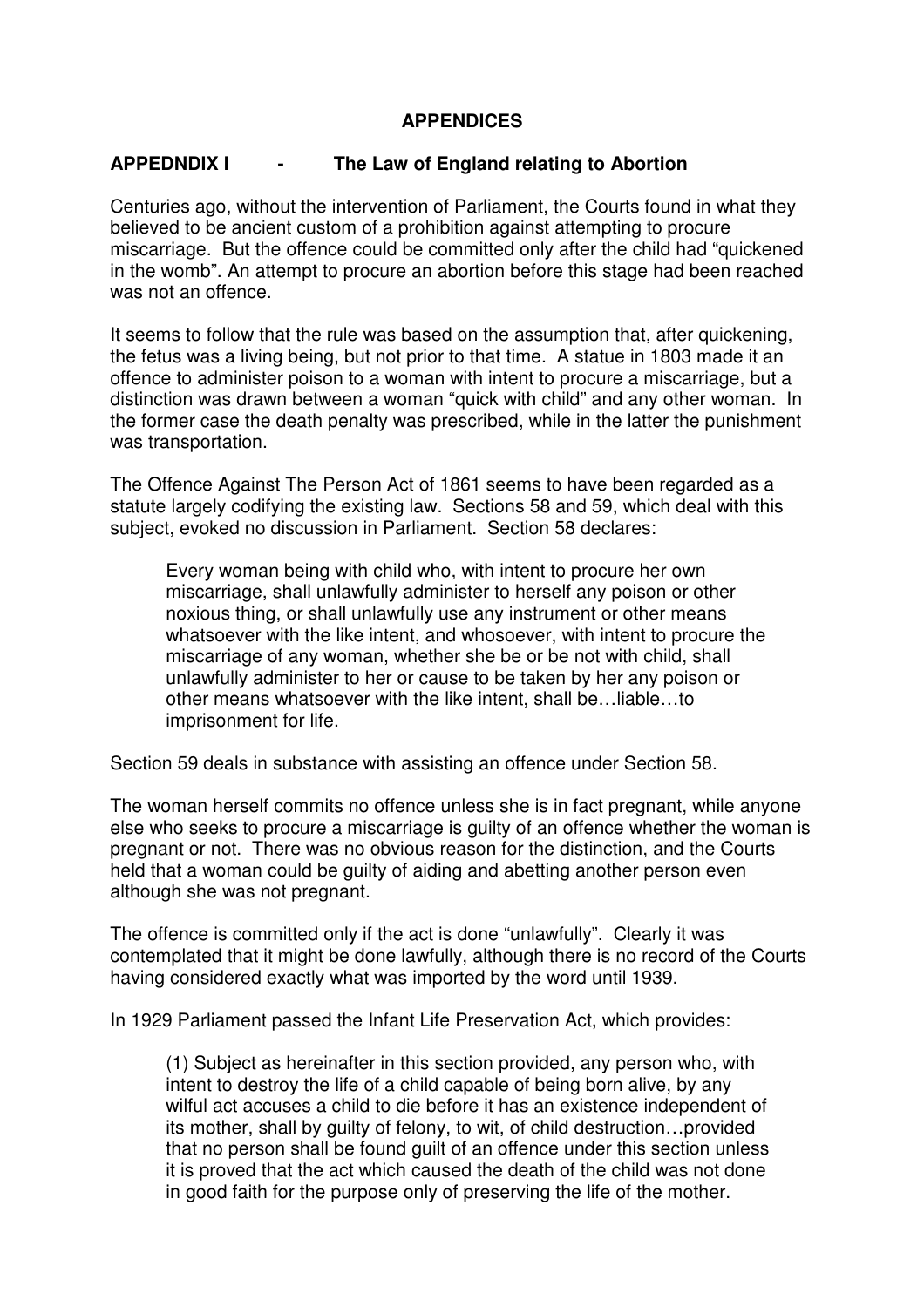## APPENDICES

### APPEDNDIX I - The Law of England relating to Abortion

Centuries ago, without the intervention of Parliament, the Courts found in what they believed to be ancient custom of a prohibition against attempting to procure miscarriage. But the offence could be committed only after the child had "quickened in the womb". An attempt to procure an abortion before this stage had been reached was not an offence.

It seems to follow that the rule was based on the assumption that, after quickening, the fetus was a living being, but not prior to that time. A statue in 1803 made it an offence to administer poison to a woman with intent to procure a miscarriage, but a distinction was drawn between a woman "quick with child" and any other woman. In the former case the death penalty was prescribed, while in the latter the punishment was transportation.

The Offence Against The Person Act of 1861 seems to have been regarded as a statute largely codifying the existing law. Sections 58 and 59, which deal with this subject, evoked no discussion in Parliament. Section 58 declares:

> Every woman being with child who, with intent to procure her own miscarriage, shall unlawfully administer to herself any poison or other noxious thing, or shall unlawfully use any instrument or other means whatsoever with the like intent, and whosoever, with intent to procure the miscarriage of any woman, whether she be or be not with child, shall unlawfully administer to her or cause to be taken by her any poison or other means whatsoever with the like intent, shall be…liable…to imprisonment for life.

Section 59 deals in substance with assisting an offence under Section 58.

The woman herself commits no offence unless she is in fact pregnant, while anyone else who seeks to procure a miscarriage is guilty of an offence whether the woman is pregnant or not. There was no obvious reason for the distinction, and the Courts held that a woman could be guilty of aiding and abetting another person even although she was not pregnant.

The offence is committed only if the act is done "unlawfully". Clearly it was contemplated that it might be done lawfully, although there is no record of the Courts having considered exactly what was imported by the word until 1939.

In 1929 Parliament passed the Infant Life Preservation Act, which provides:

> (1) Subject as hereinafter in this section provided, any person who, with intent to destroy the life of a child capable of being born alive, by any wilful act accuses a child to die before it has an existence independent of its mother, shall by guilty of felony, to wit, of child destruction…provided that no person shall be found guilt of an offence under this section unless it is proved that the act which caused the death of the child was not done in good faith for the purpose only of preserving the life of the mother.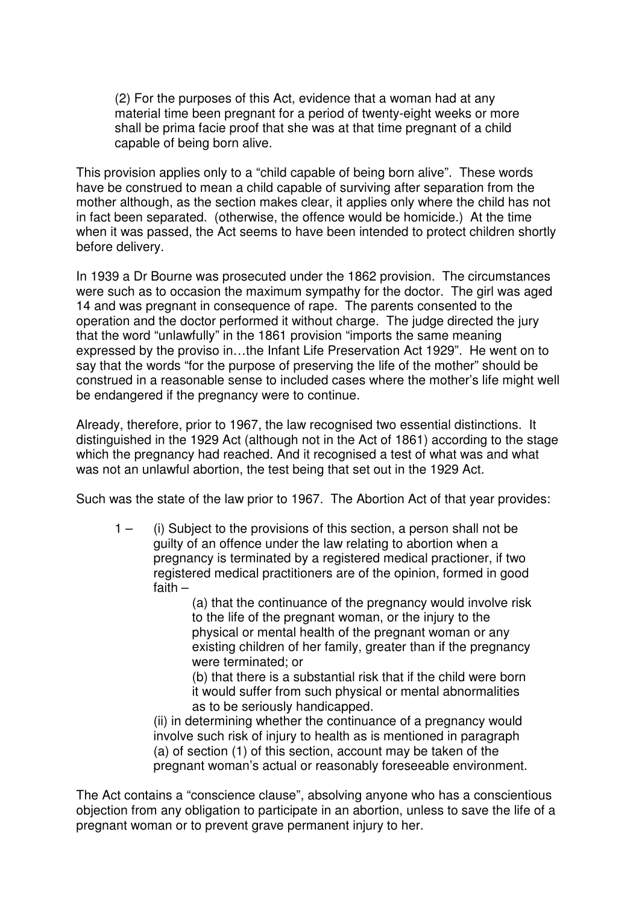(2) For the purposes of this Act, evidence that a woman had at any material time been pregnant for a period of twenty-eight weeks or more shall be prima facie proof that she was at that time pregnant of a child capable of being born alive.

This provision applies only to a "child capable of being born alive". These words have be construed to mean a child capable of surviving after separation from the mother although, as the section makes clear, it applies only where the child has not in fact been separated. (otherwise, the offence would be homicide.) At the time when it was passed, the Act seems to have been intended to protect children shortly before delivery.

In 1939 a Dr Bourne was prosecuted under the 1862 provision. The circumstances were such as to occasion the maximum sympathy for the doctor. The girl was aged 14 and was pregnant in consequence of rape. The parents consented to the operation and the doctor performed it without charge. The judge directed the jury that the word "unlawfully" in the 1861 provision "imports the same meaning expressed by the proviso in…the Infant Life Preservation Act 1929". He went on to say that the words "for the purpose of preserving the life of the mother" should be construed in a reasonable sense to included cases where the mother's life might well be endangered if the pregnancy were to continue.

Already, therefore, prior to 1967, the law recognised two essential distinctions. It distinguished in the 1929 Act (although not in the Act of 1861) according to the stage which the pregnancy had reached. And it recognised a test of what was and what was not an unlawful abortion, the test being that set out in the 1929 Act.

Such was the state of the law prior to 1967. The Abortion Act of that year provides:

> 1 – (i) Subject to the provisions of this section, a person shall not be guilty of an offence under the law relating to abortion when a pregnancy is terminated by a registered medical practioner, if two registered medical practitioners are of the opinion, formed in good faith –
>
> > (a) that the continuance of the pregnancy would involve risk to the life of the pregnant woman, or the injury to the physical or mental health of the pregnant woman or any existing children of her family, greater than if the pregnancy were terminated; or
> >
> > (b) that there is a substantial risk that if the child were born it would suffer from such physical or mental abnormalities as to be seriously handicapped.
>
> (ii) in determining whether the continuance of a pregnancy would involve such risk of injury to health as is mentioned in paragraph (a) of section (1) of this section, account may be taken of the pregnant woman's actual or reasonably foreseeable environment.

The Act contains a "conscience clause", absolving anyone who has a conscientious objection from any obligation to participate in an abortion, unless to save the life of a pregnant woman or to prevent grave permanent injury to her.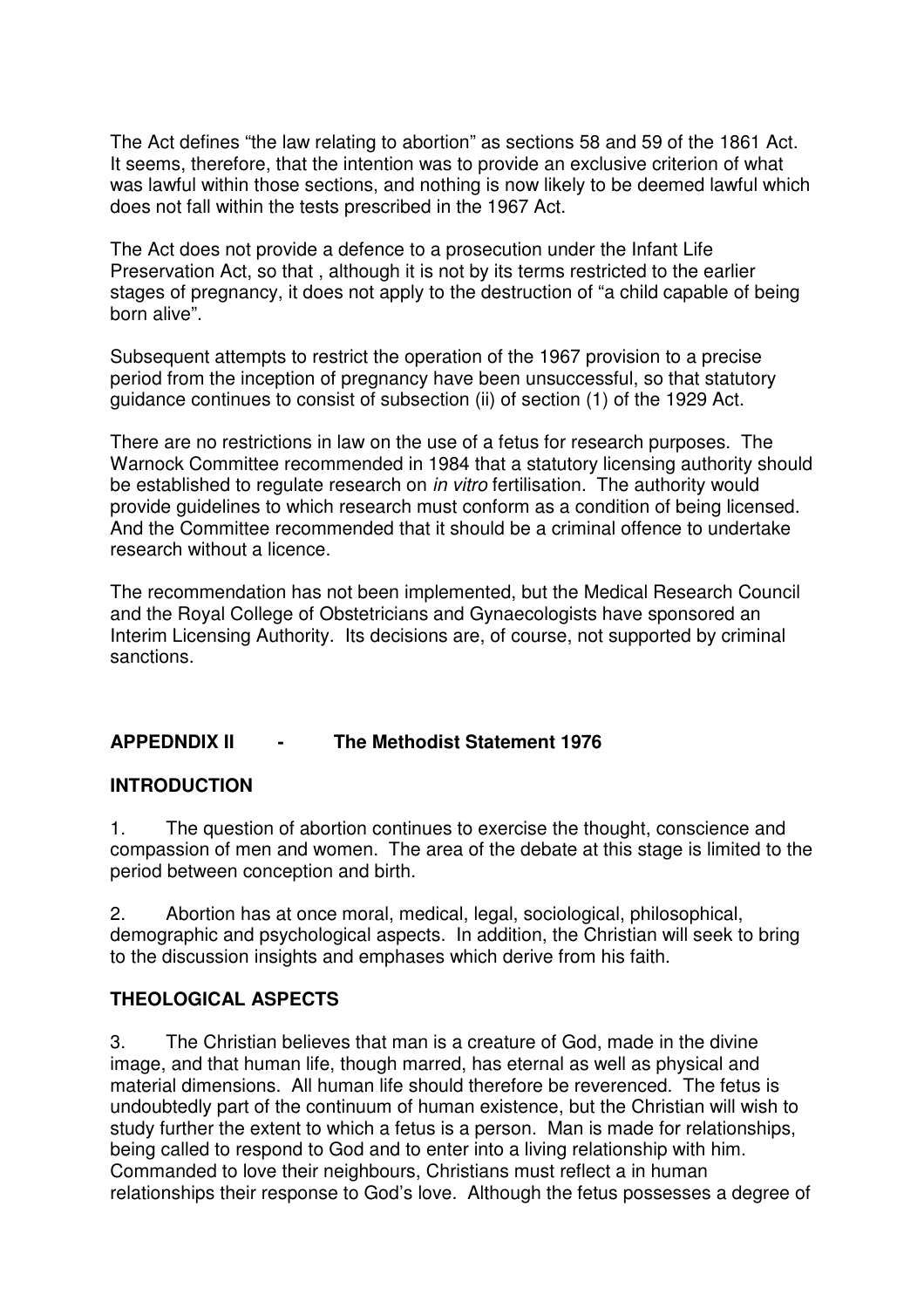The Act defines "the law relating to abortion" as sections 58 and 59 of the 1861 Act. It seems, therefore, that the intention was to provide an exclusive criterion of what was lawful within those sections, and nothing is now likely to be deemed lawful which does not fall within the tests prescribed in the 1967 Act.

The Act does not provide a defence to a prosecution under the Infant Life Preservation Act, so that , although it is not by its terms restricted to the earlier stages of pregnancy, it does not apply to the destruction of "a child capable of being born alive".

Subsequent attempts to restrict the operation of the 1967 provision to a precise period from the inception of pregnancy have been unsuccessful, so that statutory guidance continues to consist of subsection (ii) of section (1) of the 1929 Act.

There are no restrictions in law on the use of a fetus for research purposes. The Warnock Committee recommended in 1984 that a statutory licensing authority should be established to regulate research on *in vitro* fertilisation. The authority would provide guidelines to which research must conform as a condition of being licensed. And the Committee recommended that it should be a criminal offence to undertake research without a licence.

The recommendation has not been implemented, but the Medical Research Council and the Royal College of Obstetricians and Gynaecologists have sponsored an Interim Licensing Authority. Its decisions are, of course, not supported by criminal sanctions.

## APPEDNDIX II - The Methodist Statement 1976

### INTRODUCTION

1. The question of abortion continues to exercise the thought, conscience and compassion of men and women. The area of the debate at this stage is limited to the period between conception and birth.

2. Abortion has at once moral, medical, legal, sociological, philosophical, demographic and psychological aspects. In addition, the Christian will seek to bring to the discussion insights and emphases which derive from his faith.

### THEOLOGICAL ASPECTS

3. The Christian believes that man is a creature of God, made in the divine image, and that human life, though marred, has eternal as well as physical and material dimensions. All human life should therefore be reverenced. The fetus is undoubtedly part of the continuum of human existence, but the Christian will wish to study further the extent to which a fetus is a person. Man is made for relationships, being called to respond to God and to enter into a living relationship with him. Commanded to love their neighbours, Christians must reflect a in human relationships their response to God's love. Although the fetus possesses a degree of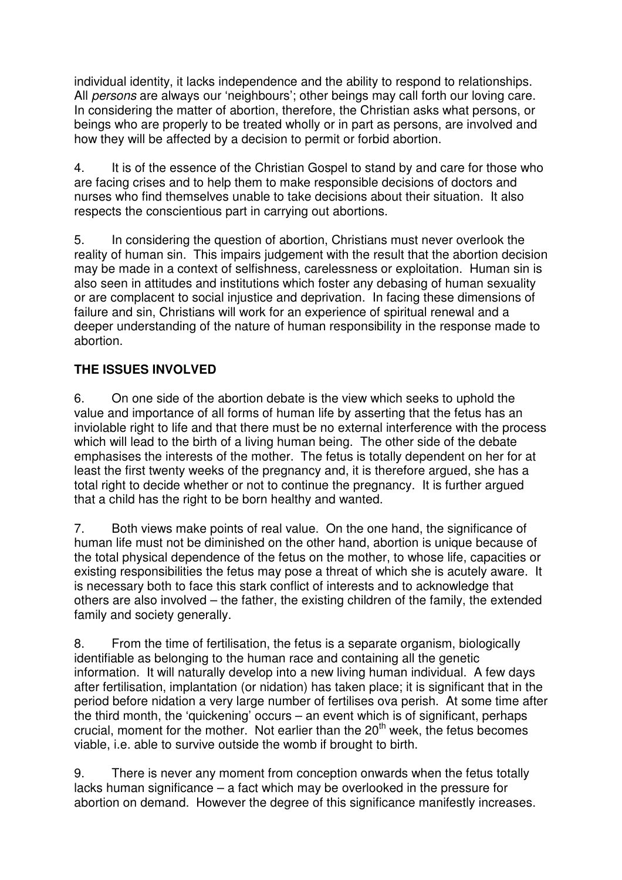individual identity, it lacks independence and the ability to respond to relationships. All *persons* are always our 'neighbours'; other beings may call forth our loving care. In considering the matter of abortion, therefore, the Christian asks what persons, or beings who are properly to be treated wholly or in part as persons, are involved and how they will be affected by a decision to permit or forbid abortion.

4. It is of the essence of the Christian Gospel to stand by and care for those who are facing crises and to help them to make responsible decisions of doctors and nurses who find themselves unable to take decisions about their situation. It also respects the conscientious part in carrying out abortions.

5. In considering the question of abortion, Christians must never overlook the reality of human sin. This impairs judgement with the result that the abortion decision may be made in a context of selfishness, carelessness or exploitation. Human sin is also seen in attitudes and institutions which foster any debasing of human sexuality or are complacent to social injustice and deprivation. In facing these dimensions of failure and sin, Christians will work for an experience of spiritual renewal and a deeper understanding of the nature of human responsibility in the response made to abortion.

**THE ISSUES INVOLVED**

6. On one side of the abortion debate is the view which seeks to uphold the value and importance of all forms of human life by asserting that the fetus has an inviolable right to life and that there must be no external interference with the process which will lead to the birth of a living human being. The other side of the debate emphasises the interests of the mother. The fetus is totally dependent on her for at least the first twenty weeks of the pregnancy and, it is therefore argued, she has a total right to decide whether or not to continue the pregnancy. It is further argued that a child has the right to be born healthy and wanted.

7. Both views make points of real value. On the one hand, the significance of human life must not be diminished on the other hand, abortion is unique because of the total physical dependence of the fetus on the mother, to whose life, capacities or existing responsibilities the fetus may pose a threat of which she is acutely aware. It is necessary both to face this stark conflict of interests and to acknowledge that others are also involved – the father, the existing children of the family, the extended family and society generally.

8. From the time of fertilisation, the fetus is a separate organism, biologically identifiable as belonging to the human race and containing all the genetic information. It will naturally develop into a new living human individual. A few days after fertilisation, implantation (or nidation) has taken place; it is significant that in the period before nidation a very large number of fertilises ova perish. At some time after the third month, the 'quickening' occurs – an event which is of significant, perhaps crucial, moment for the mother. Not earlier than the 20th week, the fetus becomes viable, i.e. able to survive outside the womb if brought to birth.

9. There is never any moment from conception onwards when the fetus totally lacks human significance – a fact which may be overlooked in the pressure for abortion on demand. However the degree of this significance manifestly increases.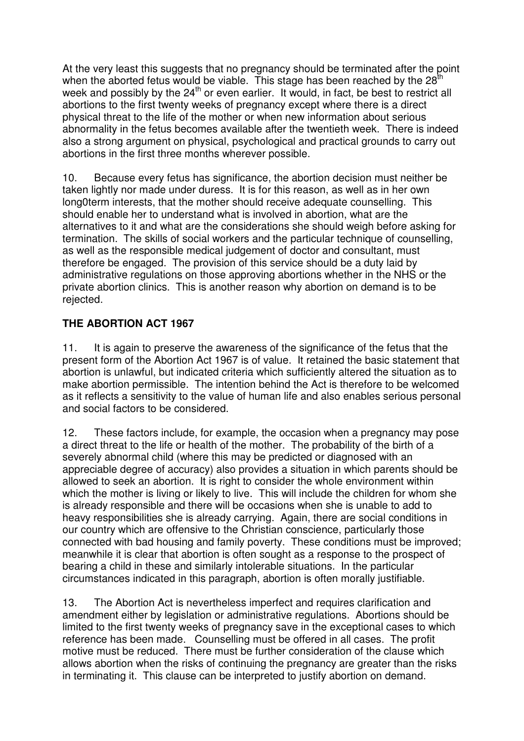At the very least this suggests that no pregnancy should be terminated after the point when the aborted fetus would be viable. This stage has been reached by the 28th week and possibly by the 24th or even earlier. It would, in fact, be best to restrict all abortions to the first twenty weeks of pregnancy except where there is a direct physical threat to the life of the mother or when new information about serious abnormality in the fetus becomes available after the twentieth week. There is indeed also a strong argument on physical, psychological and practical grounds to carry out abortions in the first three months wherever possible.

10. Because every fetus has significance, the abortion decision must neither be taken lightly nor made under duress. It is for this reason, as well as in her own long0term interests, that the mother should receive adequate counselling. This should enable her to understand what is involved in abortion, what are the alternatives to it and what are the considerations she should weigh before asking for termination. The skills of social workers and the particular technique of counselling, as well as the responsible medical judgement of doctor and consultant, must therefore be engaged. The provision of this service should be a duty laid by administrative regulations on those approving abortions whether in the NHS or the private abortion clinics. This is another reason why abortion on demand is to be rejected.

## THE ABORTION ACT 1967

11. It is again to preserve the awareness of the significance of the fetus that the present form of the Abortion Act 1967 is of value. It retained the basic statement that abortion is unlawful, but indicated criteria which sufficiently altered the situation as to make abortion permissible. The intention behind the Act is therefore to be welcomed as it reflects a sensitivity to the value of human life and also enables serious personal and social factors to be considered.

12. These factors include, for example, the occasion when a pregnancy may pose a direct threat to the life or health of the mother. The probability of the birth of a severely abnormal child (where this may be predicted or diagnosed with an appreciable degree of accuracy) also provides a situation in which parents should be allowed to seek an abortion. It is right to consider the whole environment within which the mother is living or likely to live. This will include the children for whom she is already responsible and there will be occasions when she is unable to add to heavy responsibilities she is already carrying. Again, there are social conditions in our country which are offensive to the Christian conscience, particularly those connected with bad housing and family poverty. These conditions must be improved; meanwhile it is clear that abortion is often sought as a response to the prospect of bearing a child in these and similarly intolerable situations. In the particular circumstances indicated in this paragraph, abortion is often morally justifiable.

13. The Abortion Act is nevertheless imperfect and requires clarification and amendment either by legislation or administrative regulations. Abortions should be limited to the first twenty weeks of pregnancy save in the exceptional cases to which reference has been made. Counselling must be offered in all cases. The profit motive must be reduced. There must be further consideration of the clause which allows abortion when the risks of continuing the pregnancy are greater than the risks in terminating it. This clause can be interpreted to justify abortion on demand.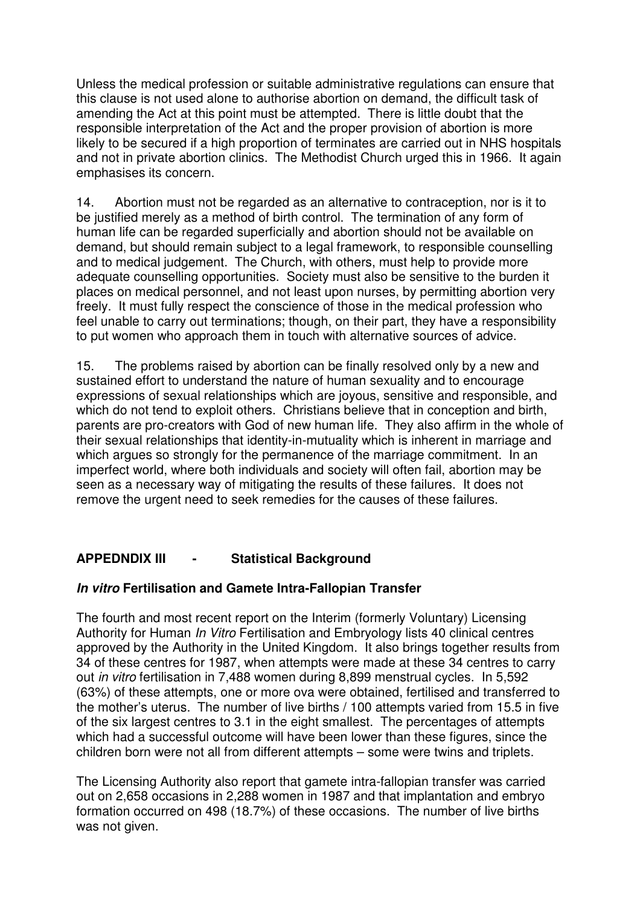Unless the medical profession or suitable administrative regulations can ensure that this clause is not used alone to authorise abortion on demand, the difficult task of amending the Act at this point must be attempted. There is little doubt that the responsible interpretation of the Act and the proper provision of abortion is more likely to be secured if a high proportion of terminates are carried out in NHS hospitals and not in private abortion clinics. The Methodist Church urged this in 1966. It again emphasises its concern.

14. Abortion must not be regarded as an alternative to contraception, nor is it to be justified merely as a method of birth control. The termination of any form of human life can be regarded superficially and abortion should not be available on demand, but should remain subject to a legal framework, to responsible counselling and to medical judgement. The Church, with others, must help to provide more adequate counselling opportunities. Society must also be sensitive to the burden it places on medical personnel, and not least upon nurses, by permitting abortion very freely. It must fully respect the conscience of those in the medical profession who feel unable to carry out terminations; though, on their part, they have a responsibility to put women who approach them in touch with alternative sources of advice.

15. The problems raised by abortion can be finally resolved only by a new and sustained effort to understand the nature of human sexuality and to encourage expressions of sexual relationships which are joyous, sensitive and responsible, and which do not tend to exploit others. Christians believe that in conception and birth, parents are pro-creators with God of new human life. They also affirm in the whole of their sexual relationships that identity-in-mutuality which is inherent in marriage and which argues so strongly for the permanence of the marriage commitment. In an imperfect world, where both individuals and society will often fail, abortion may be seen as a necessary way of mitigating the results of these failures. It does not remove the urgent need to seek remedies for the causes of these failures.

## APPEDNDIX III - Statistical Background

### *In vitro* Fertilisation and Gamete Intra-Fallopian Transfer

The fourth and most recent report on the Interim (formerly Voluntary) Licensing Authority for Human *In Vitro* Fertilisation and Embryology lists 40 clinical centres approved by the Authority in the United Kingdom. It also brings together results from 34 of these centres for 1987, when attempts were made at these 34 centres to carry out *in vitro* fertilisation in 7,488 women during 8,899 menstrual cycles. In 5,592 (63%) of these attempts, one or more ova were obtained, fertilised and transferred to the mother's uterus. The number of live births / 100 attempts varied from 15.5 in five of the six largest centres to 3.1 in the eight smallest. The percentages of attempts which had a successful outcome will have been lower than these figures, since the children born were not all from different attempts – some were twins and triplets.

The Licensing Authority also report that gamete intra-fallopian transfer was carried out on 2,658 occasions in 2,288 women in 1987 and that implantation and embryo formation occurred on 498 (18.7%) of these occasions. The number of live births was not given.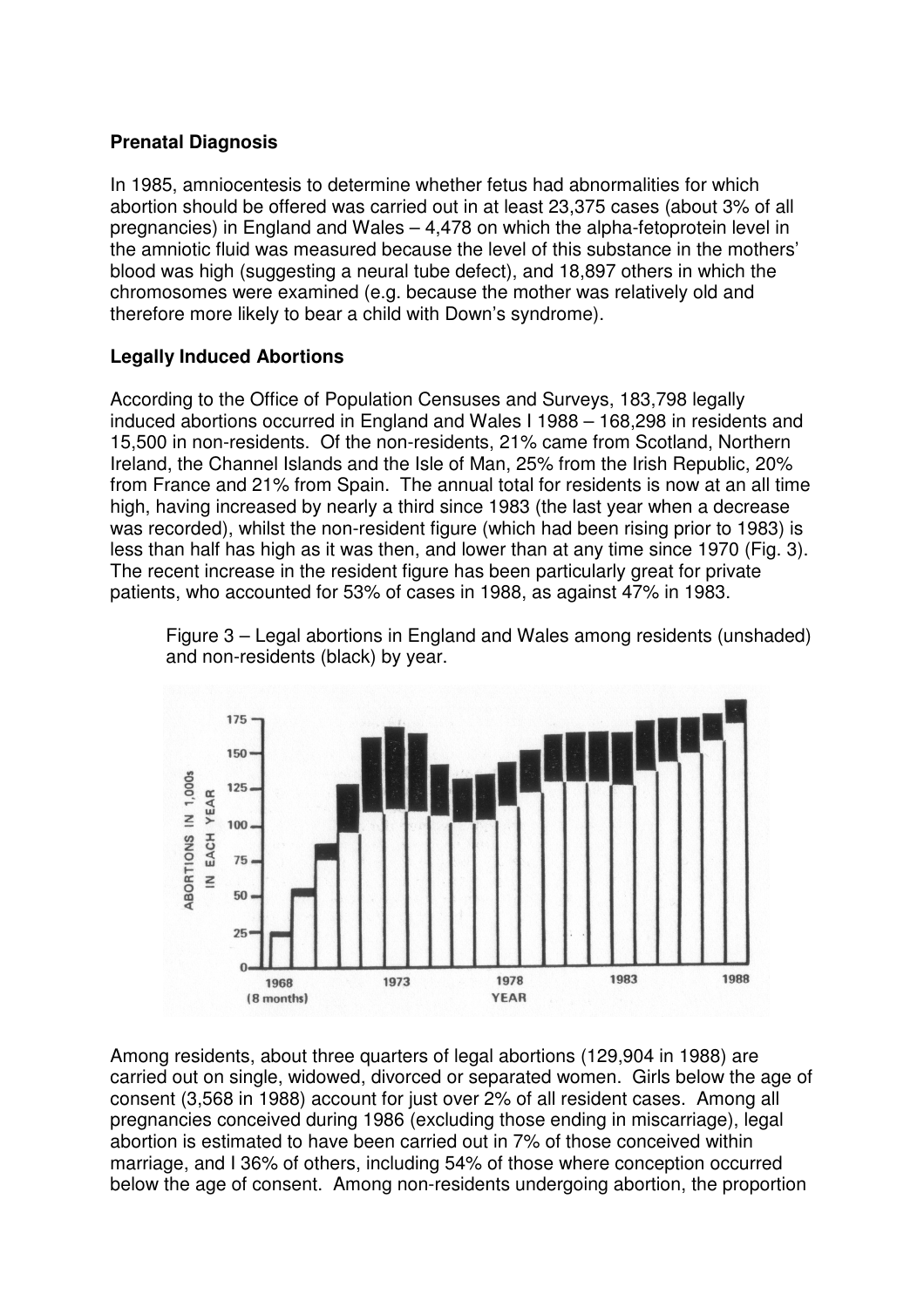**Prenatal Diagnosis**

In 1985, amniocentesis to determine whether fetus had abnormalities for which abortion should be offered was carried out in at least 23,375 cases (about 3% of all pregnancies) in England and Wales – 4,478 on which the alpha-fetoprotein level in the amniotic fluid was measured because the level of this substance in the mothers' blood was high (suggesting a neural tube defect), and 18,897 others in which the chromosomes were examined (e.g. because the mother was relatively old and therefore more likely to bear a child with Down's syndrome).

**Legally Induced Abortions**

According to the Office of Population Censuses and Surveys, 183,798 legally induced abortions occurred in England and Wales I 1988 – 168,298 in residents and 15,500 in non-residents. Of the non-residents, 21% came from Scotland, Northern Ireland, the Channel Islands and the Isle of Man, 25% from the Irish Republic, 20% from France and 21% from Spain. The annual total for residents is now at an all time high, having increased by nearly a third since 1983 (the last year when a decrease was recorded), whilst the non-resident figure (which had been rising prior to 1983) is less than half has high as it was then, and lower than at any time since 1970 (Fig. 3). The recent increase in the resident figure has been particularly great for private patients, who accounted for 53% of cases in 1988, as against 47% in 1983.

Figure 3 – Legal abortions in England and Wales among residents (unshaded) and non-residents (black) by year.

Among residents, about three quarters of legal abortions (129,904 in 1988) are carried out on single, widowed, divorced or separated women. Girls below the age of consent (3,568 in 1988) account for just over 2% of all resident cases. Among all pregnancies conceived during 1986 (excluding those ending in miscarriage), legal abortion is estimated to have been carried out in 7% of those conceived within marriage, and I 36% of others, including 54% of those where conception occurred below the age of consent. Among non-residents undergoing abortion, the proportion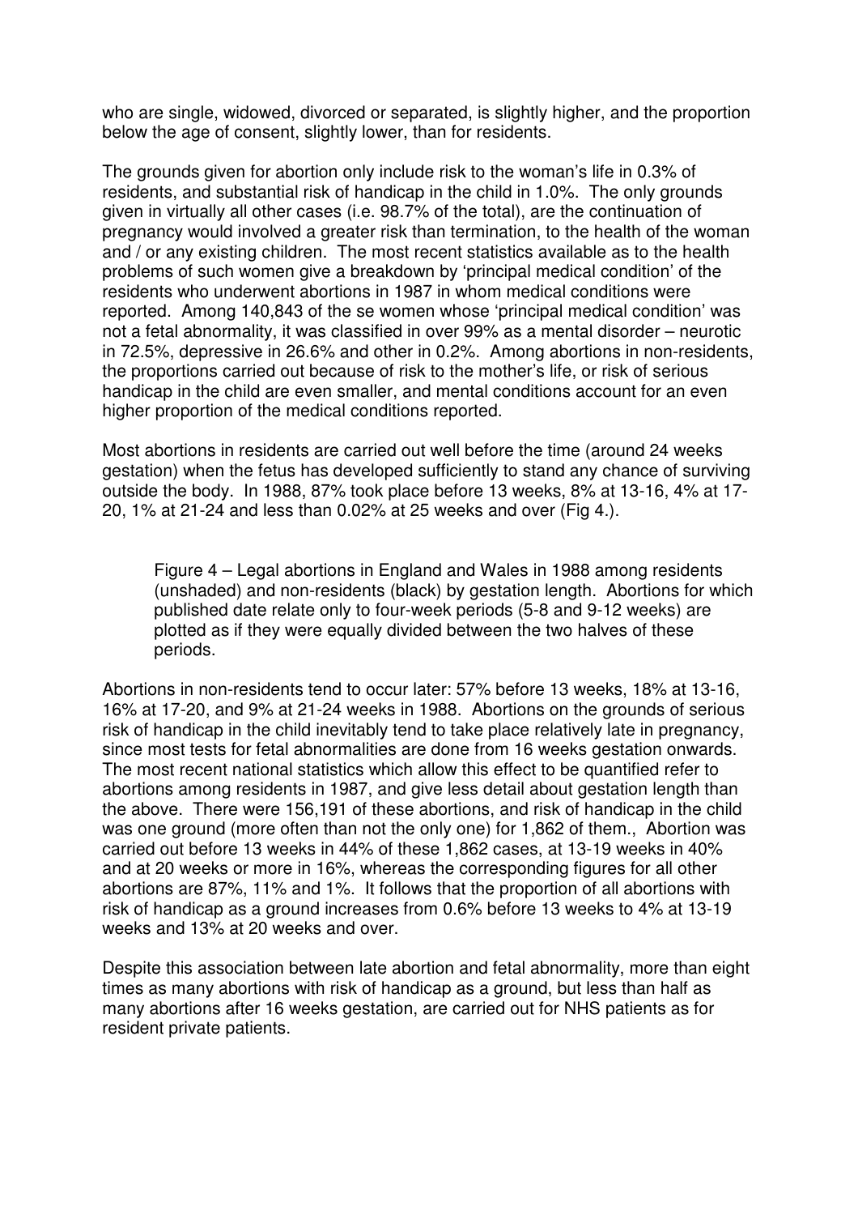who are single, widowed, divorced or separated, is slightly higher, and the proportion below the age of consent, slightly lower, than for residents.

The grounds given for abortion only include risk to the woman's life in 0.3% of residents, and substantial risk of handicap in the child in 1.0%. The only grounds given in virtually all other cases (i.e. 98.7% of the total), are the continuation of pregnancy would involved a greater risk than termination, to the health of the woman and / or any existing children. The most recent statistics available as to the health problems of such women give a breakdown by 'principal medical condition' of the residents who underwent abortions in 1987 in whom medical conditions were reported. Among 140,843 of the se women whose 'principal medical condition' was not a fetal abnormality, it was classified in over 99% as a mental disorder – neurotic in 72.5%, depressive in 26.6% and other in 0.2%. Among abortions in non-residents, the proportions carried out because of risk to the mother's life, or risk of serious handicap in the child are even smaller, and mental conditions account for an even higher proportion of the medical conditions reported.

Most abortions in residents are carried out well before the time (around 24 weeks gestation) when the fetus has developed sufficiently to stand any chance of surviving outside the body. In 1988, 87% took place before 13 weeks, 8% at 13-16, 4% at 17-20, 1% at 21-24 and less than 0.02% at 25 weeks and over (Fig 4.).

Figure 4 – Legal abortions in England and Wales in 1988 among residents (unshaded) and non-residents (black) by gestation length. Abortions for which published date relate only to four-week periods (5-8 and 9-12 weeks) are plotted as if they were equally divided between the two halves of these periods.

Abortions in non-residents tend to occur later: 57% before 13 weeks, 18% at 13-16, 16% at 17-20, and 9% at 21-24 weeks in 1988. Abortions on the grounds of serious risk of handicap in the child inevitably tend to take place relatively late in pregnancy, since most tests for fetal abnormalities are done from 16 weeks gestation onwards. The most recent national statistics which allow this effect to be quantified refer to abortions among residents in 1987, and give less detail about gestation length than the above. There were 156,191 of these abortions, and risk of handicap in the child was one ground (more often than not the only one) for 1,862 of them., Abortion was carried out before 13 weeks in 44% of these 1,862 cases, at 13-19 weeks in 40% and at 20 weeks or more in 16%, whereas the corresponding figures for all other abortions are 87%, 11% and 1%. It follows that the proportion of all abortions with risk of handicap as a ground increases from 0.6% before 13 weeks to 4% at 13-19 weeks and 13% at 20 weeks and over.

Despite this association between late abortion and fetal abnormality, more than eight times as many abortions with risk of handicap as a ground, but less than half as many abortions after 16 weeks gestation, are carried out for NHS patients as for resident private patients.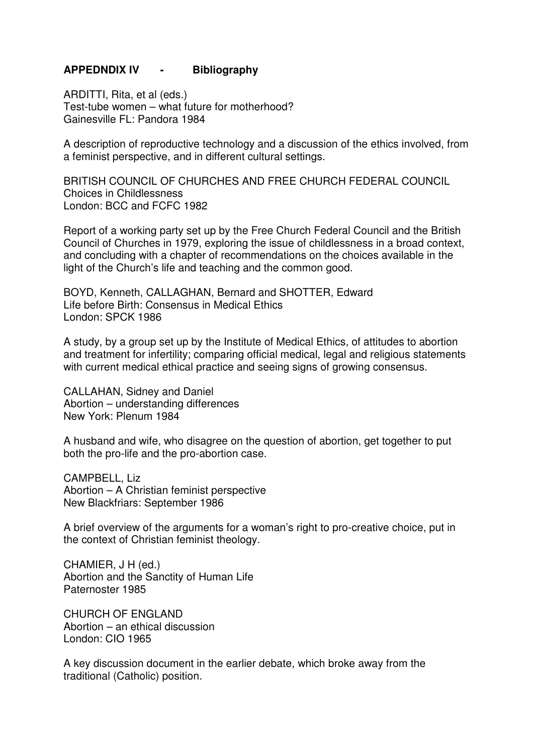## APPEDNDIX IV - Bibliography

ARDITTI, Rita, et al (eds.)
Test-tube women – what future for motherhood?
Gainesville FL: Pandora 1984

A description of reproductive technology and a discussion of the ethics involved, from a feminist perspective, and in different cultural settings.

BRITISH COUNCIL OF CHURCHES AND FREE CHURCH FEDERAL COUNCIL
Choices in Childlessness
London: BCC and FCFC 1982

Report of a working party set up by the Free Church Federal Council and the British Council of Churches in 1979, exploring the issue of childlessness in a broad context, and concluding with a chapter of recommendations on the choices available in the light of the Church's life and teaching and the common good.

BOYD, Kenneth, CALLAGHAN, Bernard and SHOTTER, Edward
Life before Birth: Consensus in Medical Ethics
London: SPCK 1986

A study, by a group set up by the Institute of Medical Ethics, of attitudes to abortion and treatment for infertility; comparing official medical, legal and religious statements with current medical ethical practice and seeing signs of growing consensus.

CALLAHAN, Sidney and Daniel
Abortion – understanding differences
New York: Plenum 1984

A husband and wife, who disagree on the question of abortion, get together to put both the pro-life and the pro-abortion case.

CAMPBELL, Liz
Abortion – A Christian feminist perspective
New Blackfriars: September 1986

A brief overview of the arguments for a woman's right to pro-creative choice, put in the context of Christian feminist theology.

CHAMIER, J H (ed.)
Abortion and the Sanctity of Human Life
Paternoster 1985

CHURCH OF ENGLAND
Abortion – an ethical discussion
London: CIO 1965

A key discussion document in the earlier debate, which broke away from the traditional (Catholic) position.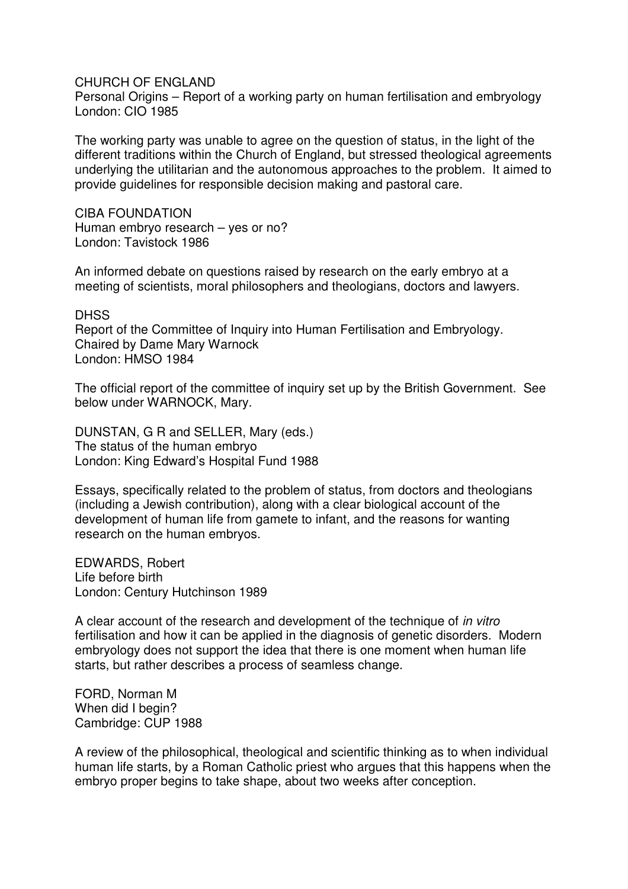CHURCH OF ENGLAND
Personal Origins – Report of a working party on human fertilisation and embryology
London: CIO 1985

The working party was unable to agree on the question of status, in the light of the different traditions within the Church of England, but stressed theological agreements underlying the utilitarian and the autonomous approaches to the problem. It aimed to provide guidelines for responsible decision making and pastoral care.

CIBA FOUNDATION
Human embryo research – yes or no?
London: Tavistock 1986

An informed debate on questions raised by research on the early embryo at a meeting of scientists, moral philosophers and theologians, doctors and lawyers.

DHSS
Report of the Committee of Inquiry into Human Fertilisation and Embryology. Chaired by Dame Mary Warnock
London: HMSO 1984

The official report of the committee of inquiry set up by the British Government. See below under WARNOCK, Mary.

DUNSTAN, G R and SELLER, Mary (eds.)
The status of the human embryo
London: King Edward's Hospital Fund 1988

Essays, specifically related to the problem of status, from doctors and theologians (including a Jewish contribution), along with a clear biological account of the development of human life from gamete to infant, and the reasons for wanting research on the human embryos.

EDWARDS, Robert
Life before birth
London: Century Hutchinson 1989

A clear account of the research and development of the technique of *in vitro* fertilisation and how it can be applied in the diagnosis of genetic disorders. Modern embryology does not support the idea that there is one moment when human life starts, but rather describes a process of seamless change.

FORD, Norman M
When did I begin?
Cambridge: CUP 1988

A review of the philosophical, theological and scientific thinking as to when individual human life starts, by a Roman Catholic priest who argues that this happens when the embryo proper begins to take shape, about two weeks after conception.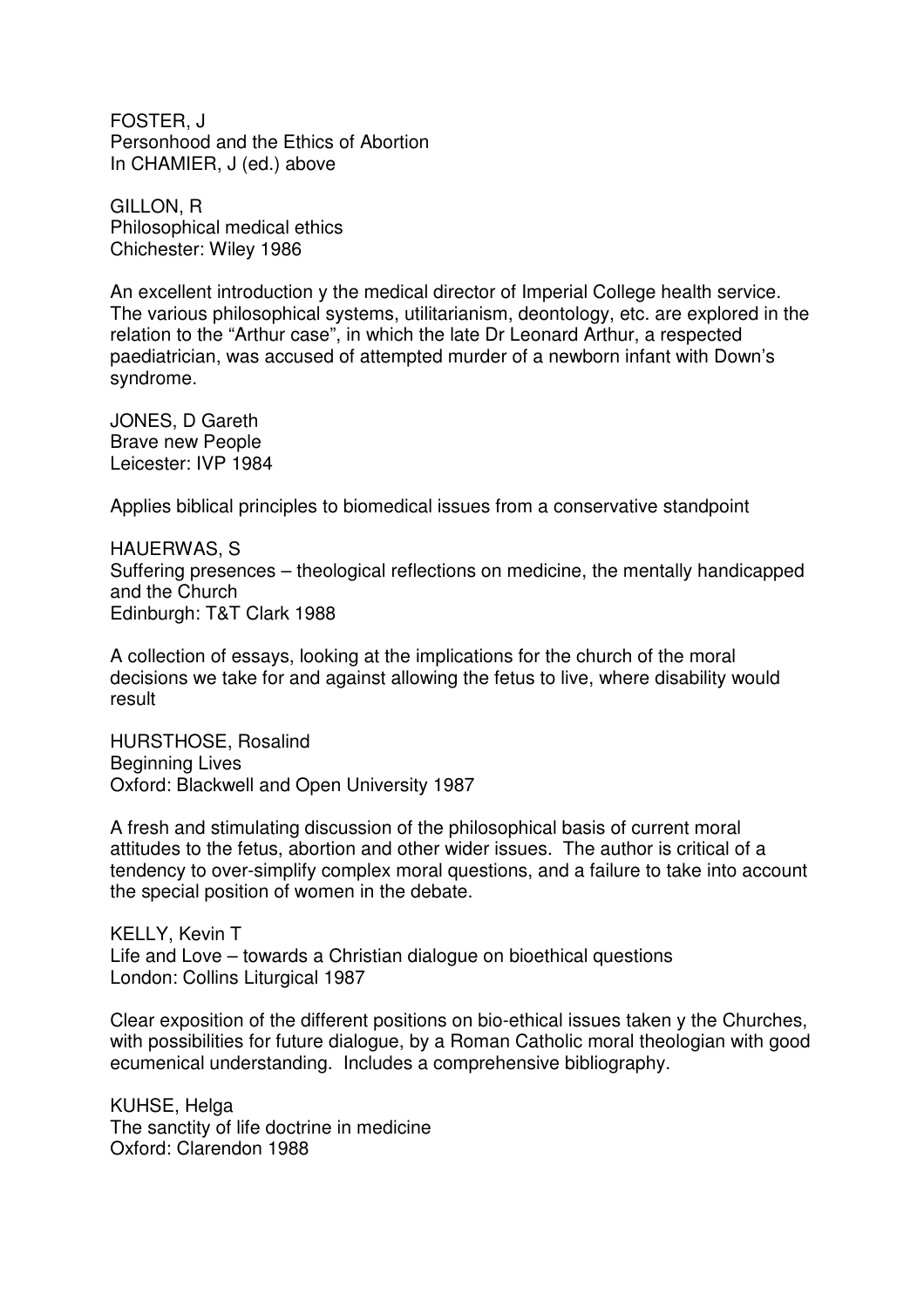FOSTER, J
Personhood and the Ethics of Abortion
In CHAMIER, J (ed.) above

GILLON, R
Philosophical medical ethics
Chichester: Wiley 1986

An excellent introduction y the medical director of Imperial College health service. The various philosophical systems, utilitarianism, deontology, etc. are explored in the relation to the "Arthur case", in which the late Dr Leonard Arthur, a respected paediatrician, was accused of attempted murder of a newborn infant with Down's syndrome.

JONES, D Gareth
Brave new People
Leicester: IVP 1984

Applies biblical principles to biomedical issues from a conservative standpoint

HAUERWAS, S
Suffering presences – theological reflections on medicine, the mentally handicapped and the Church
Edinburgh: T&T Clark 1988

A collection of essays, looking at the implications for the church of the moral decisions we take for and against allowing the fetus to live, where disability would result

HURSTHOSE, Rosalind
Beginning Lives
Oxford: Blackwell and Open University 1987

A fresh and stimulating discussion of the philosophical basis of current moral attitudes to the fetus, abortion and other wider issues. The author is critical of a tendency to over-simplify complex moral questions, and a failure to take into account the special position of women in the debate.

KELLY, Kevin T
Life and Love – towards a Christian dialogue on bioethical questions
London: Collins Liturgical 1987

Clear exposition of the different positions on bio-ethical issues taken y the Churches, with possibilities for future dialogue, by a Roman Catholic moral theologian with good ecumenical understanding. Includes a comprehensive bibliography.

KUHSE, Helga
The sanctity of life doctrine in medicine
Oxford: Clarendon 1988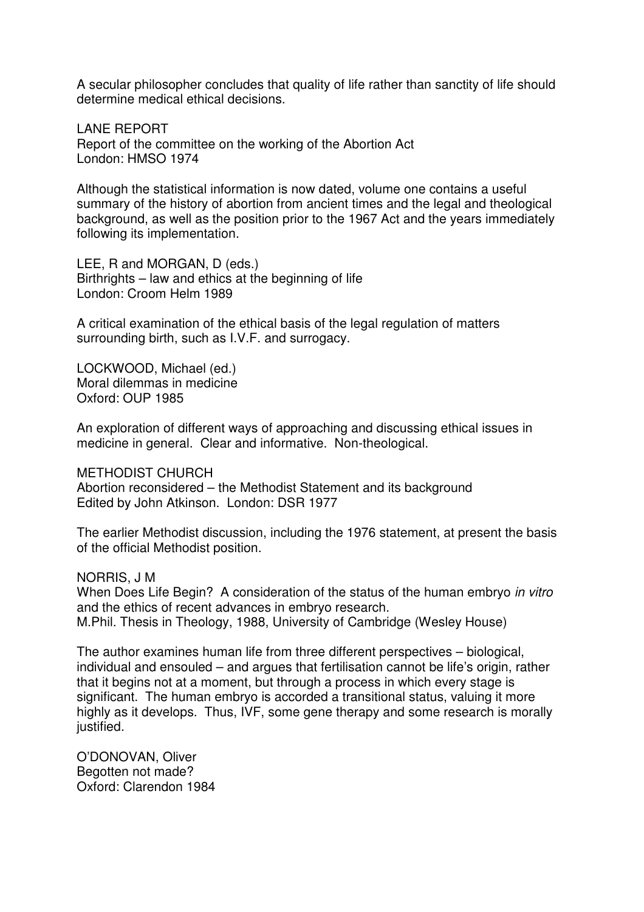A secular philosopher concludes that quality of life rather than sanctity of life should determine medical ethical decisions.

LANE REPORT
Report of the committee on the working of the Abortion Act
London: HMSO 1974

Although the statistical information is now dated, volume one contains a useful summary of the history of abortion from ancient times and the legal and theological background, as well as the position prior to the 1967 Act and the years immediately following its implementation.

LEE, R and MORGAN, D (eds.)
Birthrights – law and ethics at the beginning of life
London: Croom Helm 1989

A critical examination of the ethical basis of the legal regulation of matters surrounding birth, such as I.V.F. and surrogacy.

LOCKWOOD, Michael (ed.)
Moral dilemmas in medicine
Oxford: OUP 1985

An exploration of different ways of approaching and discussing ethical issues in medicine in general. Clear and informative. Non-theological.

METHODIST CHURCH
Abortion reconsidered – the Methodist Statement and its background
Edited by John Atkinson. London: DSR 1977

The earlier Methodist discussion, including the 1976 statement, at present the basis of the official Methodist position.

NORRIS, J M
When Does Life Begin? A consideration of the status of the human embryo *in vitro* and the ethics of recent advances in embryo research.
M.Phil. Thesis in Theology, 1988, University of Cambridge (Wesley House)

The author examines human life from three different perspectives – biological, individual and ensouled – and argues that fertilisation cannot be life's origin, rather that it begins not at a moment, but through a process in which every stage is significant. The human embryo is accorded a transitional status, valuing it more highly as it develops. Thus, IVF, some gene therapy and some research is morally justified.

O'DONOVAN, Oliver
Begotten not made?
Oxford: Clarendon 1984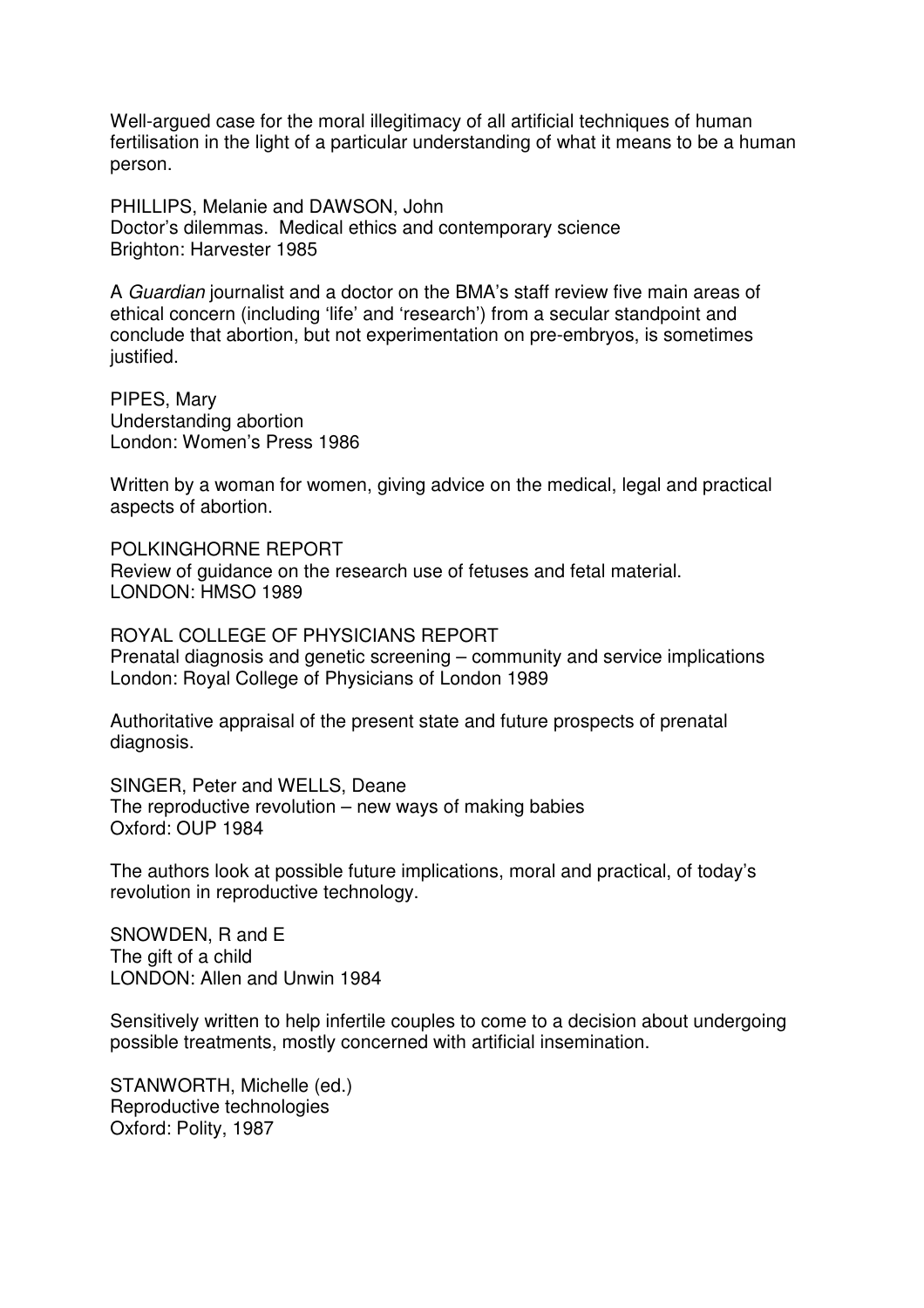Well-argued case for the moral illegitimacy of all artificial techniques of human fertilisation in the light of a particular understanding of what it means to be a human person.

PHILLIPS, Melanie and DAWSON, John
Doctor's dilemmas. Medical ethics and contemporary science
Brighton: Harvester 1985

A *Guardian* journalist and a doctor on the BMA's staff review five main areas of ethical concern (including 'life' and 'research') from a secular standpoint and conclude that abortion, but not experimentation on pre-embryos, is sometimes justified.

PIPES, Mary
Understanding abortion
London: Women's Press 1986

Written by a woman for women, giving advice on the medical, legal and practical aspects of abortion.

POLKINGHORNE REPORT
Review of guidance on the research use of fetuses and fetal material.
LONDON: HMSO 1989

ROYAL COLLEGE OF PHYSICIANS REPORT
Prenatal diagnosis and genetic screening – community and service implications
London: Royal College of Physicians of London 1989

Authoritative appraisal of the present state and future prospects of prenatal diagnosis.

SINGER, Peter and WELLS, Deane
The reproductive revolution – new ways of making babies
Oxford: OUP 1984

The authors look at possible future implications, moral and practical, of today's revolution in reproductive technology.

SNOWDEN, R and E
The gift of a child
LONDON: Allen and Unwin 1984

Sensitively written to help infertile couples to come to a decision about undergoing possible treatments, mostly concerned with artificial insemination.

STANWORTH, Michelle (ed.)
Reproductive technologies
Oxford: Polity, 1987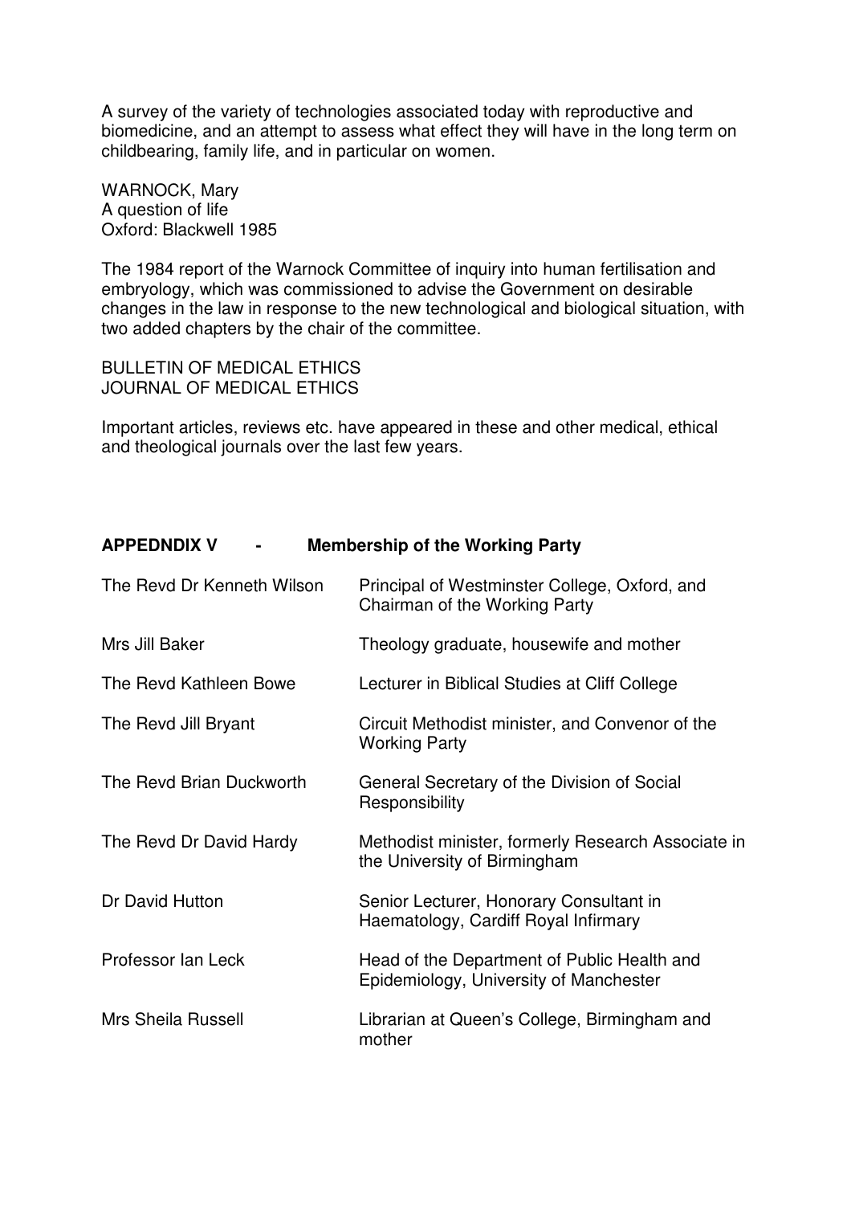A survey of the variety of technologies associated today with reproductive and biomedicine, and an attempt to assess what effect they will have in the long term on childbearing, family life, and in particular on women.

WARNOCK, Mary
A question of life
Oxford: Blackwell 1985

The 1984 report of the Warnock Committee of inquiry into human fertilisation and embryology, which was commissioned to advise the Government on desirable changes in the law in response to the new technological and biological situation, with two added chapters by the chair of the committee.

BULLETIN OF MEDICAL ETHICS
JOURNAL OF MEDICAL ETHICS

Important articles, reviews etc. have appeared in these and other medical, ethical and theological journals over the last few years.

## APPEDNDIX V - Membership of the Working Party

| | |
|---|---|
| The Revd Dr Kenneth Wilson | Principal of Westminster College, Oxford, and Chairman of the Working Party |
| Mrs Jill Baker | Theology graduate, housewife and mother |
| The Revd Kathleen Bowe | Lecturer in Biblical Studies at Cliff College |
| The Revd Jill Bryant | Circuit Methodist minister, and Convenor of the Working Party |
| The Revd Brian Duckworth | General Secretary of the Division of Social Responsibility |
| The Revd Dr David Hardy | Methodist minister, formerly Research Associate in the University of Birmingham |
| Dr David Hutton | Senior Lecturer, Honorary Consultant in Haematology, Cardiff Royal Infirmary |
| Professor Ian Leck | Head of the Department of Public Health and Epidemiology, University of Manchester |
| Mrs Sheila Russell | Librarian at Queen's College, Birmingham and mother |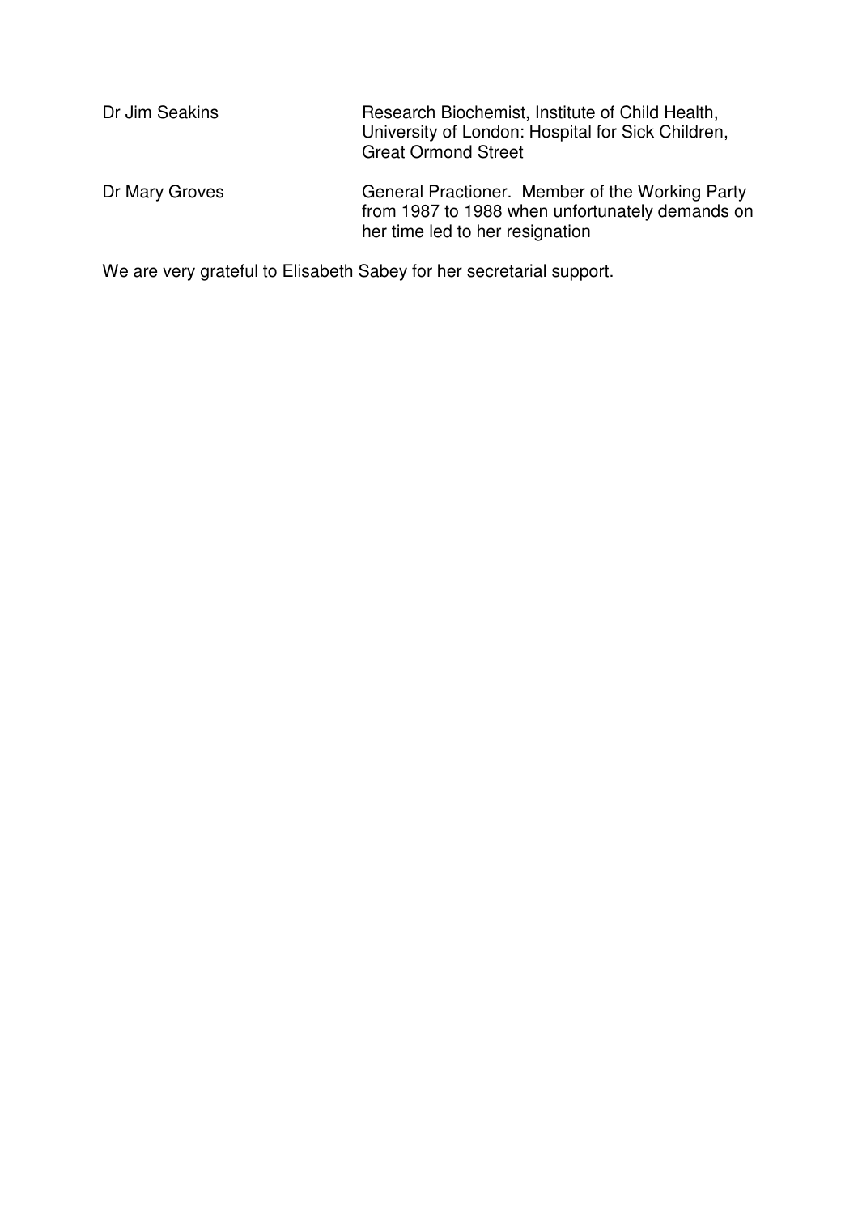| | |
|---|---|
| Dr Jim Seakins | Research Biochemist, Institute of Child Health, University of London: Hospital for Sick Children, Great Ormond Street |
| Dr Mary Groves | General Practioner. Member of the Working Party from 1987 to 1988 when unfortunately demands on her time led to her resignation |

We are very grateful to Elisabeth Sabey for her secretarial support.